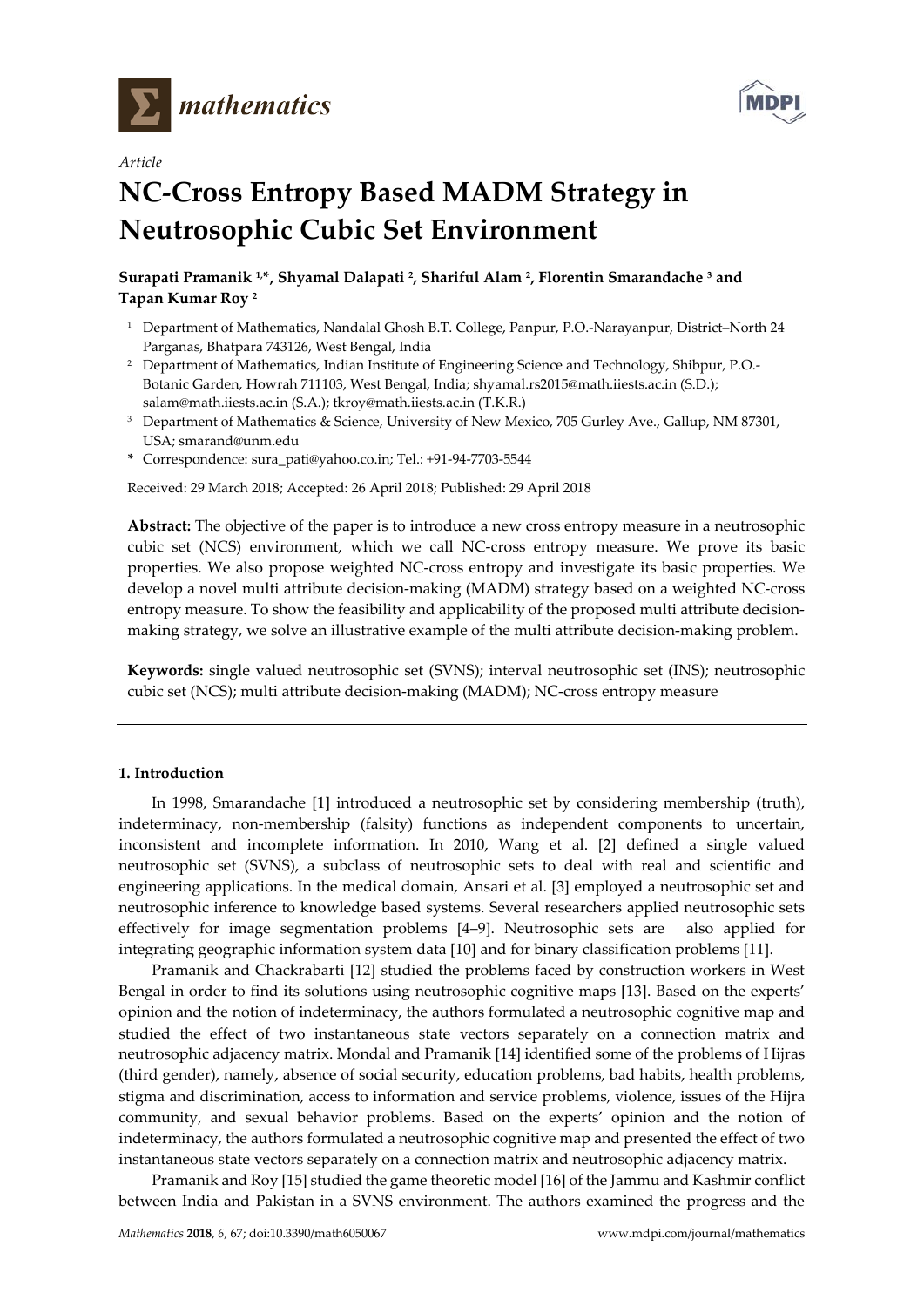*Article*

# NC-Cross Entropy Based MADM Strategy in Neutrosophic Cubic Set Environment

**Surapati Pramanik [1,*], Shyamal Dalapati [2], Shariful Alam [2], Florentin Smarandache [3] and Tapan Kumar Roy [2]**

[1] Department of Mathematics, Nandalal Ghosh B.T. College, Panpur, P.O.-Narayanpur, District–North 24 Parganas, Bhatpara 743126, West Bengal, India

[2] Department of Mathematics, Indian Institute of Engineering Science and Technology, Shibpur, P.O.-Botanic Garden, Howrah 711103, West Bengal, India; shyamal.rs2015@math.iiests.ac.in (S.D.); salam@math.iiests.ac.in (S.A.); tkroy@math.iiests.ac.in (T.K.R.)

[3] Department of Mathematics & Science, University of New Mexico, 705 Gurley Ave., Gallup, NM 87301, USA; smarand@unm.edu

\* Correspondence: sura_pati@yahoo.co.in; Tel.: +91-94-7703-5544

Received: 29 March 2018; Accepted: 26 April 2018; Published: 29 April 2018

**Abstract:** The objective of the paper is to introduce a new cross entropy measure in a neutrosophic cubic set (NCS) environment, which we call NC-cross entropy measure. We prove its basic properties. We also propose weighted NC-cross entropy and investigate its basic properties. We develop a novel multi attribute decision-making (MADM) strategy based on a weighted NC-cross entropy measure. To show the feasibility and applicability of the proposed multi attribute decision-making strategy, we solve an illustrative example of the multi attribute decision-making problem.

**Keywords:** single valued neutrosophic set (SVNS); interval neutrosophic set (INS); neutrosophic cubic set (NCS); multi attribute decision-making (MADM); NC-cross entropy measure

## 1. Introduction

In 1998, Smarandache [1] introduced a neutrosophic set by considering membership (truth), indeterminacy, non-membership (falsity) functions as independent components to uncertain, inconsistent and incomplete information. In 2010, Wang et al. [2] defined a single valued neutrosophic set (SVNS), a subclass of neutrosophic sets to deal with real and scientific and engineering applications. In the medical domain, Ansari et al. [3] employed a neutrosophic set and neutrosophic inference to knowledge based systems. Several researchers applied neutrosophic sets effectively for image segmentation problems [4–9]. Neutrosophic sets are also applied for integrating geographic information system data [10] and for binary classification problems [11].

Pramanik and Chackrabarti [12] studied the problems faced by construction workers in West Bengal in order to find its solutions using neutrosophic cognitive maps [13]. Based on the experts' opinion and the notion of indeterminacy, the authors formulated a neutrosophic cognitive map and studied the effect of two instantaneous state vectors separately on a connection matrix and neutrosophic adjacency matrix. Mondal and Pramanik [14] identified some of the problems of Hijras (third gender), namely, absence of social security, education problems, bad habits, health problems, stigma and discrimination, access to information and service problems, violence, issues of the Hijra community, and sexual behavior problems. Based on the experts' opinion and the notion of indeterminacy, the authors formulated a neutrosophic cognitive map and presented the effect of two instantaneous state vectors separately on a connection matrix and neutrosophic adjacency matrix.

Pramanik and Roy [15] studied the game theoretic model [16] of the Jammu and Kashmir conflict between India and Pakistan in a SVNS environment. The authors examined the progress and the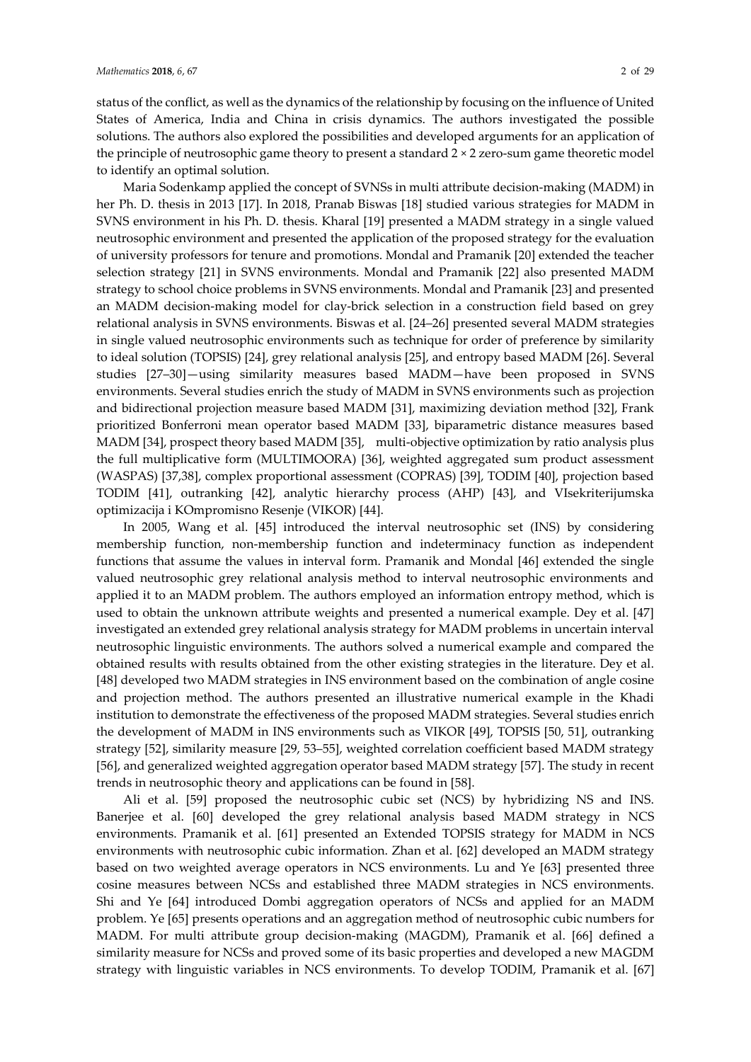status of the conflict, as well as the dynamics of the relationship by focusing on the influence of United States of America, India and China in crisis dynamics. The authors investigated the possible solutions. The authors also explored the possibilities and developed arguments for an application of the principle of neutrosophic game theory to present a standard $2 \times 2$ zero-sum game theoretic model to identify an optimal solution.

Maria Sodenkamp applied the concept of SVNSs in multi attribute decision-making (MADM) in her Ph. D. thesis in 2013 [17]. In 2018, Pranab Biswas [18] studied various strategies for MADM in SVNS environment in his Ph. D. thesis. Kharal [19] presented a MADM strategy in a single valued neutrosophic environment and presented the application of the proposed strategy for the evaluation of university professors for tenure and promotions. Mondal and Pramanik [20] extended the teacher selection strategy [21] in SVNS environments. Mondal and Pramanik [22] also presented MADM strategy to school choice problems in SVNS environments. Mondal and Pramanik [23] and presented an MADM decision-making model for clay-brick selection in a construction field based on grey relational analysis in SVNS environments. Biswas et al. [24–26] presented several MADM strategies in single valued neutrosophic environments such as technique for order of preference by similarity to ideal solution (TOPSIS) [24], grey relational analysis [25], and entropy based MADM [26]. Several studies [27–30]—using similarity measures based MADM—have been proposed in SVNS environments. Several studies enrich the study of MADM in SVNS environments such as projection and bidirectional projection measure based MADM [31], maximizing deviation method [32], Frank prioritized Bonferroni mean operator based MADM [33], biparametric distance measures based MADM [34], prospect theory based MADM [35], multi-objective optimization by ratio analysis plus the full multiplicative form (MULTIMOORA) [36], weighted aggregated sum product assessment (WASPAS) [37,38], complex proportional assessment (COPRAS) [39], TODIM [40], projection based TODIM [41], outranking [42], analytic hierarchy process (AHP) [43], and VIsekriterijumska optimizacija i KOmpromisno Resenje (VIKOR) [44].

In 2005, Wang et al. [45] introduced the interval neutrosophic set (INS) by considering membership function, non-membership function and indeterminacy function as independent functions that assume the values in interval form. Pramanik and Mondal [46] extended the single valued neutrosophic grey relational analysis method to interval neutrosophic environments and applied it to an MADM problem. The authors employed an information entropy method, which is used to obtain the unknown attribute weights and presented a numerical example. Dey et al. [47] investigated an extended grey relational analysis strategy for MADM problems in uncertain interval neutrosophic linguistic environments. The authors solved a numerical example and compared the obtained results with results obtained from the other existing strategies in the literature. Dey et al. [48] developed two MADM strategies in INS environment based on the combination of angle cosine and projection method. The authors presented an illustrative numerical example in the Khadi institution to demonstrate the effectiveness of the proposed MADM strategies. Several studies enrich the development of MADM in INS environments such as VIKOR [49], TOPSIS [50, 51], outranking strategy [52], similarity measure [29, 53–55], weighted correlation coefficient based MADM strategy [56], and generalized weighted aggregation operator based MADM strategy [57]. The study in recent trends in neutrosophic theory and applications can be found in [58].

Ali et al. [59] proposed the neutrosophic cubic set (NCS) by hybridizing NS and INS. Banerjee et al. [60] developed the grey relational analysis based MADM strategy in NCS environments. Pramanik et al. [61] presented an Extended TOPSIS strategy for MADM in NCS environments with neutrosophic cubic information. Zhan et al. [62] developed an MADM strategy based on two weighted average operators in NCS environments. Lu and Ye [63] presented three cosine measures between NCSs and established three MADM strategies in NCS environments. Shi and Ye [64] introduced Dombi aggregation operators of NCSs and applied for an MADM problem. Ye [65] presents operations and an aggregation method of neutrosophic cubic numbers for MADM. For multi attribute group decision-making (MAGDM), Pramanik et al. [66] defined a similarity measure for NCSs and proved some of its basic properties and developed a new MAGDM strategy with linguistic variables in NCS environments. To develop TODIM, Pramanik et al. [67]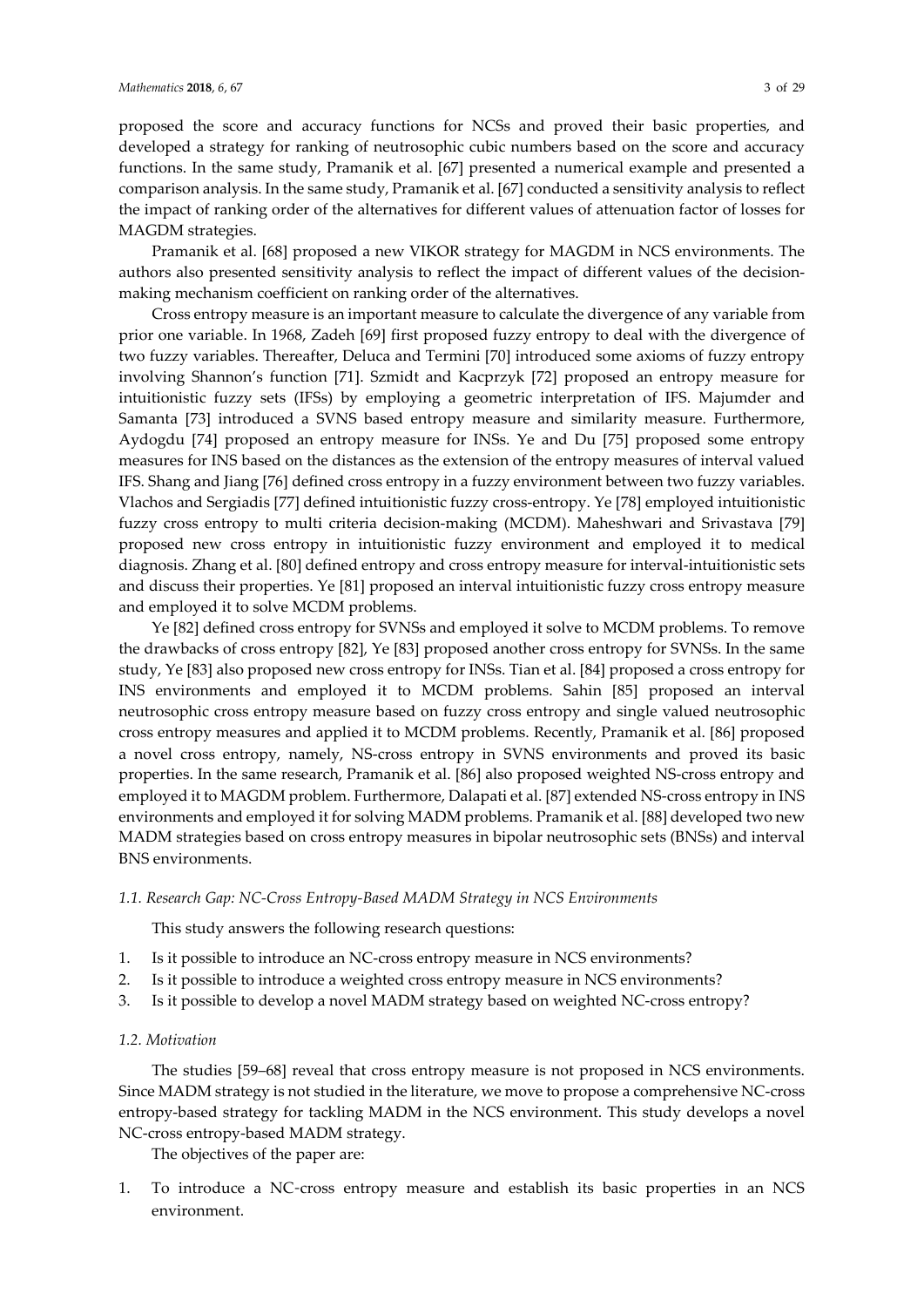proposed the score and accuracy functions for NCSs and proved their basic properties, and developed a strategy for ranking of neutrosophic cubic numbers based on the score and accuracy functions. In the same study, Pramanik et al. [67] presented a numerical example and presented a comparison analysis. In the same study, Pramanik et al. [67] conducted a sensitivity analysis to reflect the impact of ranking order of the alternatives for different values of attenuation factor of losses for MAGDM strategies.

Pramanik et al. [68] proposed a new VIKOR strategy for MAGDM in NCS environments. The authors also presented sensitivity analysis to reflect the impact of different values of the decision-making mechanism coefficient on ranking order of the alternatives.

Cross entropy measure is an important measure to calculate the divergence of any variable from prior one variable. In 1968, Zadeh [69] first proposed fuzzy entropy to deal with the divergence of two fuzzy variables. Thereafter, Deluca and Termini [70] introduced some axioms of fuzzy entropy involving Shannon's function [71]. Szmidt and Kacprzyk [72] proposed an entropy measure for intuitionistic fuzzy sets (IFSs) by employing a geometric interpretation of IFS. Majumder and Samanta [73] introduced a SVNS based entropy measure and similarity measure. Furthermore, Aydogdu [74] proposed an entropy measure for INSs. Ye and Du [75] proposed some entropy measures for INS based on the distances as the extension of the entropy measures of interval valued IFS. Shang and Jiang [76] defined cross entropy in a fuzzy environment between two fuzzy variables. Vlachos and Sergiadis [77] defined intuitionistic fuzzy cross-entropy. Ye [78] employed intuitionistic fuzzy cross entropy to multi criteria decision-making (MCDM). Maheshwari and Srivastava [79] proposed new cross entropy in intuitionistic fuzzy environment and employed it to medical diagnosis. Zhang et al. [80] defined entropy and cross entropy measure for interval-intuitionistic sets and discuss their properties. Ye [81] proposed an interval intuitionistic fuzzy cross entropy measure and employed it to solve MCDM problems.

Ye [82] defined cross entropy for SVNSs and employed it solve to MCDM problems. To remove the drawbacks of cross entropy [82], Ye [83] proposed another cross entropy for SVNSs. In the same study, Ye [83] also proposed new cross entropy for INSs. Tian et al. [84] proposed a cross entropy for INS environments and employed it to MCDM problems. Sahin [85] proposed an interval neutrosophic cross entropy measure based on fuzzy cross entropy and single valued neutrosophic cross entropy measures and applied it to MCDM problems. Recently, Pramanik et al. [86] proposed a novel cross entropy, namely, NS-cross entropy in SVNS environments and proved its basic properties. In the same research, Pramanik et al. [86] also proposed weighted NS-cross entropy and employed it to MAGDM problem. Furthermore, Dalapati et al. [87] extended NS-cross entropy in INS environments and employed it for solving MADM problems. Pramanik et al. [88] developed two new MADM strategies based on cross entropy measures in bipolar neutrosophic sets (BNSs) and interval BNS environments.

### *1.1. Research Gap: NC-Cross Entropy-Based MADM Strategy in NCS Environments*

This study answers the following research questions:

1. Is it possible to introduce an NC-cross entropy measure in NCS environments?
2. Is it possible to introduce a weighted cross entropy measure in NCS environments?
3. Is it possible to develop a novel MADM strategy based on weighted NC-cross entropy?

### *1.2. Motivation*

The studies [59–68] reveal that cross entropy measure is not proposed in NCS environments. Since MADM strategy is not studied in the literature, we move to propose a comprehensive NC-cross entropy-based strategy for tackling MADM in the NCS environment. This study develops a novel NC-cross entropy-based MADM strategy.

The objectives of the paper are:

1. To introduce a NC-cross entropy measure and establish its basic properties in an NCS environment.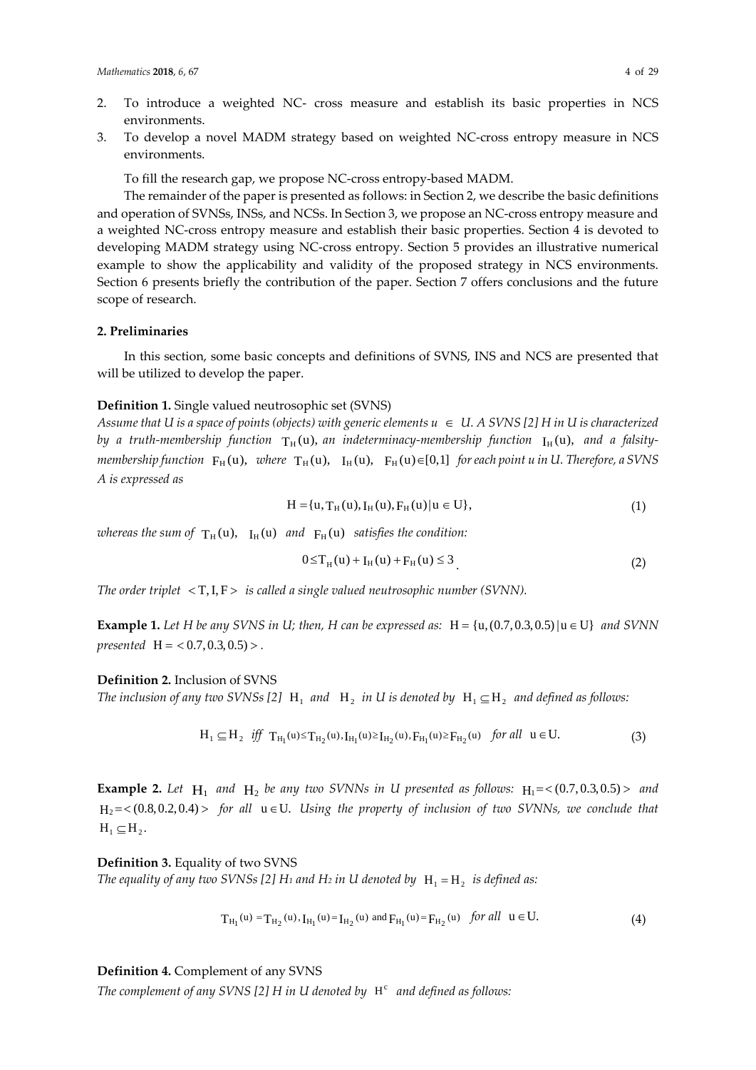2. To introduce a weighted NC- cross measure and establish its basic properties in NCS environments.
3. To develop a novel MADM strategy based on weighted NC-cross entropy measure in NCS environments.

To fill the research gap, we propose NC-cross entropy-based MADM.

The remainder of the paper is presented as follows: in Section 2, we describe the basic definitions and operation of SVNSs, INSs, and NCSs. In Section 3, we propose an NC-cross entropy measure and a weighted NC-cross entropy measure and establish their basic properties. Section 4 is devoted to developing MADM strategy using NC-cross entropy. Section 5 provides an illustrative numerical example to show the applicability and validity of the proposed strategy in NCS environments. Section 6 presents briefly the contribution of the paper. Section 7 offers conclusions and the future scope of research.

## 2. Preliminaries

In this section, some basic concepts and definitions of SVNS, INS and NCS are presented that will be utilized to develop the paper.

**Definition 1.** Single valued neutrosophic set (SVNS)

*Assume that U is a space of points (objects) with generic elements $u \in U$. A SVNS [2] H in U is characterized by a truth-membership function $T_H(u)$, an indeterminacy-membership function $I_H(u)$, and a falsity-membership function $F_H(u)$, where $T_H(u)$, $I_H(u)$, $F_H(u) \in [0,1]$ for each point u in U. Therefore, a SVNS A is expressed as*

$$H = \{u, T_H(u), I_H(u), F_H(u) | u \in U\}, \tag{1}$$

*whereas the sum of $T_H(u)$, $I_H(u)$ and $F_H(u)$ satisfies the condition:*

$$0 \leq T_H(u) + I_H(u) + F_H(u) \leq 3. \tag{2}$$

*The order triplet $< T, I, F >$ is called a single valued neutrosophic number (SVNN).*

**Example 1.** *Let H be any SVNS in U; then, H can be expressed as: $H = \{u, (0.7, 0.3, 0.5) | u \in U\}$ and SVNN presented $H = < 0.7, 0.3, 0.5) >$.*

**Definition 2.** Inclusion of SVNS

*The inclusion of any two SVNSs [2] $H_1$ and $H_2$ in U is denoted by $H_1 \subseteq H_2$ and defined as follows:*

$$H_1 \subseteq H_2 \ \textit{iff} \ T_{H_1}(u) \leq T_{H_2}(u), I_{H_1}(u) \geq I_{H_2}(u), F_{H_1}(u) \geq F_{H_2}(u) \quad \textit{for all} \ u \in U. \tag{3}$$

**Example 2.** *Let $H_1$ and $H_2$ be any two SVNNs in U presented as follows: $H_1 = < (0.7, 0.3, 0.5) >$ and $H_2 = < (0.8, 0.2, 0.4) >$ for all $u \in U$. Using the property of inclusion of two SVNNs, we conclude that $H_1 \subseteq H_2$.*

**Definition 3.** Equality of two SVNS

*The equality of any two SVNSs [2] $H_1$ and $H_2$ in U denoted by $H_1 = H_2$ is defined as:*

$$T_{H_1}(u) = T_{H_2}(u), I_{H_1}(u) = I_{H_2}(u) \text{ and } F_{H_1}(u) = F_{H_2}(u) \quad \textit{for all} \ u \in U. \tag{4}$$

**Definition 4.** Complement of any SVNS

*The complement of any SVNS [2] H in U denoted by $H^c$ and defined as follows:*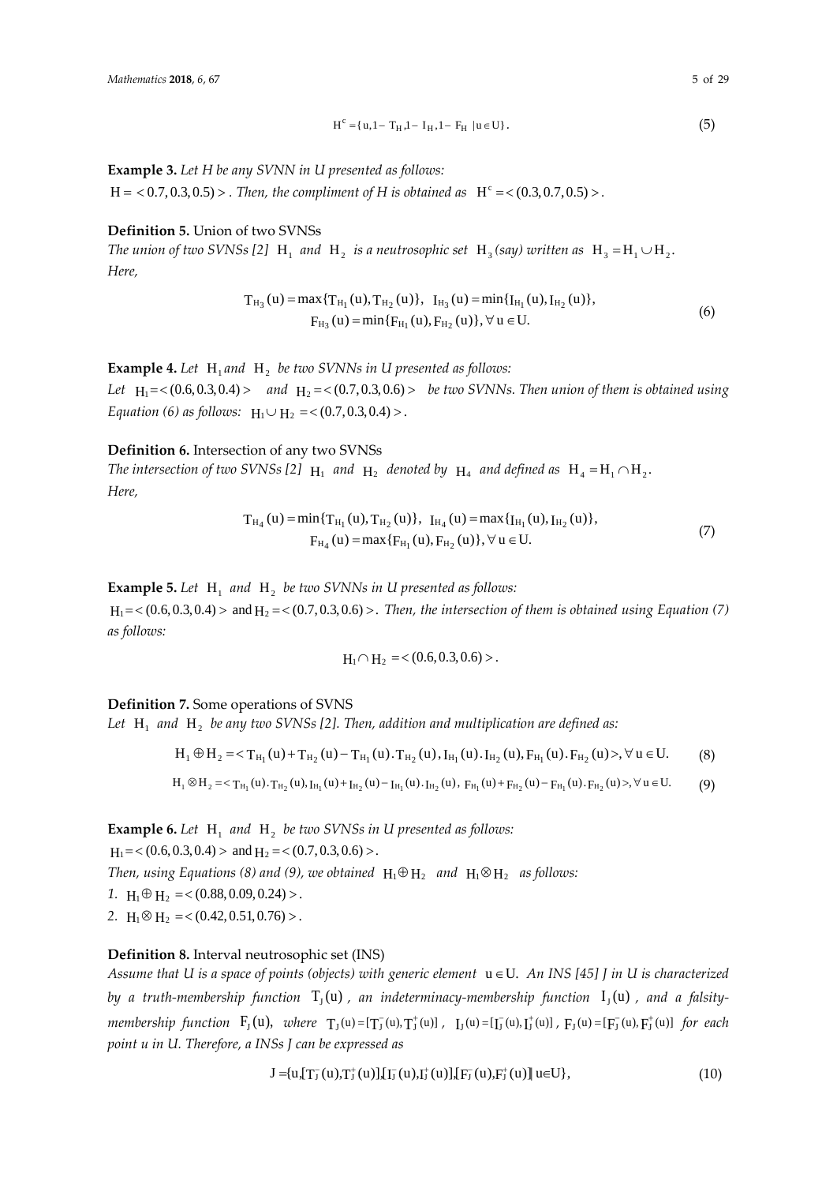$$H^c = \{u, 1 - T_H, 1 - I_H, 1 - F_H \mid u \in U\}. \tag{5}$$

**Example 3.** *Let H be any SVNN in U presented as follows:*
$H = <0.7, 0.3, 0.5)>$. *Then, the compliment of H is obtained as* $H^c = <(0.3, 0.7, 0.5)>$.

**Definition 5.** Union of two SVNSs
*The union of two SVNSs [2]* $H_1$ *and* $H_2$ *is a neutrosophic set* $H_3$ *(say) written as* $H_3 = H_1 \cup H_2$.
*Here,*

$$T_{H_3}(u) = \max\{T_{H_1}(u), T_{H_2}(u)\},\ \ I_{H_3}(u) = \min\{I_{H_1}(u), I_{H_2}(u)\},$$
$$F_{H_3}(u) = \min\{F_{H_1}(u), F_{H_2}(u)\}, \forall\, u \in U. \tag{6}$$

**Example 4.** *Let* $H_1$ *and* $H_2$ *be two SVNNs in U presented as follows:*
*Let* $H_1 = <(0.6, 0.3, 0.4)>$ *and* $H_2 = <(0.7, 0.3, 0.6)>$ *be two SVNNs. Then union of them is obtained using Equation (6) as follows:* $H_1 \cup H_2 = <(0.7, 0.3, 0.4)>$.

**Definition 6.** Intersection of any two SVNSs
*The intersection of two SVNSs [2]* $H_1$ *and* $H_2$ *denoted by* $H_4$ *and defined as* $H_4 = H_1 \cap H_2$.
*Here,*

$$T_{H_4}(u) = \min\{T_{H_1}(u), T_{H_2}(u)\},\ \ I_{H_4}(u) = \max\{I_{H_1}(u), I_{H_2}(u)\},$$
$$F_{H_4}(u) = \max\{F_{H_1}(u), F_{H_2}(u)\}, \forall\, u \in U. \tag{7}$$

**Example 5.** *Let* $H_1$ *and* $H_2$ *be two SVNNs in U presented as follows:*
$H_1 = <(0.6, 0.3, 0.4)>$ and $H_2 = <(0.7, 0.3, 0.6)>$. *Then, the intersection of them is obtained using Equation (7) as follows:*

$$H_1 \cap H_2 = <(0.6, 0.3, 0.6)>.$$

**Definition 7.** Some operations of SVNS
*Let* $H_1$ *and* $H_2$ *be any two SVNSs [2]. Then, addition and multiplication are defined as:*

$$H_1 \oplus H_2 = < T_{H_1}(u) + T_{H_2}(u) - T_{H_1}(u).T_{H_2}(u), I_{H_1}(u).I_{H_2}(u), F_{H_1}(u).F_{H_2}(u) >, \forall\, u \in U. \tag{8}$$

$$H_1 \otimes H_2 = < T_{H_1}(u).T_{H_2}(u), I_{H_1}(u) + I_{H_2}(u) - I_{H_1}(u).I_{H_2}(u),\ F_{H_1}(u) + F_{H_2}(u) - F_{H_1}(u).F_{H_2}(u) >, \forall\, u \in U. \tag{9}$$

**Example 6.** *Let* $H_1$ *and* $H_2$ *be two SVNSs in U presented as follows:*
$H_1 = <(0.6, 0.3, 0.4)>$ and $H_2 = <(0.7, 0.3, 0.6)>$.
*Then, using Equations (8) and (9), we obtained* $H_1 \oplus H_2$ *and* $H_1 \otimes H_2$ *as follows:*

1. $H_1 \oplus H_2 = <(0.88, 0.09, 0.24)>$.
2. $H_1 \otimes H_2 = <(0.42, 0.51, 0.76)>$.

**Definition 8.** Interval neutrosophic set (INS)
*Assume that U is a space of points (objects) with generic element* $u \in U$. *An INS [45] J in U is characterized by a truth-membership function* $T_J(u)$*, an indeterminacy-membership function* $I_J(u)$*, and a falsity-membership function* $F_J(u)$*, where* $T_J(u) = [T_J^-(u), T_J^+(u)]$, $I_J(u) = [I_J^-(u), I_J^+(u)]$, $F_J(u) = [F_J^-(u), F_J^+(u)]$ *for each point u in U. Therefore, a INSs J can be expressed as*

$$J = \{u, [T_J^-(u), T_J^+(u)], [I_J^-(u), I_J^+(u)], [F_J^-(u), F_J^+(u)] \mid u \in U\}, \tag{10}$$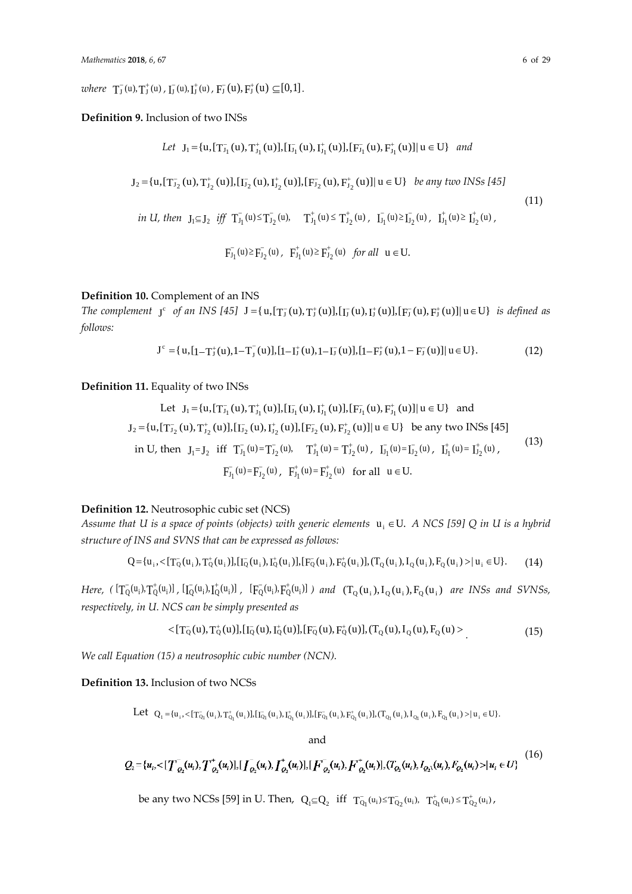*where* $T_J^-(u), T_J^+(u)$, $I_J^-(u), I_J^+(u)$, $F_J^-(u), F_J^+(u) \subseteq [0,1]$.

**Definition 9.** Inclusion of two INSs

$$
\begin{gathered}
\textit{Let}\ \ J_1 = \{u, [T_{J_1}^-(u), T_{J_1}^+(u)], [I_{J_1}^-(u), I_{J_1}^+(u)], [F_{J_1}^-(u), F_{J_1}^+(u)] | u \in U\} \ \ \textit{and} \\
J_2 = \{u, [T_{J_2}^-(u), T_{J_2}^+(u)], [I_{J_2}^-(u), I_{J_2}^+(u)], [F_{J_2}^-(u), F_{J_2}^+(u)] | u \in U\} \ \ \textit{be any two INSs [45]} \\
\textit{in U, then}\ \ J_1 \subseteq J_2 \ \ \textit{iff}\ \ T_{J_1}^-(u) \leq T_{J_2}^-(u),\ \ T_{J_1}^+(u) \leq T_{J_2}^+(u),\ \ I_{J_1}^-(u) \geq I_{J_2}^-(u),\ \ I_{J_1}^+(u) \geq I_{J_2}^+(u), \\
F_{J_1}^-(u) \geq F_{J_2}^-(u),\ \ F_{J_1}^+(u) \geq F_{J_2}^+(u) \ \ \textit{for all}\ \ u \in U.
\end{gathered}
\tag{11}
$$

**Definition 10.** Complement of an INS

*The complement* $J^c$ *of an INS [45]* $J = \{u, [T_J^-(u), T_J^+(u)], [I_J^-(u), I_J^+(u)], [F_J^-(u), F_J^+(u)] | u \in U\}$ *is defined as follows:*

$$
J^c = \{u, [1 - T_J^+(u), 1 - T_J^-(u)], [1 - I_J^+(u), 1 - I_J^-(u)], [1 - F_J^+(u), 1 - F_J^-(u)] | u \in U\}. \tag{12}
$$

**Definition 11.** Equality of two INSs

$$
\begin{gathered}
\text{Let}\ \ J_1 = \{u, [T_{J_1}^-(u), T_{J_1}^+(u)], [I_{J_1}^-(u), I_{J_1}^+(u)], [F_{J_1}^-(u), F_{J_1}^+(u)] | u \in U\} \ \ \text{and} \\
J_2 = \{u, [T_{J_2}^-(u), T_{J_2}^+(u)], [I_{J_2}^-(u), I_{J_2}^+(u)], [F_{J_2}^-(u), F_{J_2}^+(u)] | u \in U\} \ \ \text{be any two INSs [45]} \\
\text{in U, then}\ \ J_1 = J_2 \ \ \text{iff}\ \ T_{J_1}^-(u) = T_{J_2}^-(u),\ \ T_{J_1}^+(u) = T_{J_2}^+(u),\ \ I_{J_1}^-(u) = I_{J_2}^-(u),\ \ I_{J_1}^+(u) = I_{J_2}^+(u), \\
F_{J_1}^-(u) = F_{J_2}^-(u),\ \ F_{J_1}^+(u) = F_{J_2}^+(u) \ \ \text{for all}\ \ u \in U.
\end{gathered}
\tag{13}
$$

**Definition 12.** Neutrosophic cubic set (NCS)

*Assume that U is a space of points (objects) with generic elements* $u_i \in U$. *A NCS [59] Q in U is a hybrid structure of INS and SVNS that can be expressed as follows:*

$$
Q = \{u_i, < [T_Q^-(u_i), T_Q^+(u_i)], [I_Q^-(u_i), I_Q^+(u_i)], [F_Q^-(u_i), F_Q^+(u_i)], (T_Q(u_i), I_Q(u_i), F_Q(u_i) > | u_i \in U\}. \tag{14}
$$

*Here, (* $[T_Q^-(u_i), T_Q^+(u_i)]$, $[I_Q^-(u_i), I_Q^+(u_i)]$, $[F_Q^-(u_i), F_Q^+(u_i)]$ *) and* $(T_Q(u_i), I_Q(u_i), F_Q(u_i))$ *are INSs and SVNSs, respectively, in U. NCS can be simply presented as*

$$
< [T_Q^-(u), T_Q^+(u)], [I_Q^-(u), I_Q^+(u)], [F_Q^-(u), F_Q^+(u)], (T_Q(u), I_Q(u), F_Q(u) > \tag{15}
$$

*We call Equation (15) a neutrosophic cubic number (NCN).*

**Definition 13.** Inclusion of two NCSs

$$
\begin{gathered}
\text{Let}\ \ Q_1 = \{u_i, < [T_{Q_1}^-(u_i), T_{Q_1}^+(u_i)], [I_{Q_1}^-(u_i), I_{Q_1}^+(u_i)], [F_{Q_1}^-(u_i), F_{Q_1}^+(u_i)], (T_{Q_1}(u_i), I_{Q_1}(u_i), F_{Q_1}(u_i) > | u_i \in U\}. \\
\text{and} \\
Q_2 = \{u_i, < [T_{Q_2}^-(u_i), T_{Q_2}^+(u_i)], [I_{Q_2}^-(u_i), I_{Q_2}^+(u_i)], [F_{Q_2}^-(u_i), F_{Q_2}^+(u_i)], (T_{Q_2}(u_i), I_{Q_2}(u_i), F_{Q_2}(u_i) > | u_i \in U\}
\end{gathered}
\tag{16}
$$

be any two NCSs [59] in U. Then, $Q_1 \subseteq Q_2$ iff $T_{Q_1}^-(u_i) \leq T_{Q_2}^-(u_i)$, $T_{Q_1}^+(u_i) \leq T_{Q_2}^+(u_i)$,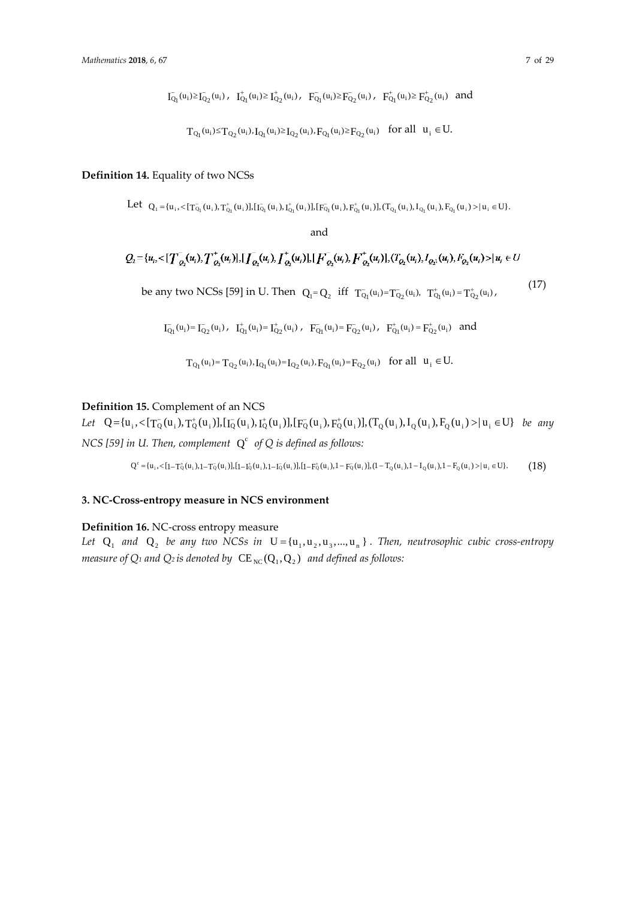$$I^{-}_{Q_1}(u_i) \geq I^{-}_{Q_2}(u_i),\ \ I^{+}_{Q_1}(u_i) \geq I^{+}_{Q_2}(u_i),\ \ F^{-}_{Q_1}(u_i) \geq F^{-}_{Q_2}(u_i),\ \ F^{+}_{Q_1}(u_i) \geq F^{+}_{Q_2}(u_i) \ \text{ and}$$

$$T_{Q_1}(u_i) \leq T_{Q_2}(u_i), I_{Q_1}(u_i) \geq I_{Q_2}(u_i), F_{Q_1}(u_i) \geq F_{Q_2}(u_i) \quad \text{for all } \ u_i \in U.$$

**Definition 14.** Equality of two NCSs

Let $Q_1 = \{u_i, < [T^{-}_{Q_1}(u_i), T^{+}_{Q_1}(u_i)], [I^{-}_{Q_1}(u_i), I^{+}_{Q_1}(u_i)], [F^{-}_{Q_1}(u_i), F^{+}_{Q_1}(u_i)], (T_{Q_1}(u_i), I_{Q_1}(u_i), F_{Q_1}(u_i) > | u_i \in U\}.$

and

$Q_2 = \{u_i, < [T^{-}_{Q_2}(u_i), T^{+}_{Q_2}(u_i)], [I^{-}_{Q_2}(u_i), I^{+}_{Q_2}(u_i)], [F^{-}_{Q_2}(u_i), F^{+}_{Q_2}(u_i)], (T_{Q_2}(u_i), I_{Q_2}(u_i), F_{Q_2}(u_i) > | u_i \in U$

be any two NCSs [59] in U. Then $Q_1 = Q_2$ iff $T^{-}_{Q_1}(u_i) = T^{-}_{Q_2}(u_i)$, $T^{+}_{Q_1}(u_i) = T^{+}_{Q_2}(u_i)$, (17)

$$I^{-}_{Q_1}(u_i) = I^{-}_{Q_2}(u_i),\ \ I^{+}_{Q_1}(u_i) = I^{+}_{Q_2}(u_i),\ \ F^{-}_{Q_1}(u_i) = F^{-}_{Q_2}(u_i),\ \ F^{+}_{Q_1}(u_i) = F^{+}_{Q_2}(u_i) \ \text{ and}$$

$$T_{Q_1}(u_i) = T_{Q_2}(u_i), I_{Q_1}(u_i) = I_{Q_2}(u_i), F_{Q_1}(u_i) = F_{Q_2}(u_i) \quad \text{for all } \ u_i \in U.$$

**Definition 15.** Complement of an NCS

*Let* $Q = \{u_i, < [T^{-}_{Q}(u_i), T^{+}_{Q}(u_i)], [I^{-}_{Q}(u_i), I^{+}_{Q}(u_i)], [F^{-}_{Q}(u_i), F^{+}_{Q}(u_i)], (T_{Q}(u_i), I_{Q}(u_i), F_{Q}(u_i) > | u_i \in U\}$ *be any NCS [59] in U. Then, complement* $Q^c$ *of Q is defined as follows:*

$$Q^c = \{u_i, < [1 - T^{+}_{Q}(u_i), 1 - T^{-}_{Q}(u_i)], [1 - I^{+}_{Q}(u_i), 1 - I^{-}_{Q}(u_i)], [1 - F^{+}_{Q}(u_i), 1 - F^{-}_{Q}(u_i)], (1 - T_{Q}(u_i), 1 - I_{Q}(u_i), 1 - F_{Q}(u_i) > | u_i \in U\}. \quad (18)$$

## 3. NC-Cross-entropy measure in NCS environment

**Definition 16.** NC-cross entropy measure

*Let* $Q_1$ *and* $Q_2$ *be any two NCSs in* $U = \{u_1, u_2, u_3, ..., u_n\}$. *Then, neutrosophic cubic cross-entropy measure of* $Q_1$ *and* $Q_2$ *is denoted by* $CE_{NC}(Q_1, Q_2)$ *and defined as follows:*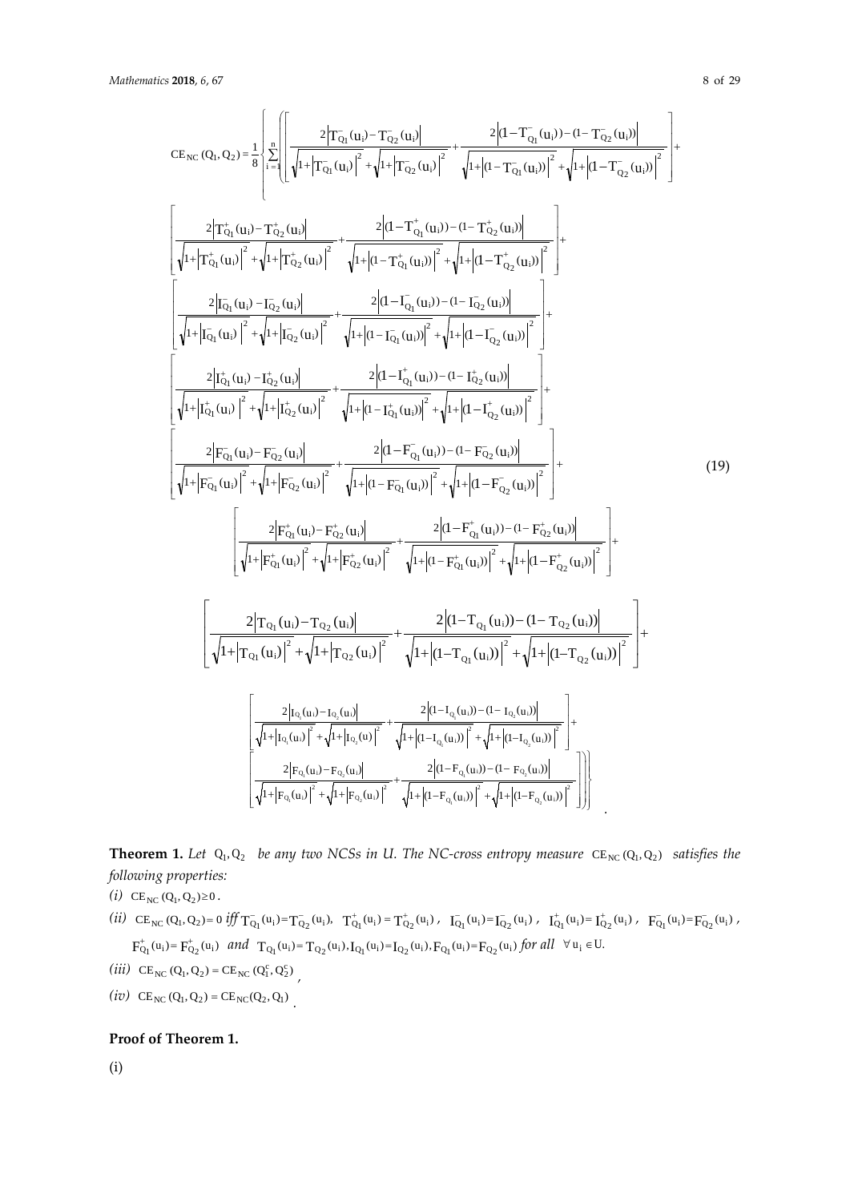$$
\begin{aligned}
CE_{NC}(Q_1,Q_2) = \frac{1}{8}\Bigg\{\sum_{i=1}^{n}\Bigg( & \left[\frac{2\left|T^-_{Q_1}(u_i)-T^-_{Q_2}(u_i)\right|}{\sqrt{1+\left|T^-_{Q_1}(u_i)\right|^2}+\sqrt{1+\left|T^-_{Q_2}(u_i)\right|^2}}+\frac{2\left|(1-T^-_{Q_1}(u_i))-(1-T^-_{Q_2}(u_i))\right|}{\sqrt{1+\left|(1-T^-_{Q_1}(u_i))\right|^2}+\sqrt{1+\left|(1-T^-_{Q_2}(u_i))\right|^2}}\right]+ \\
& \left[\frac{2\left|T^+_{Q_1}(u_i)-T^+_{Q_2}(u_i)\right|}{\sqrt{1+\left|T^+_{Q_1}(u_i)\right|^2}+\sqrt{1+\left|T^+_{Q_2}(u_i)\right|^2}}+\frac{2\left|(1-T^+_{Q_1}(u_i))-(1-T^+_{Q_2}(u_i))\right|}{\sqrt{1+\left|(1-T^+_{Q_1}(u_i))\right|^2}+\sqrt{1+\left|(1-T^+_{Q_2}(u_i))\right|^2}}\right]+ \\
& \left[\frac{2\left|I^-_{Q_1}(u_i)-I^-_{Q_2}(u_i)\right|}{\sqrt{1+\left|I^-_{Q_1}(u_i)\right|^2}+\sqrt{1+\left|I^-_{Q_2}(u_i)\right|^2}}+\frac{2\left|(1-I^-_{Q_1}(u_i))-(1-I^-_{Q_2}(u_i))\right|}{\sqrt{1+\left|(1-I^-_{Q_1}(u_i))\right|^2}+\sqrt{1+\left|(1-I^-_{Q_2}(u_i))\right|^2}}\right]+ \\
& \left[\frac{2\left|I^+_{Q_1}(u_i)-I^+_{Q_2}(u_i)\right|}{\sqrt{1+\left|I^+_{Q_1}(u_i)\right|^2}+\sqrt{1+\left|I^+_{Q_2}(u_i)\right|^2}}+\frac{2\left|(1-I^+_{Q_1}(u_i))-(1-I^+_{Q_2}(u_i))\right|}{\sqrt{1+\left|(1-I^+_{Q_1}(u_i))\right|^2}+\sqrt{1+\left|(1-I^+_{Q_2}(u_i))\right|^2}}\right]+ \\
& \left[\frac{2\left|F^-_{Q_1}(u_i)-F^-_{Q_2}(u_i)\right|}{\sqrt{1+\left|F^-_{Q_1}(u_i)\right|^2}+\sqrt{1+\left|F^-_{Q_2}(u_i)\right|^2}}+\frac{2\left|(1-F^-_{Q_1}(u_i))-(1-F^-_{Q_2}(u_i))\right|}{\sqrt{1+\left|(1-F^-_{Q_1}(u_i))\right|^2}+\sqrt{1+\left|(1-F^-_{Q_2}(u_i))\right|^2}}\right]+ \\
& \left[\frac{2\left|F^+_{Q_1}(u_i)-F^+_{Q_2}(u_i)\right|}{\sqrt{1+\left|F^+_{Q_1}(u_i)\right|^2}+\sqrt{1+\left|F^+_{Q_2}(u_i)\right|^2}}+\frac{2\left|(1-F^+_{Q_1}(u_i))-(1-F^+_{Q_2}(u_i))\right|}{\sqrt{1+\left|(1-F^+_{Q_1}(u_i))\right|^2}+\sqrt{1+\left|(1-F^+_{Q_2}(u_i))\right|^2}}\right]+ \\
& \left[\frac{2\left|T_{Q_1}(u_i)-T_{Q_2}(u_i)\right|}{\sqrt{1+\left|T_{Q_1}(u_i)\right|^2}+\sqrt{1+\left|T_{Q_2}(u_i)\right|^2}}+\frac{2\left|(1-T_{Q_1}(u_i))-(1-T_{Q_2}(u_i))\right|}{\sqrt{1+\left|(1-T_{Q_1}(u_i))\right|^2}+\sqrt{1+\left|(1-T_{Q_2}(u_i))\right|^2}}\right]+ \\
& \left[\frac{2\left|I_{Q_1}(u_i)-I_{Q_2}(u_i)\right|}{\sqrt{1+\left|I_{Q_1}(u_i)\right|^2}+\sqrt{1+\left|I_{Q_2}(u)\right|^2}}+\frac{2\left|(1-I_{Q_1}(u_i))-(1-I_{Q_2}(u_i))\right|}{\sqrt{1+\left|(1-I_{Q_1}(u_i))\right|^2}+\sqrt{1+\left|(1-I_{Q_2}(u_i))\right|^2}}\right]+ \\
& \left[\frac{2\left|F_{Q_1}(u_i)-F_{Q_2}(u_i)\right|}{\sqrt{1+\left|F_{Q_1}(u_i)\right|^2}+\sqrt{1+\left|F_{Q_2}(u_i)\right|^2}}+\frac{2\left|(1-F_{Q_1}(u_i))-(1-F_{Q_2}(u_i))\right|}{\sqrt{1+\left|(1-F_{Q_1}(u_i))\right|^2}+\sqrt{1+\left|(1-F_{Q_2}(u_i))\right|^2}}\right]\Bigg)\Bigg\}.
\end{aligned}
\tag{19}
$$

**Theorem 1.** *Let* $Q_1, Q_2$ *be any two NCSs in U. The NC-cross entropy measure* $CE_{NC}(Q_1, Q_2)$ *satisfies the following properties:*

*(i)* $CE_{NC}(Q_1, Q_2) \geq 0$.

*(ii)* $CE_{NC}(Q_1, Q_2) = 0$ *iff* $T^-_{Q_1}(u_i) = T^-_{Q_2}(u_i)$, $T^+_{Q_1}(u_i) = T^+_{Q_2}(u_i)$, $I^-_{Q_1}(u_i) = I^-_{Q_2}(u_i)$, $I^+_{Q_1}(u_i) = I^+_{Q_2}(u_i)$, $F^-_{Q_1}(u_i) = F^-_{Q_2}(u_i)$, $F^+_{Q_1}(u_i) = F^+_{Q_2}(u_i)$ *and* $T_{Q_1}(u_i) = T_{Q_2}(u_i), I_{Q_1}(u_i) = I_{Q_2}(u_i), F_{Q_1}(u_i) = F_{Q_2}(u_i)$ *for all* $\forall u_i \in U$.

*(iii)* $CE_{NC}(Q_1, Q_2) = CE_{NC}(Q_1^c, Q_2^c)$,

*(iv)* $CE_{NC}(Q_1, Q_2) = CE_{NC}(Q_2, Q_1)$.

**Proof of Theorem 1.**

(i)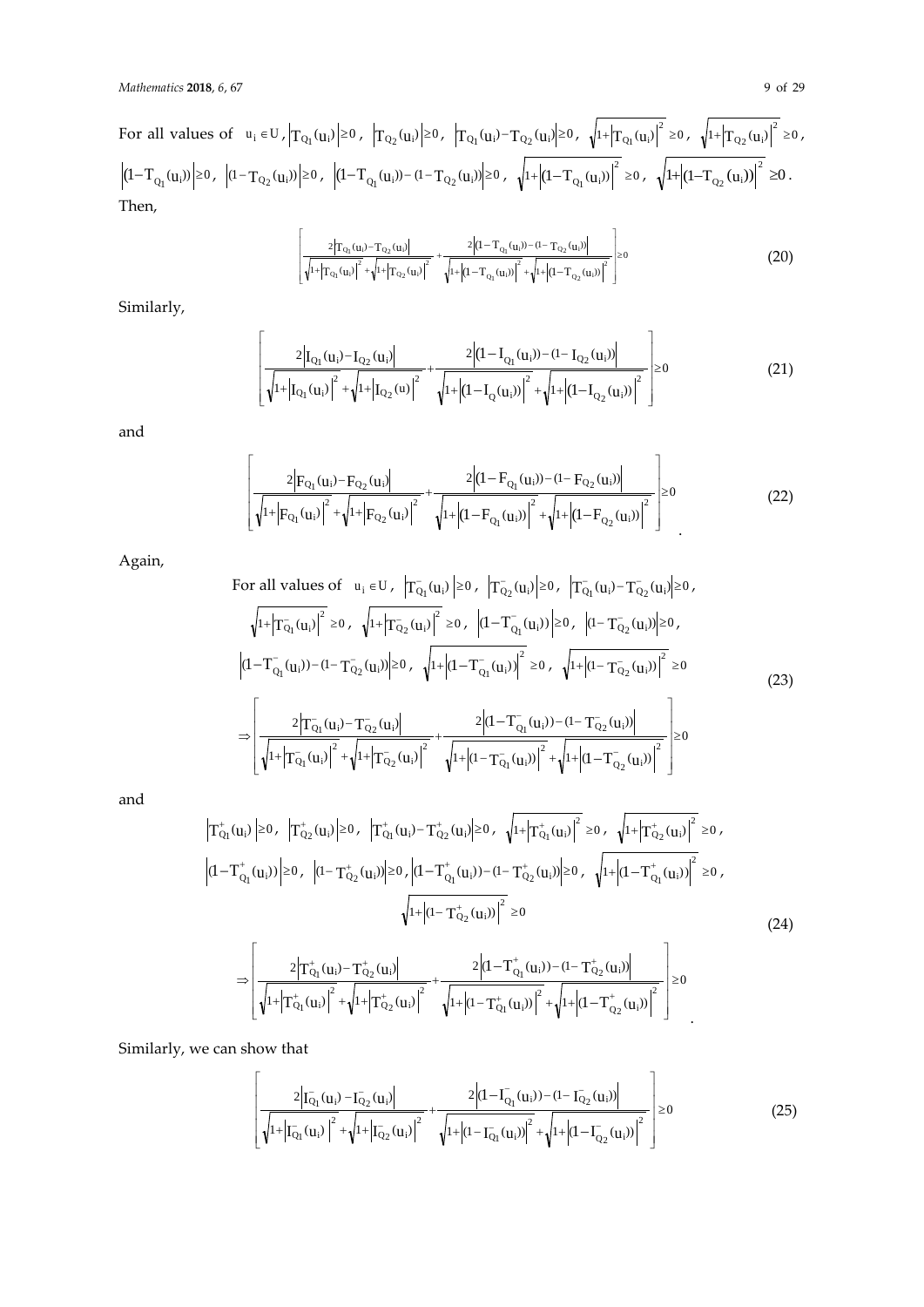For all values of $u_i \in U$, $\left|T_{Q_1}(u_i)\right| \geq 0$, $\left|T_{Q_2}(u_i)\right| \geq 0$, $\left|T_{Q_1}(u_i) - T_{Q_2}(u_i)\right| \geq 0$, $\sqrt{1+\left|T_{Q_1}(u_i)\right|^2} \geq 0$, $\sqrt{1+\left|T_{Q_2}(u_i)\right|^2} \geq 0$, $\left|(1-T_{Q_1}(u_i))\right| \geq 0$, $\left|(1-T_{Q_2}(u_i))\right| \geq 0$, $\left|(1-T_{Q_1}(u_i)) - (1-T_{Q_2}(u_i))\right| \geq 0$, $\sqrt{1+\left|(1-T_{Q_1}(u_i))\right|^2} \geq 0$, $\sqrt{1+\left|(1-T_{Q_2}(u_i))\right|^2} \geq 0$.

Then,

$$\left[\frac{2\left|T_{Q_1}(u_i) - T_{Q_2}(u_i)\right|}{\sqrt{1+\left|T_{Q_1}(u_i)\right|^2} + \sqrt{1+\left|T_{Q_2}(u_i)\right|^2}} + \frac{2\left|(1-T_{Q_1}(u_i)) - (1-T_{Q_2}(u_i))\right|}{\sqrt{1+\left|(1-T_{Q_1}(u_i))\right|^2} + \sqrt{1+\left|(1-T_{Q_2}(u_i))\right|^2}}\right] \geq 0 \tag{20}$$

Similarly,

$$\left[\frac{2\left|I_{Q_1}(u_i) - I_{Q_2}(u_i)\right|}{\sqrt{1+\left|I_{Q_1}(u_i)\right|^2} + \sqrt{1+\left|I_{Q_2}(u)\right|^2}} + \frac{2\left|(1-I_{Q_1}(u_i)) - (1-I_{Q_2}(u_i))\right|}{\sqrt{1+\left|(1-I_{Q}(u_i))\right|^2} + \sqrt{1+\left|(1-I_{Q_2}(u_i))\right|^2}}\right] \geq 0 \tag{21}$$

and

$$\left[\frac{2\left|F_{Q_1}(u_i) - F_{Q_2}(u_i)\right|}{\sqrt{1+\left|F_{Q_1}(u_i)\right|^2} + \sqrt{1+\left|F_{Q_2}(u_i)\right|^2}} + \frac{2\left|(1-F_{Q_1}(u_i)) - (1-F_{Q_2}(u_i))\right|}{\sqrt{1+\left|(1-F_{Q_1}(u_i))\right|^2} + \sqrt{1+\left|(1-F_{Q_2}(u_i))\right|^2}}\right] \geq 0. \tag{22}$$

Again,

$$\begin{gathered}
\text{For all values of } u_i \in U,\ \left|T^-_{Q_1}(u_i)\right| \geq 0,\ \left|T^-_{Q_2}(u_i)\right| \geq 0,\ \left|T^-_{Q_1}(u_i) - T^-_{Q_2}(u_i)\right| \geq 0, \\
\sqrt{1+\left|T^-_{Q_1}(u_i)\right|^2} \geq 0,\ \sqrt{1+\left|T^-_{Q_2}(u_i)\right|^2} \geq 0,\ \left|(1-T^-_{Q_1}(u_i))\right| \geq 0,\ \left|(1-T^-_{Q_2}(u_i))\right| \geq 0, \\
\left|(1-T^-_{Q_1}(u_i)) - (1-T^-_{Q_2}(u_i))\right| \geq 0,\ \sqrt{1+\left|(1-T^-_{Q_1}(u_i))\right|^2} \geq 0,\ \sqrt{1+\left|(1-T^-_{Q_2}(u_i))\right|^2} \geq 0 \\
\Rightarrow \left[\frac{2\left|T^-_{Q_1}(u_i) - T^-_{Q_2}(u_i)\right|}{\sqrt{1+\left|T^-_{Q_1}(u_i)\right|^2} + \sqrt{1+\left|T^-_{Q_2}(u_i)\right|^2}} + \frac{2\left|(1-T^-_{Q_1}(u_i)) - (1-T^-_{Q_2}(u_i))\right|}{\sqrt{1+\left|(1-T^-_{Q_1}(u_i))\right|^2} + \sqrt{1+\left|(1-T^-_{Q_2}(u_i))\right|^2}}\right] \geq 0
\end{gathered} \tag{23}$$

and

$$\begin{gathered}
\left|T^+_{Q_1}(u_i)\right| \geq 0,\ \left|T^+_{Q_2}(u_i)\right| \geq 0,\ \left|T^+_{Q_1}(u_i) - T^+_{Q_2}(u_i)\right| \geq 0,\ \sqrt{1+\left|T^+_{Q_1}(u_i)\right|^2} \geq 0,\ \sqrt{1+\left|T^+_{Q_2}(u_i)\right|^2} \geq 0, \\
\left|(1-T^+_{Q_1}(u_i))\right| \geq 0,\ \left|(1-T^+_{Q_2}(u_i))\right| \geq 0,\ \left|(1-T^+_{Q_1}(u_i)) - (1-T^+_{Q_2}(u_i))\right| \geq 0,\ \sqrt{1+\left|(1-T^+_{Q_1}(u_i))\right|^2} \geq 0, \\
\sqrt{1+\left|(1-T^+_{Q_2}(u_i))\right|^2} \geq 0 \\
\Rightarrow \left[\frac{2\left|T^+_{Q_1}(u_i) - T^+_{Q_2}(u_i)\right|}{\sqrt{1+\left|T^+_{Q_1}(u_i)\right|^2} + \sqrt{1+\left|T^+_{Q_2}(u_i)\right|^2}} + \frac{2\left|(1-T^+_{Q_1}(u_i)) - (1-T^+_{Q_2}(u_i))\right|}{\sqrt{1+\left|(1-T^+_{Q_1}(u_i))\right|^2} + \sqrt{1+\left|(1-T^+_{Q_2}(u_i))\right|^2}}\right] \geq 0.
\end{gathered} \tag{24}$$

Similarly, we can show that

$$\left[\frac{2\left|I^-_{Q_1}(u_i) - I^-_{Q_2}(u_i)\right|}{\sqrt{1+\left|I^-_{Q_1}(u_i)\right|^2} + \sqrt{1+\left|I^-_{Q_2}(u_i)\right|^2}} + \frac{2\left|(1-I^-_{Q_1}(u_i)) - (1-I^-_{Q_2}(u_i))\right|}{\sqrt{1+\left|(1-I^-_{Q_1}(u_i))\right|^2} + \sqrt{1+\left|(1-I^-_{Q_2}(u_i))\right|^2}}\right] \geq 0 \tag{25}$$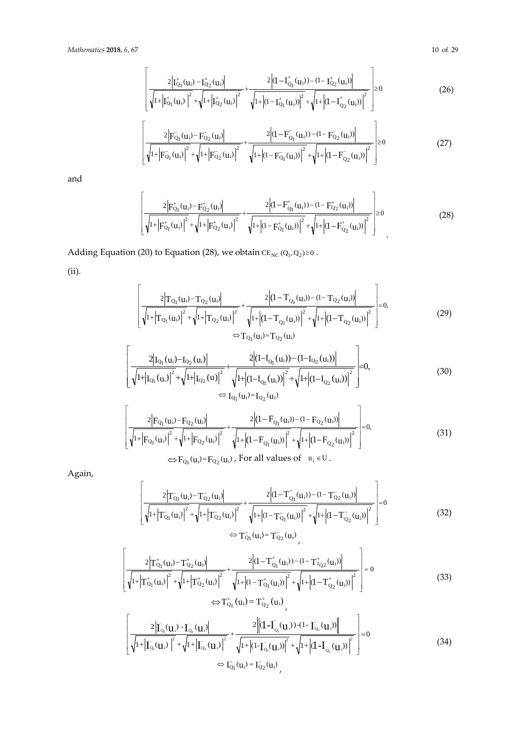$$\left[\frac{2\left|I_{Q_1}^{+}(u_i)-I_{Q_2}^{+}(u_i)\right|}{\sqrt{1+\left|I_{Q_1}^{+}(u_i)\right|^2}+\sqrt{1+\left|I_{Q_2}^{+}(u_i)\right|^2}}+\frac{2\left|(1-I_{Q_1}^{+}(u_i))-(1-I_{Q_2}^{+}(u_i))\right|}{\sqrt{1+\left|(1-I_{Q_1}^{+}(u_i))\right|^2}+\sqrt{1+\left|(1-I_{Q_2}^{+}(u_i))\right|^2}}\right]\geq 0 \tag{26}$$

$$\left[\frac{2\left|F_{Q_1}^{-}(u_i)-F_{Q_2}^{-}(u_i)\right|}{\sqrt{1+\left|F_{Q_1}^{-}(u_i)\right|^2}+\sqrt{1+\left|F_{Q_2}^{-}(u_i)\right|^2}}+\frac{2\left|(1-F_{Q_1}^{-}(u_i))-(1-F_{Q_2}^{-}(u_i))\right|}{\sqrt{1+\left|(1-F_{Q_1}^{-}(u_i))\right|^2}+\sqrt{1+\left|(1-F_{Q_2}^{-}(u_i))\right|^2}}\right]\geq 0 \tag{27}$$

and

$$\left[\frac{2\left|F_{Q_1}^{+}(u_i)-F_{Q_2}^{+}(u_i)\right|}{\sqrt{1+\left|F_{Q_1}^{+}(u_i)\right|^2}+\sqrt{1+\left|F_{Q_2}^{+}(u_i)\right|^2}}+\frac{2\left|(1-F_{Q_1}^{+}(u_i))-(1-F_{Q_2}^{+}(u_i))\right|}{\sqrt{1+\left|(1-F_{Q_1}^{+}(u_i))\right|^2}+\sqrt{1+\left|(1-F_{Q_2}^{+}(u_i))\right|^2}}\right]\geq 0 \tag{28}$$

Adding Equation (20) to Equation (28), we obtain $CE_{NC}(Q_1, Q_2) \geq 0$.

(ii).

$$\left[\frac{2\left|T_{Q_1}(u_i)-T_{Q_2}(u_i)\right|}{\sqrt{1+\left|T_{Q_1}(u_i)\right|^2}+\sqrt{1+\left|T_{Q_2}(u_i)\right|^2}}+\frac{2\left|(1-T_{Q_1}(u_i))-(1-T_{Q_2}(u_i))\right|}{\sqrt{1+\left|(1-T_{Q_1}(u_i))\right|^2}+\sqrt{1+\left|(1-T_{Q_2}(u_i))\right|^2}}\right]=0, \tag{29}$$

$$\Leftrightarrow T_{Q_1}(u_i)=T_{Q_2}(u_i)$$

$$\left[\frac{2\left|I_{Q_1}(u_i)-I_{Q_2}(u_i)\right|}{\sqrt{1+\left|I_{Q_1}(u_i)\right|^2}+\sqrt{1+\left|I_{Q_2}(u)\right|^2}}+\frac{2\left|(1-I_{Q_1}(u_i))-(1-I_{Q_2}(u_i))\right|}{\sqrt{1+\left|(1-I_{Q_1}(u_i))\right|^2}+\sqrt{1+\left|(1-I_{Q_2}(u_i))\right|^2}}\right]=0, \tag{30}$$

$$\Leftrightarrow I_{Q_1}(u_i)=I_{Q_2}(u_i)$$

$$\left[\frac{2\left|F_{Q_1}(u_i)-F_{Q_2}(u_i)\right|}{\sqrt{1+\left|F_{Q_1}(u_i)\right|^2}+\sqrt{1+\left|F_{Q_2}(u_i)\right|^2}}+\frac{2\left|(1-F_{Q_1}(u_i))-(1-F_{Q_2}(u_i))\right|}{\sqrt{1+\left|(1-F_{Q_1}(u_i))\right|^2}+\sqrt{1+\left|(1-F_{Q_2}(u_i))\right|^2}}\right]=0, \tag{31}$$

$\Leftrightarrow F_{Q_1}(u_i)=F_{Q_2}(u_i)$, For all values of $u_i \in U$.

Again,

$$\left[\frac{2\left|T_{Q_1}^{-}(u_i)-T_{Q_2}^{-}(u_i)\right|}{\sqrt{1+\left|T_{Q_1}^{-}(u_i)\right|^2}+\sqrt{1+\left|T_{Q_2}^{-}(u_i)\right|^2}}+\frac{2\left|(1-T_{Q_1}^{-}(u_i))-(1-T_{Q_2}^{-}(u_i))\right|}{\sqrt{1+\left|(1-T_{Q_1}^{-}(u_i))\right|^2}+\sqrt{1+\left|(1-T_{Q_2}^{-}(u_i))\right|^2}}\right]=0 \tag{32}$$

$$\Leftrightarrow T_{Q_1}^{-}(u_i)=T_{Q_2}^{-}(u_i),$$

$$\left[\frac{2\left|T_{Q_1}^{+}(u_i)-T_{Q_2}^{+}(u_i)\right|}{\sqrt{1+\left|T_{Q_1}^{+}(u_i)\right|^2}+\sqrt{1+\left|T_{Q_2}^{+}(u_i)\right|^2}}+\frac{2\left|(1-T_{Q_1}^{+}(u_i))-(1-T_{JQ2}^{+}(u_i))\right|}{\sqrt{1+\left|(1-T_{Q_1}^{+}(u_i))\right|^2}+\sqrt{1+\left|(1-T_{Q_2}^{+}(u_i))\right|^2}}\right]=0 \tag{33}$$

$$\Leftrightarrow T_{Q_1}^{+}(u_i)=T_{Q_2}^{+}(u_i),$$

$$\left[\frac{2\left|I_{Q_1}^{-}(u_i)-I_{Q_2}^{-}(u_i)\right|}{\sqrt{1+\left|I_{Q_1}^{-}(u_i)\right|^2}+\sqrt{1+\left|I_{Q_2}^{-}(u_i)\right|^2}}+\frac{2\left\|(1-I_{Q_1}^{-}(u_i))-(1-I_{Q_2}^{-}(u_i))\right\|}{\sqrt{1+\left|(1-I_{Q_1}^{-}(u_i))\right|^2}+\sqrt{1+\left|(1-I_{Q_2}^{-}(u_i))\right|^2}}\right]=0 \tag{34}$$

$$\Leftrightarrow I_{Q_1}^{-}(u_i)=I_{Q_2}^{-}(u_i),$$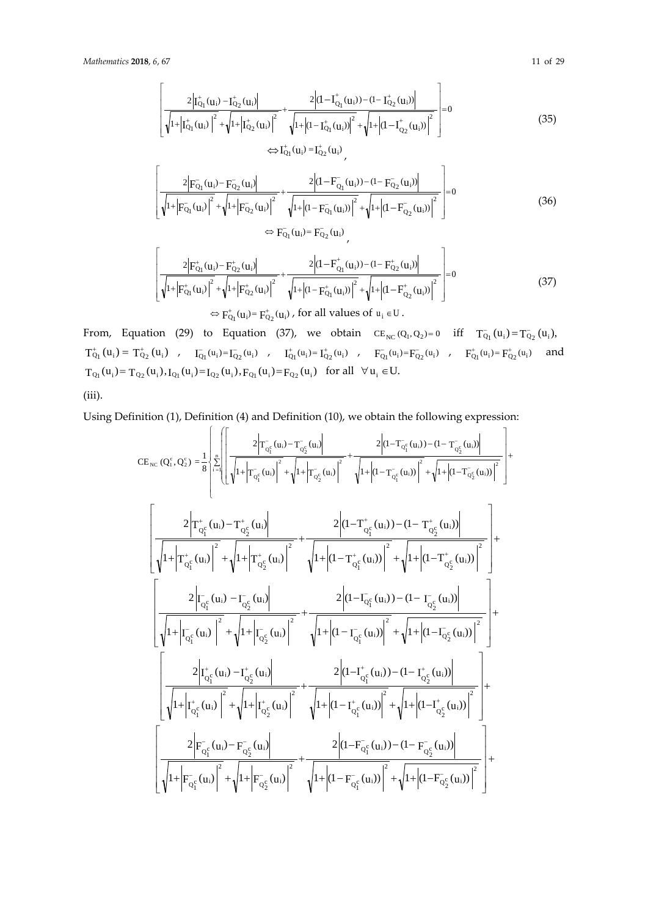$$\left[\frac{2\left|I^{+}_{Q_1}(u_i)-I^{+}_{Q_2}(u_i)\right|}{\sqrt{1+\left|I^{+}_{Q_1}(u_i)\right|^2}+\sqrt{1+\left|I^{+}_{Q_2}(u_i)\right|^2}}+\frac{2\left|(1-I^{+}_{Q_1}(u_i))-(1-I^{+}_{Q_2}(u_i))\right|}{\sqrt{1+\left|(1-I^{+}_{Q_1}(u_i))\right|^2}+\sqrt{1+\left|(1-I^{+}_{Q_2}(u_i))\right|^2}}\right]=0 \tag{35}$$

$$\Leftrightarrow I^{+}_{Q_1}(u_i)=I^{+}_{Q_2}(u_i),$$

$$\left[\frac{2\left|F^{-}_{Q_1}(u_i)-F^{-}_{Q_2}(u_i)\right|}{\sqrt{1+\left|F^{-}_{Q_1}(u_i)\right|^2}+\sqrt{1+\left|F^{-}_{Q_2}(u_i)\right|^2}}+\frac{2\left|(1-F^{-}_{Q_1}(u_i))-(1-F^{-}_{Q_2}(u_i))\right|}{\sqrt{1+\left|(1-F^{-}_{Q_1}(u_i))\right|^2}+\sqrt{1+\left|(1-F^{-}_{Q_2}(u_i))\right|^2}}\right]=0 \tag{36}$$

$$\Leftrightarrow F^{-}_{Q_1}(u_i)=F^{-}_{Q_2}(u_i),$$

$$\left[\frac{2\left|F^{+}_{Q_1}(u_i)-F^{+}_{Q_2}(u_i)\right|}{\sqrt{1+\left|F^{+}_{Q_1}(u_i)\right|^2}+\sqrt{1+\left|F^{+}_{Q_2}(u_i)\right|^2}}+\frac{2\left|(1-F^{+}_{Q_1}(u_i))-(1-F^{+}_{Q_2}(u_i))\right|}{\sqrt{1+\left|(1-F^{+}_{Q_1}(u_i))\right|^2}+\sqrt{1+\left|(1-F^{+}_{Q_2}(u_i))\right|^2}}\right]=0 \tag{37}$$

$$\Leftrightarrow F^{+}_{Q_1}(u_i)=F^{+}_{Q_2}(u_i), \text{ for all values of } u_i \in U.$$

From, Equation (29) to Equation (37), we obtain $CE_{NC}(Q_1,Q_2)=0$ iff $T^{-}_{Q_1}(u_i)=T^{-}_{Q_2}(u_i)$, $T^{+}_{Q_1}(u_i)=T^{+}_{Q_2}(u_i)$, $I^{-}_{Q_1}(u_i)=I^{-}_{Q_2}(u_i)$, $I^{+}_{Q_1}(u_i)=I^{+}_{Q_2}(u_i)$, $F^{-}_{Q_1}(u_i)=F^{-}_{Q_2}(u_i)$, $F^{+}_{Q_1}(u_i)=F^{+}_{Q_2}(u_i)$ and $T_{Q_1}(u_i)=T_{Q_2}(u_i), I_{Q_1}(u_i)=I_{Q_2}(u_i), F_{Q_1}(u_i)=F_{Q_2}(u_i)$ for all $\forall u_i \in U$.

(iii).

Using Definition (1), Definition (4) and Definition (10), we obtain the following expression:

$$CE_{NC}(Q_1^c,Q_2^c)=\frac{1}{8}\left\{\sum_{i=1}^{n}\left(\left[\frac{2\left|T^{-}_{Q_1^c}(u_i)-T^{-}_{Q_2^c}(u_i)\right|}{\sqrt{1+\left|T^{-}_{Q_1^c}(u_i)\right|^2}+\sqrt{1+\left|T^{-}_{Q_2^c}(u_i)\right|^2}}+\frac{2\left|(1-T^{-}_{Q_1^c}(u_i))-(1-T^{-}_{Q_2^c}(u_i))\right|}{\sqrt{1+\left|(1-T^{-}_{Q_1^c}(u_i))\right|^2}+\sqrt{1+\left|(1-T^{-}_{Q_2^c}(u_i))\right|^2}}\right]+\right.\right.$$

$$\left[\frac{2\left|T^{+}_{Q_1^c}(u_i)-T^{+}_{Q_2^c}(u_i)\right|}{\sqrt{1+\left|T^{+}_{Q_1^c}(u_i)\right|^2}+\sqrt{1+\left|T^{+}_{Q_2^c}(u_i)\right|^2}}+\frac{2\left|(1-T^{+}_{Q_1^c}(u_i))-(1-T^{+}_{Q_2^c}(u_i))\right|}{\sqrt{1+\left|(1-T^{+}_{Q_1^c}(u_i))\right|^2}+\sqrt{1+\left|(1-T^{+}_{Q_2^c}(u_i))\right|^2}}\right]+$$

$$\left[\frac{2\left|I^{-}_{Q_1^c}(u_i)-I^{-}_{Q_2^c}(u_i)\right|}{\sqrt{1+\left|I^{-}_{Q_1^c}(u_i)\right|^2}+\sqrt{1+\left|I^{-}_{Q_2^c}(u_i)\right|^2}}+\frac{2\left|(1-I^{-}_{Q_1^c}(u_i))-(1-I^{-}_{Q_2^c}(u_i))\right|}{\sqrt{1+\left|(1-I^{-}_{Q_1^c}(u_i))\right|^2}+\sqrt{1+\left|(1-I^{-}_{Q_2^c}(u_i))\right|^2}}\right]+$$

$$\left[\frac{2\left|I^{+}_{Q_1^c}(u_i)-I^{+}_{Q_2^c}(u_i)\right|}{\sqrt{1+\left|I^{+}_{Q_1^c}(u_i)\right|^2}+\sqrt{1+\left|I^{+}_{Q_2^c}(u_i)\right|^2}}+\frac{2\left|(1-I^{+}_{Q_1^c}(u_i))-(1-I^{+}_{Q_2^c}(u_i))\right|}{\sqrt{1+\left|(1-I^{+}_{Q_1^c}(u_i))\right|^2}+\sqrt{1+\left|(1-I^{+}_{Q_2^c}(u_i))\right|^2}}\right]+$$

$$\left[\frac{2\left|F^{-}_{Q_1^c}(u_i)-F^{-}_{Q_2^c}(u_i)\right|}{\sqrt{1+\left|F^{-}_{Q_1^c}(u_i)\right|^2}+\sqrt{1+\left|F^{-}_{Q_2^c}(u_i)\right|^2}}+\frac{2\left|(1-F^{-}_{Q_1^c}(u_i))-(1-F^{-}_{Q_2^c}(u_i))\right|}{\sqrt{1+\left|(1-F^{-}_{Q_1^c}(u_i))\right|^2}+\sqrt{1+\left|(1-F^{-}_{Q_2^c}(u_i))\right|^2}}\right]+$$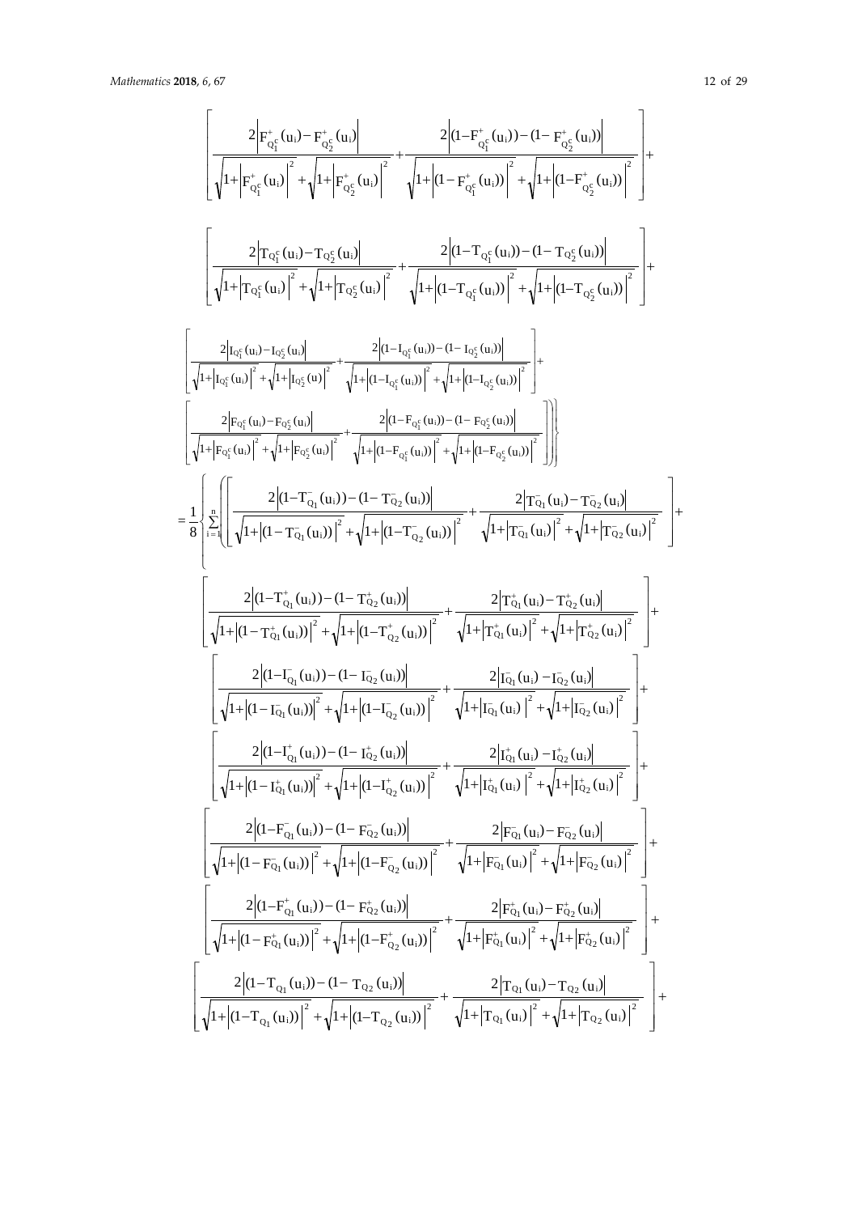$$\left[\frac{2\left|F^{+}_{Q_1^c}(u_i)-F^{+}_{Q_2^c}(u_i)\right|}{\sqrt{1+\left|F^{+}_{Q_1^c}(u_i)\right|^2}+\sqrt{1+\left|F^{+}_{Q_2^c}(u_i)\right|^2}}+\frac{2\left|(1-F^{+}_{Q_1^c}(u_i))-(1-F^{+}_{Q_2^c}(u_i))\right|}{\sqrt{1+\left|(1-F^{+}_{Q_1^c}(u_i))\right|^2}+\sqrt{1+\left|(1-F^{+}_{Q_2^c}(u_i))\right|^2}}\right]+$$

$$\left[\frac{2\left|T_{Q_1^c}(u_i)-T_{Q_2^c}(u_i)\right|}{\sqrt{1+\left|T_{Q_1^c}(u_i)\right|^2}+\sqrt{1+\left|T_{Q_2^c}(u_i)\right|^2}}+\frac{2\left|(1-T_{Q_1^c}(u_i))-(1-T_{Q_2^c}(u_i))\right|}{\sqrt{1+\left|(1-T_{Q_1^c}(u_i))\right|^2}+\sqrt{1+\left|(1-T_{Q_2^c}(u_i))\right|^2}}\right]+$$

$$\left[\frac{2\left|I_{Q_1^c}(u_i)-I_{Q_2^c}(u_i)\right|}{\sqrt{1+\left|I_{Q_1^c}(u_i)\right|^2}+\sqrt{1+\left|I_{Q_2^c}(u)\right|^2}}+\frac{2\left|(1-I_{Q_1^c}(u_i))-(1-I_{Q_2^c}(u_i))\right|}{\sqrt{1+\left|(1-I_{Q_1^c}(u_i))\right|^2}+\sqrt{1+\left|(1-I_{Q_2^c}(u_i))\right|^2}}\right]+$$

$$\left.\left.\left[\frac{2\left|F_{Q_1^c}(u_i)-F_{Q_2^c}(u_i)\right|}{\sqrt{1+\left|F_{Q_1^c}(u_i)\right|^2}+\sqrt{1+\left|F_{Q_2^c}(u_i)\right|^2}}+\frac{2\left|(1-F_{Q_1^c}(u_i))-(1-F_{Q_2^c}(u_i))\right|}{\sqrt{1+\left|(1-F_{Q_1^c}(u_i))\right|^2}+\sqrt{1+\left|(1-F_{Q_2^c}(u_i))\right|^2}}\right]\right)\right\}$$

$$=\frac{1}{8}\left\{\sum_{i=1}^{n}\left(\left[\frac{2\left|(1-T^{-}_{Q_1}(u_i))-(1-T^{-}_{Q_2}(u_i))\right|}{\sqrt{1+\left|(1-T^{-}_{Q_1}(u_i))\right|^2}+\sqrt{1+\left|(1-T^{-}_{Q_2}(u_i))\right|^2}}+\frac{2\left|T^{-}_{Q_1}(u_i)-T^{-}_{Q_2}(u_i)\right|}{\sqrt{1+\left|T^{-}_{Q_1}(u_i)\right|^2}+\sqrt{1+\left|T^{-}_{Q_2}(u_i)\right|^2}}\right]+\right.\right.$$

$$\left[\frac{2\left|(1-T^{+}_{Q_1}(u_i))-(1-T^{+}_{Q_2}(u_i))\right|}{\sqrt{1+\left|(1-T^{+}_{Q_1}(u_i))\right|^2}+\sqrt{1+\left|(1-T^{+}_{Q_2}(u_i))\right|^2}}+\frac{2\left|T^{+}_{Q_1}(u_i)-T^{+}_{Q_2}(u_i)\right|}{\sqrt{1+\left|T^{+}_{Q_1}(u_i)\right|^2}+\sqrt{1+\left|T^{+}_{Q_2}(u_i)\right|^2}}\right]+$$

$$\left[\frac{2\left|(1-I^{-}_{Q_1}(u_i))-(1-I^{-}_{Q_2}(u_i))\right|}{\sqrt{1+\left|(1-I^{-}_{Q_1}(u_i))\right|^2}+\sqrt{1+\left|(1-I^{-}_{Q_2}(u_i))\right|^2}}+\frac{2\left|I^{-}_{Q_1}(u_i)-I^{-}_{Q_2}(u_i)\right|}{\sqrt{1+\left|I^{-}_{Q_1}(u_i)\right|^2}+\sqrt{1+\left|I^{-}_{Q_2}(u_i)\right|^2}}\right]+$$

$$\left[\frac{2\left|(1-I^{+}_{Q_1}(u_i))-(1-I^{+}_{Q_2}(u_i))\right|}{\sqrt{1+\left|(1-I^{+}_{Q_1}(u_i))\right|^2}+\sqrt{1+\left|(1-I^{+}_{Q_2}(u_i))\right|^2}}+\frac{2\left|I^{+}_{Q_1}(u_i)-I^{+}_{Q_2}(u_i)\right|}{\sqrt{1+\left|I^{+}_{Q_1}(u_i)\right|^2}+\sqrt{1+\left|I^{+}_{Q_2}(u_i)\right|^2}}\right]+$$

$$\left[\frac{2\left|(1-F^{-}_{Q_1}(u_i))-(1-F^{-}_{Q_2}(u_i))\right|}{\sqrt{1+\left|(1-F^{-}_{Q_1}(u_i))\right|^2}+\sqrt{1+\left|(1-F^{-}_{Q_2}(u_i))\right|^2}}+\frac{2\left|F^{-}_{Q_1}(u_i)-F^{-}_{Q_2}(u_i)\right|}{\sqrt{1+\left|F^{-}_{Q_1}(u_i)\right|^2}+\sqrt{1+\left|F^{-}_{Q_2}(u_i)\right|^2}}\right]+$$

$$\left[\frac{2\left|(1-F^{+}_{Q_1}(u_i))-(1-F^{+}_{Q_2}(u_i))\right|}{\sqrt{1+\left|(1-F^{+}_{Q_1}(u_i))\right|^2}+\sqrt{1+\left|(1-F^{+}_{Q_2}(u_i))\right|^2}}+\frac{2\left|F^{+}_{Q_1}(u_i)-F^{+}_{Q_2}(u_i)\right|}{\sqrt{1+\left|F^{+}_{Q_1}(u_i)\right|^2}+\sqrt{1+\left|F^{+}_{Q_2}(u_i)\right|^2}}\right]+$$

$$\left[\frac{2\left|(1-T_{Q_1}(u_i))-(1-T_{Q_2}(u_i))\right|}{\sqrt{1+\left|(1-T_{Q_1}(u_i))\right|^2}+\sqrt{1+\left|(1-T_{Q_2}(u_i))\right|^2}}+\frac{2\left|T_{Q_1}(u_i)-T_{Q_2}(u_i)\right|}{\sqrt{1+\left|T_{Q_1}(u_i)\right|^2}+\sqrt{1+\left|T_{Q_2}(u_i)\right|^2}}\right]+$$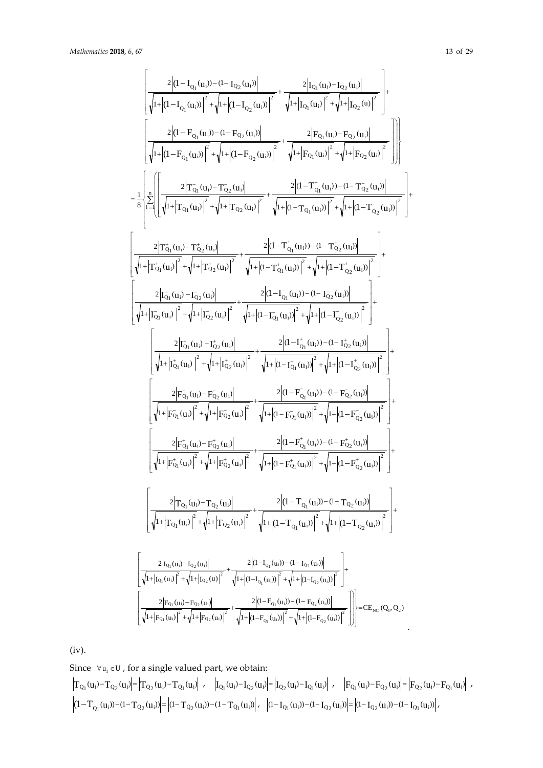$$
\left[\frac{2\left|(1-I_{Q_1}(u_i))-(1-I_{Q_2}(u_i))\right|}{\sqrt{1+\left|(1-I_{Q_1}(u_i))\right|^2}+\sqrt{1+\left|(1-I_{Q_2}(u_i))\right|^2}}+\frac{2\left|I_{Q_1}(u_i)-I_{Q_2}(u_i)\right|}{\sqrt{1+\left|I_{Q_1}(u_i)\right|^2}+\sqrt{1+\left|I_{Q_2}(u)\right|^2}}\right]+
$$

$$
\left.\left.\left[\frac{2\left|(1-F_{Q_1}(u_i))-(1-F_{Q_2}(u_i))\right|}{\sqrt{1+\left|(1-F_{Q_1}(u_i))\right|^2}+\sqrt{1+\left|(1-F_{Q_2}(u_i))\right|^2}}+\frac{2\left|F_{Q_1}(u_i)-F_{Q_2}(u_i)\right|}{\sqrt{1+\left|F_{Q_1}(u_i)\right|^2}+\sqrt{1+\left|F_{Q_2}(u_i)\right|^2}}\right]\right)\right\}
$$

$$
=\frac{1}{8}\left\{\sum_{i=1}^{n}\left(\left[\frac{2\left|T^-_{Q_1}(u_i)-T^-_{Q_2}(u_i)\right|}{\sqrt{1+\left|T^-_{Q_1}(u_i)\right|^2}+\sqrt{1+\left|T^-_{Q_2}(u_i)\right|^2}}+\frac{2\left|(1-T^-_{Q_1}(u_i))-(1-T^-_{Q_2}(u_i))\right|}{\sqrt{1+\left|(1-T^-_{Q_1}(u_i))\right|^2}+\sqrt{1+\left|(1-T^-_{Q_2}(u_i))\right|^2}}\right]+\right.\right.
$$

$$
\left[\frac{2\left|T^+_{Q_1}(u_i)-T^+_{Q_2}(u_i)\right|}{\sqrt{1+\left|T^+_{Q_1}(u_i)\right|^2}+\sqrt{1+\left|T^+_{Q_2}(u_i)\right|^2}}+\frac{2\left|(1-T^+_{Q_1}(u_i))-(1-T^+_{Q_2}(u_i))\right|}{\sqrt{1+\left|(1-T^+_{Q_1}(u_i))\right|^2}+\sqrt{1+\left|(1-T^+_{Q_2}(u_i))\right|^2}}\right]+
$$

$$
\left[\frac{2\left|I^-_{Q_1}(u_i)-I^-_{Q_2}(u_i)\right|}{\sqrt{1+\left|I^-_{Q_1}(u_i)\right|^2}+\sqrt{1+\left|I^-_{Q_2}(u_i)\right|^2}}+\frac{2\left|(1-I^-_{Q_1}(u_i))-(1-I^-_{Q_2}(u_i))\right|}{\sqrt{1+\left|(1-I^-_{Q_1}(u_i))\right|^2}+\sqrt{1+\left|(1-I^-_{Q_2}(u_i))\right|^2}}\right]+
$$

$$
\left[\frac{2\left|I^+_{Q_1}(u_i)-I^+_{Q_2}(u_i)\right|}{\sqrt{1+\left|I^+_{Q_1}(u_i)\right|^2}+\sqrt{1+\left|I^+_{Q_2}(u_i)\right|^2}}+\frac{2\left|(1-I^+_{Q_1}(u_i))-(1-I^+_{Q_2}(u_i))\right|}{\sqrt{1+\left|(1-I^+_{Q_1}(u_i))\right|^2}+\sqrt{1+\left|(1-I^+_{Q_2}(u_i))\right|^2}}\right]+
$$

$$
\left[\frac{2\left|F^-_{Q_1}(u_i)-F^-_{Q_2}(u_i)\right|}{\sqrt{1+\left|F^-_{Q_1}(u_i)\right|^2}+\sqrt{1+\left|F^-_{Q_2}(u_i)\right|^2}}+\frac{2\left|(1-F^-_{Q_1}(u_i))-(1-F^-_{Q_2}(u_i))\right|}{\sqrt{1+\left|(1-F^-_{Q_1}(u_i))\right|^2}+\sqrt{1+\left|(1-F^-_{Q_2}(u_i))\right|^2}}\right]+
$$

$$
\left[\frac{2\left|F^+_{Q_1}(u_i)-F^+_{Q_2}(u_i)\right|}{\sqrt{1+\left|F^+_{Q_1}(u_i)\right|^2}+\sqrt{1+\left|F^+_{Q_2}(u_i)\right|^2}}+\frac{2\left|(1-F^+_{Q_1}(u_i))-(1-F^+_{Q_2}(u_i))\right|}{\sqrt{1+\left|(1-F^+_{Q_1}(u_i))\right|^2}+\sqrt{1+\left|(1-F^+_{Q_2}(u_i))\right|^2}}\right]+
$$

$$
\left[\frac{2\left|T_{Q_1}(u_i)-T_{Q_2}(u_i)\right|}{\sqrt{1+\left|T_{Q_1}(u_i)\right|^2}+\sqrt{1+\left|T_{Q_2}(u_i)\right|^2}}+\frac{2\left|(1-T_{Q_1}(u_i))-(1-T_{Q_2}(u_i))\right|}{\sqrt{1+\left|(1-T_{Q_1}(u_i))\right|^2}+\sqrt{1+\left|(1-T_{Q_2}(u_i))\right|^2}}\right]+
$$

$$
\left[\frac{2\left|I_{Q_1}(u_i)-I_{Q_2}(u_i)\right|}{\sqrt{1+\left|I_{Q_1}(u_i)\right|^2}+\sqrt{1+\left|I_{Q_2}(u)\right|^2}}+\frac{2\left|(1-I_{Q_1}(u_i))-(1-I_{Q_2}(u_i))\right|}{\sqrt{1+\left|(1-I_{Q_1}(u_i))\right|^2}+\sqrt{1+\left|(1-I_{Q_2}(u_i))\right|^2}}\right]+
$$

$$
\left.\left.\left[\frac{2\left|F_{Q_1}(u_i)-F_{Q_2}(u_i)\right|}{\sqrt{1+\left|F_{Q_1}(u_i)\right|^2}+\sqrt{1+\left|F_{Q_2}(u_i)\right|^2}}+\frac{2\left|(1-F_{Q_1}(u_i))-(1-F_{Q_2}(u_i))\right|}{\sqrt{1+\left|(1-F_{Q_1}(u_i))\right|^2}+\sqrt{1+\left|(1-F_{Q_2}(u_i))\right|^2}}\right]\right)\right\}=CE_{NC}(Q_1,Q_2)
$$

(iv).

Since $\forall u_i \in U$, for a single valued part, we obtain:

$\left|T_{Q_1}(u_i)-T_{Q_2}(u_i)\right|=\left|T_{Q_2}(u_i)-T_{Q_1}(u_i)\right|$, $\left|I_{Q_1}(u_i)-I_{Q_2}(u_i)\right|=\left|I_{Q_2}(u_i)-I_{Q_1}(u_i)\right|$, $\left|F_{Q_1}(u_i)-F_{Q_2}(u_i)\right|=\left|F_{Q_2}(u_i)-F_{Q_1}(u_i)\right|$,

$\left|(1-T_{Q_1}(u_i))-(1-T_{Q_2}(u_i))\right|=\left|(1-T_{Q_2}(u_i))-(1-T_{Q_1}(u_i))\right|$, $\left|(1-I_{Q_1}(u_i))-(1-I_{Q_2}(u_i))\right|=\left|(1-I_{Q_2}(u_i))-(1-I_{Q_1}(u_i))\right|$,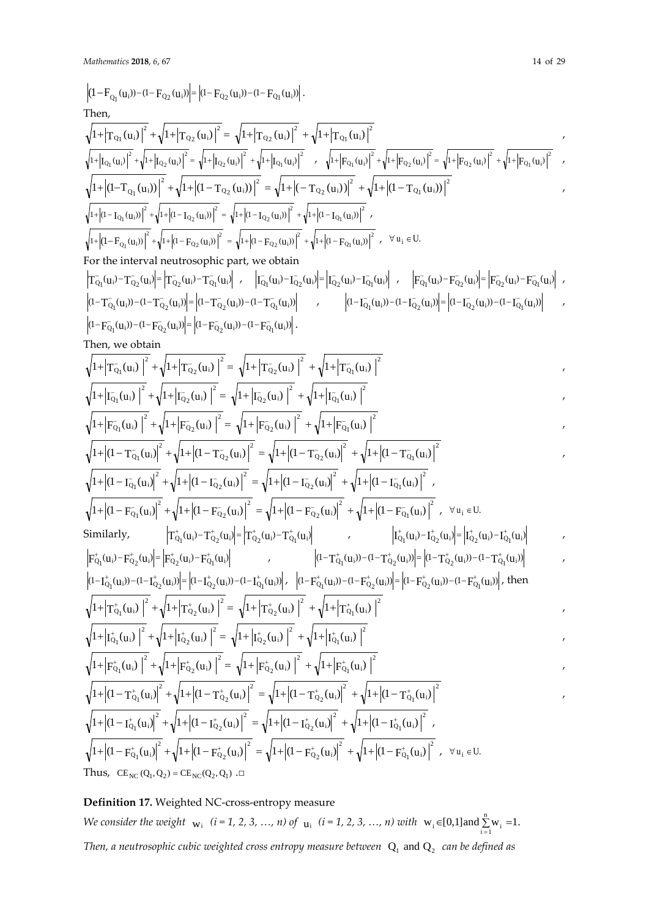$$\left|(1-F_{Q_1}(u_i))-(1-F_{Q_2}(u_i))\right|=\left|(1-F_{Q_2}(u_i))-(1-F_{Q_1}(u_i))\right|.$$

Then,

$$\sqrt{1+\left|T_{Q_1}(u_i)\right|^2}+\sqrt{1+\left|T_{Q_2}(u_i)\right|^2}=\sqrt{1+\left|T_{Q_2}(u_i)\right|^2}+\sqrt{1+\left|T_{Q_1}(u_i)\right|^2},$$

$$\sqrt{1+\left|I_{Q_1}(u_i)\right|^2}+\sqrt{1+\left|I_{Q_2}(u_i)\right|^2}=\sqrt{1+\left|I_{Q_2}(u_i)\right|^2}+\sqrt{1+\left|I_{Q_1}(u_i)\right|^2},\quad \sqrt{1+\left|F_{Q_1}(u_i)\right|^2}+\sqrt{1+\left|F_{Q_2}(u_i)\right|^2}=\sqrt{1+\left|F_{Q_2}(u_i)\right|^2}+\sqrt{1+\left|F_{Q_1}(u_i)\right|^2},$$

$$\sqrt{1+\left|(1-T_{Q_1}(u_i))\right|^2}+\sqrt{1+\left|(1-T_{Q_2}(u_i))\right|^2}=\sqrt{1+\left|(-T_{Q_2}(u_i))\right|^2}+\sqrt{1+\left|(1-T_{Q_1}(u_i))\right|^2},$$

$$\sqrt{1+\left|(1-I_{Q_1}(u_i))\right|^2}+\sqrt{1+\left|(1-I_{Q_2}(u_i))\right|^2}=\sqrt{1+\left|(1-I_{Q_2}(u_i))\right|^2}+\sqrt{1+\left|(1-I_{Q_1}(u_i))\right|^2},$$

$$\sqrt{1+\left|(1-F_{Q_1}(u_i))\right|^2}+\sqrt{1+\left|(1-F_{Q_2}(u_i))\right|^2}=\sqrt{1+\left|(1-F_{Q_2}(u_i))\right|^2}+\sqrt{1+\left|(1-F_{Q_1}(u_i))\right|^2},\quad \forall u_i\in U.$$

For the interval neutrosophic part, we obtain

$$\left|T^-_{Q_1}(u_i)-T^-_{Q_2}(u_i)\right|=\left|T^-_{Q_2}(u_i)-T^-_{Q_1}(u_i)\right|,\quad \left|I^-_{Q_1}(u_i)-I^-_{Q_2}(u_i)\right|=\left|I^-_{Q_2}(u_i)-I^-_{Q_1}(u_i)\right|,\quad \left|F^-_{Q_1}(u_i)-F^-_{Q_2}(u_i)\right|=\left|F^-_{Q_2}(u_i)-F^-_{Q_1}(u_i)\right|,$$

$$\left|(1-T^-_{Q_1}(u_i))-(1-T^-_{Q_2}(u_i))\right|=\left|(1-T^-_{Q_2}(u_i))-(1-T^-_{Q_1}(u_i))\right|,\quad \left|(1-I^-_{Q_1}(u_i))-(1-I^-_{Q_2}(u_i))\right|=\left|(1-I^-_{Q_2}(u_i))-(1-I^-_{Q_1}(u_i))\right|,$$

$$\left|(1-F^-_{Q_1}(u_i))-(1-F^-_{Q_2}(u_i))\right|=\left|(1-F^-_{Q_2}(u_i))-(1-F^-_{Q_1}(u_i))\right|.$$

Then, we obtain

$$\sqrt{1+\left|T^-_{Q_1}(u_i)\right|^2}+\sqrt{1+\left|T^-_{Q_2}(u_i)\right|^2}=\sqrt{1+\left|T^-_{Q_2}(u_i)\right|^2}+\sqrt{1+\left|T^-_{Q_1}(u_i)\right|^2},$$

$$\sqrt{1+\left|I^-_{Q_1}(u_i)\right|^2}+\sqrt{1+\left|I^-_{Q_2}(u_i)\right|^2}=\sqrt{1+\left|I^-_{Q_2}(u_i)\right|^2}+\sqrt{1+\left|I^-_{Q_1}(u_i)\right|^2},$$

$$\sqrt{1+\left|F^-_{Q_1}(u_i)\right|^2}+\sqrt{1+\left|F^-_{Q_2}(u_i)\right|^2}=\sqrt{1+\left|F^-_{Q_2}(u_i)\right|^2}+\sqrt{1+\left|F^-_{Q_1}(u_i)\right|^2},$$

$$\sqrt{1+\left|(1-T^-_{Q_1}(u_i)\right|^2}+\sqrt{1+\left|(1-T^-_{Q_2}(u_i)\right|^2}=\sqrt{1+\left|(1-T^-_{Q_2}(u_i)\right|^2}+\sqrt{1+\left|(1-T^-_{Q_1}(u_i)\right|^2},$$

$$\sqrt{1+\left|(1-I^-_{Q_1}(u_i)\right|^2}+\sqrt{1+\left|(1-I^-_{Q_2}(u_i)\right|^2}=\sqrt{1+\left|(1-I^-_{Q_2}(u_i)\right|^2}+\sqrt{1+\left|(1-I^-_{Q_1}(u_i)\right|^2},$$

$$\sqrt{1+\left|(1-F^-_{Q_1}(u_i)\right|^2}+\sqrt{1+\left|(1-F^-_{Q_2}(u_i)\right|^2}=\sqrt{1+\left|(1-F^-_{Q_2}(u_i)\right|^2}+\sqrt{1+\left|(1-F^-_{Q_1}(u_i)\right|^2},\quad \forall u_i\in U.$$

Similarly, $\left|T^+_{Q_1}(u_i)-T^+_{Q_2}(u_i)\right|=\left|T^+_{Q_2}(u_i)-T^+_{Q_1}(u_i)\right|$, $\left|I^+_{Q_1}(u_i)-I^+_{Q_2}(u_i)\right|=\left|I^+_{Q_2}(u_i)-I^+_{Q_1}(u_i)\right|$, $\left|F^+_{Q_1}(u_i)-F^+_{Q_2}(u_i)\right|=\left|F^+_{Q_2}(u_i)-F^+_{Q_1}(u_i)\right|$, $\left|(1-T^+_{Q_1}(u_i))-(1-T^+_{Q_2}(u_i))\right|=\left|(1-T^+_{Q_2}(u_i))-(1-T^+_{Q_1}(u_i))\right|$, $\left|(1-I^+_{Q_1}(u_i))-(1-I^+_{Q_2}(u_i))\right|=\left|(1-I^+_{Q_2}(u_i))-(1-I^+_{Q_1}(u_i))\right|$, $\left|(1-F^+_{Q_1}(u_i))-(1-F^+_{Q_2}(u_i))\right|=\left|(1-F^+_{Q_2}(u_i))-(1-F^+_{Q_1}(u_i))\right|$, then

$$\sqrt{1+\left|T^+_{Q_1}(u_i)\right|^2}+\sqrt{1+\left|T^+_{Q_2}(u_i)\right|^2}=\sqrt{1+\left|T^+_{Q_2}(u_i)\right|^2}+\sqrt{1+\left|T^+_{Q_1}(u_i)\right|^2},$$

$$\sqrt{1+\left|I^+_{Q_1}(u_i)\right|^2}+\sqrt{1+\left|I^+_{Q_2}(u_i)\right|^2}=\sqrt{1+\left|I^+_{Q_2}(u_i)\right|^2}+\sqrt{1+\left|I^+_{Q_1}(u_i)\right|^2},$$

$$\sqrt{1+\left|F^+_{Q_1}(u_i)\right|^2}+\sqrt{1+\left|F^+_{Q_2}(u_i)\right|^2}=\sqrt{1+\left|F^+_{Q_2}(u_i)\right|^2}+\sqrt{1+\left|F^+_{Q_1}(u_i)\right|^2},$$

$$\sqrt{1+\left|(1-T^+_{Q_1}(u_i)\right|^2}+\sqrt{1+\left|(1-T^+_{Q_2}(u_i)\right|^2}=\sqrt{1+\left|(1-T^+_{Q_2}(u_i)\right|^2}+\sqrt{1+\left|(1-T^+_{Q_1}(u_i)\right|^2},$$

$$\sqrt{1+\left|(1-I^+_{Q_1}(u_i)\right|^2}+\sqrt{1+\left|(1-I^+_{Q_2}(u_i)\right|^2}=\sqrt{1+\left|(1-I^+_{Q_2}(u_i)\right|^2}+\sqrt{1+\left|(1-I^+_{Q_1}(u_i)\right|^2},$$

$$\sqrt{1+\left|(1-F^+_{Q_1}(u_i)\right|^2}+\sqrt{1+\left|(1-F^+_{Q_2}(u_i)\right|^2}=\sqrt{1+\left|(1-F^+_{Q_2}(u_i)\right|^2}+\sqrt{1+\left|(1-F^+_{Q_1}(u_i)\right|^2},\quad \forall u_i\in U.$$

Thus, $CE_{NC}(Q_1,Q_2)=CE_{NC}(Q_2,Q_1)$. □

**Definition 17.** Weighted NC-cross-entropy measure

*We consider the weight* $w_i$ *(i = 1, 2, 3, …, n) of* $u_i$ *(i = 1, 2, 3, …, n) with* $w_i\in[0,1]$ and $\sum_{i=1}^{n}w_i=1$.

*Then, a neutrosophic cubic weighted cross entropy measure between* $Q_1$ and $Q_2$ *can be defined as*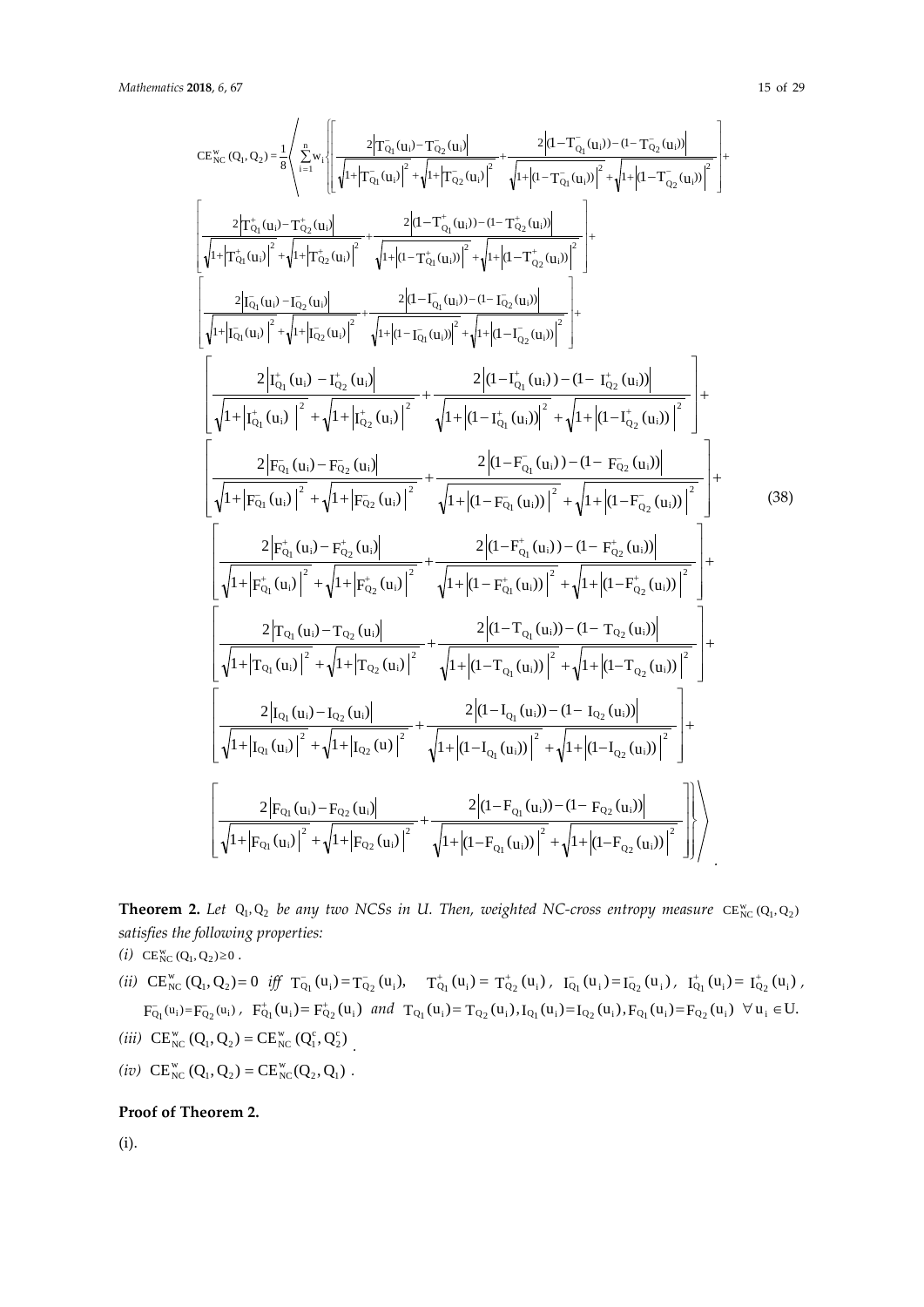$$
\begin{aligned}
CE_{NC}^{w}(Q_1,Q_2)=\frac{1}{8}\Bigg\langle \sum_{i=1}^{n} w_i \Bigg\{ & \left[\frac{2\left|T_{Q_1}^{-}(u_i)-T_{Q_2}^{-}(u_i)\right|}{\sqrt{1+\left|T_{Q_1}^{-}(u_i)\right|^2}+\sqrt{1+\left|T_{Q_2}^{-}(u_i)\right|^2}}+\frac{2\left|(1-T_{Q_1}^{-}(u_i))-(1-T_{Q_2}^{-}(u_i))\right|}{\sqrt{1+\left|(1-T_{Q_1}^{-}(u_i))\right|^2}+\sqrt{1+\left|(1-T_{Q_2}^{-}(u_i))\right|^2}}\right]+ \\
& \left[\frac{2\left|T_{Q_1}^{+}(u_i)-T_{Q_2}^{+}(u_i)\right|}{\sqrt{1+\left|T_{Q_1}^{+}(u_i)\right|^2}+\sqrt{1+\left|T_{Q_2}^{+}(u_i)\right|^2}}+\frac{2\left|(1-T_{Q_1}^{+}(u_i))-(1-T_{Q_2}^{+}(u_i))\right|}{\sqrt{1+\left|(1-T_{Q_1}^{+}(u_i))\right|^2}+\sqrt{1+\left|(1-T_{Q_2}^{+}(u_i))\right|^2}}\right]+ \\
& \left[\frac{2\left|I_{Q_1}^{-}(u_i)-I_{Q_2}^{-}(u_i)\right|}{\sqrt{1+\left|I_{Q_1}^{-}(u_i)\right|^2}+\sqrt{1+\left|I_{Q_2}^{-}(u_i)\right|^2}}+\frac{2\left|(1-I_{Q_1}^{-}(u_i))-(1-I_{Q_2}^{-}(u_i))\right|}{\sqrt{1+\left|(1-I_{Q_1}^{-}(u_i))\right|^2}+\sqrt{1+\left|(1-I_{Q_2}^{-}(u_i))\right|^2}}\right]+ \\
& \left[\frac{2\left|I_{Q_1}^{+}(u_i)-I_{Q_2}^{+}(u_i)\right|}{\sqrt{1+\left|I_{Q_1}^{+}(u_i)\right|^2}+\sqrt{1+\left|I_{Q_2}^{+}(u_i)\right|^2}}+\frac{2\left|(1-I_{Q_1}^{+}(u_i))-(1-I_{Q_2}^{+}(u_i))\right|}{\sqrt{1+\left|(1-I_{Q_1}^{+}(u_i))\right|^2}+\sqrt{1+\left|(1-I_{Q_2}^{+}(u_i))\right|^2}}\right]+ \\
& \left[\frac{2\left|F_{Q_1}^{-}(u_i)-F_{Q_2}^{-}(u_i)\right|}{\sqrt{1+\left|F_{Q_1}^{-}(u_i)\right|^2}+\sqrt{1+\left|F_{Q_2}^{-}(u_i)\right|^2}}+\frac{2\left|(1-F_{Q_1}^{-}(u_i))-(1-F_{Q_2}^{-}(u_i))\right|}{\sqrt{1+\left|(1-F_{Q_1}^{-}(u_i))\right|^2}+\sqrt{1+\left|(1-F_{Q_2}^{-}(u_i))\right|^2}}\right]+ \\
& \left[\frac{2\left|F_{Q_1}^{+}(u_i)-F_{Q_2}^{+}(u_i)\right|}{\sqrt{1+\left|F_{Q_1}^{+}(u_i)\right|^2}+\sqrt{1+\left|F_{Q_2}^{+}(u_i)\right|^2}}+\frac{2\left|(1-F_{Q_1}^{+}(u_i))-(1-F_{Q_2}^{+}(u_i))\right|}{\sqrt{1+\left|(1-F_{Q_1}^{+}(u_i))\right|^2}+\sqrt{1+\left|(1-F_{Q_2}^{+}(u_i))\right|^2}}\right]+ \\
& \left[\frac{2\left|T_{Q_1}(u_i)-T_{Q_2}(u_i)\right|}{\sqrt{1+\left|T_{Q_1}(u_i)\right|^2}+\sqrt{1+\left|T_{Q_2}(u_i)\right|^2}}+\frac{2\left|(1-T_{Q_1}(u_i))-(1-T_{Q_2}(u_i))\right|}{\sqrt{1+\left|(1-T_{Q_1}(u_i))\right|^2}+\sqrt{1+\left|(1-T_{Q_2}(u_i))\right|^2}}\right]+ \\
& \left[\frac{2\left|I_{Q_1}(u_i)-I_{Q_2}(u_i)\right|}{\sqrt{1+\left|I_{Q_1}(u_i)\right|^2}+\sqrt{1+\left|I_{Q_2}(u)\right|^2}}+\frac{2\left|(1-I_{Q_1}(u_i))-(1-I_{Q_2}(u_i))\right|}{\sqrt{1+\left|(1-I_{Q_1}(u_i))\right|^2}+\sqrt{1+\left|(1-I_{Q_2}(u_i))\right|^2}}\right]+ \\
& \left[\frac{2\left|F_{Q_1}(u_i)-F_{Q_2}(u_i)\right|}{\sqrt{1+\left|F_{Q_1}(u_i)\right|^2}+\sqrt{1+\left|F_{Q_2}(u_i)\right|^2}}+\frac{2\left|(1-F_{Q_1}(u_i))-(1-F_{Q_2}(u_i))\right|}{\sqrt{1+\left|(1-F_{Q_1}(u_i))\right|^2}+\sqrt{1+\left|(1-F_{Q_2}(u_i))\right|^2}}\right]\Bigg\}\Bigg\rangle
\end{aligned}
\tag{38}
$$

**Theorem 2.** *Let* $Q_1, Q_2$ *be any two NCSs in U. Then, weighted NC-cross entropy measure* $CE_{NC}^{w}(Q_1,Q_2)$ *satisfies the following properties:*

*(i)* $CE_{NC}^{w}(Q_1,Q_2) \geq 0$.

*(ii)* $CE_{NC}^{w}(Q_1,Q_2) = 0$ *iff* $T_{Q_1}^{-}(u_i)=T_{Q_2}^{-}(u_i)$, $T_{Q_1}^{+}(u_i)=T_{Q_2}^{+}(u_i)$, $I_{Q_1}^{-}(u_i)=I_{Q_2}^{-}(u_i)$, $I_{Q_1}^{+}(u_i)=I_{Q_2}^{+}(u_i)$, $F_{Q_1}^{-}(u_i)=F_{Q_2}^{-}(u_i)$, $F_{Q_1}^{+}(u_i)=F_{Q_2}^{+}(u_i)$ *and* $T_{Q_1}(u_i)=T_{Q_2}(u_i), I_{Q_1}(u_i)=I_{Q_2}(u_i), F_{Q_1}(u_i)=F_{Q_2}(u_i)$ $\forall u_i \in U$.

*(iii)* $CE_{NC}^{w}(Q_1,Q_2) = CE_{NC}^{w}(Q_1^c,Q_2^c)$.

*(iv)* $CE_{NC}^{w}(Q_1,Q_2) = CE_{NC}^{w}(Q_2,Q_1)$.

**Proof of Theorem 2.**

(i).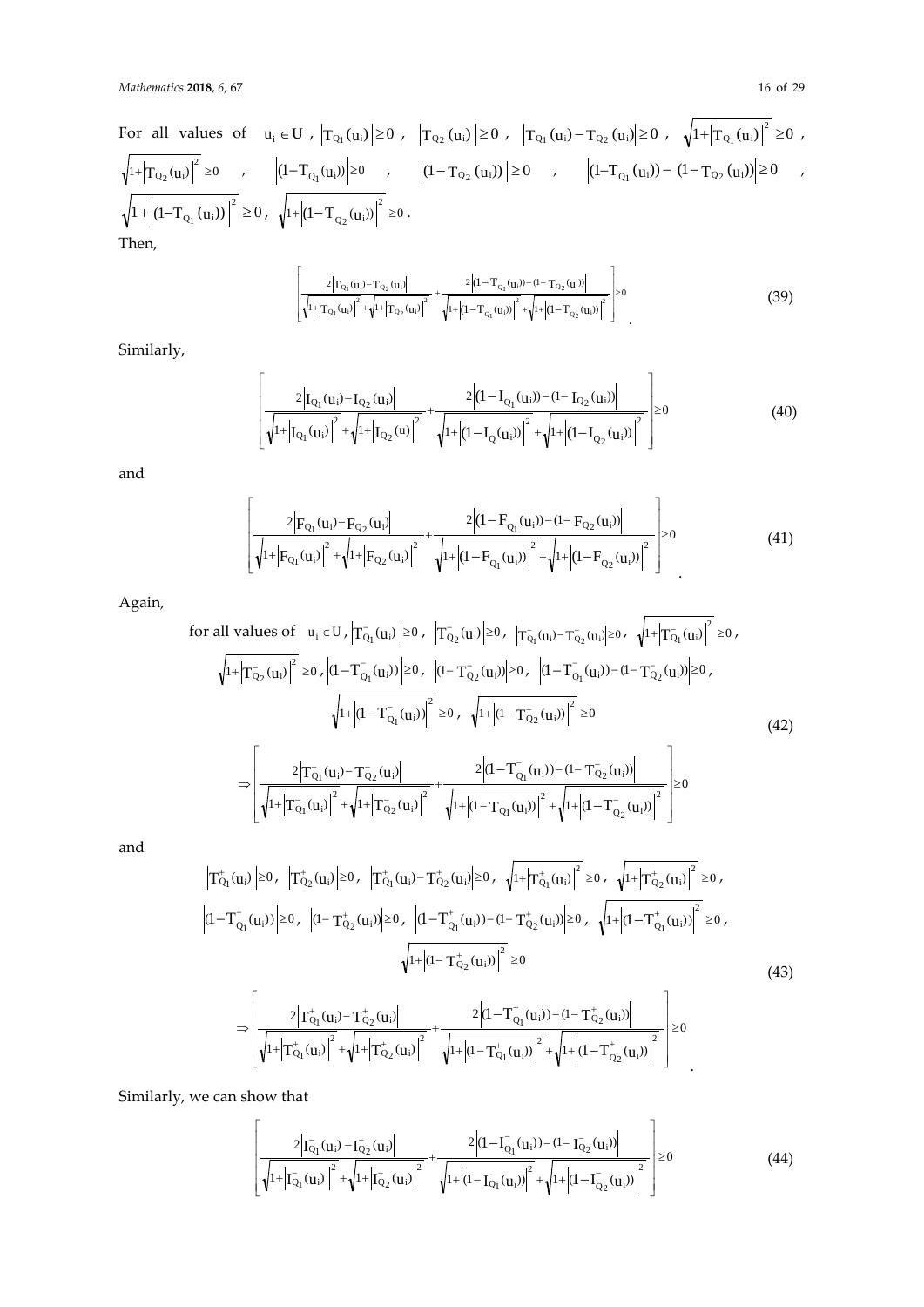For all values of $u_i \in U$, $\left|T_{Q_1}(u_i)\right| \geq 0$, $\left|T_{Q_2}(u_i)\right| \geq 0$, $\left|T_{Q_1}(u_i) - T_{Q_2}(u_i)\right| \geq 0$, $\sqrt{1+\left|T_{Q_1}(u_i)\right|^2} \geq 0$, $\sqrt{1+\left|T_{Q_2}(u_i)\right|^2} \geq 0$, $\left|(1-T_{Q_1}(u_i))\right| \geq 0$, $\left|(1-T_{Q_2}(u_i))\right| \geq 0$, $\left|(1-T_{Q_1}(u_i)) - (1-T_{Q_2}(u_i))\right| \geq 0$, $\sqrt{1+\left|(1-T_{Q_1}(u_i))\right|^2} \geq 0$, $\sqrt{1+\left|(1-T_{Q_2}(u_i))\right|^2} \geq 0$.

Then,

$$\left[\frac{2\left|T_{Q_1}(u_i)-T_{Q_2}(u_i)\right|}{\sqrt{1+\left|T_{Q_1}(u_i)\right|^2}+\sqrt{1+\left|T_{Q_2}(u_i)\right|^2}}+\frac{2\left|(1-T_{Q_1}(u_i))-(1-T_{Q_2}(u_i))\right|}{\sqrt{1+\left|(1-T_{Q_1}(u_i))\right|^2}+\sqrt{1+\left|(1-T_{Q_2}(u_i))\right|^2}}\right] \geq 0 \tag{39}$$

Similarly,

$$\left[\frac{2\left|I_{Q_1}(u_i)-I_{Q_2}(u_i)\right|}{\sqrt{1+\left|I_{Q_1}(u_i)\right|^2}+\sqrt{1+\left|I_{Q_2}(u)\right|^2}}+\frac{2\left|(1-I_{Q_1}(u_i))-(1-I_{Q_2}(u_i))\right|}{\sqrt{1+\left|(1-I_{Q}(u_i))\right|^2}+\sqrt{1+\left|(1-I_{Q_2}(u_i))\right|^2}}\right] \geq 0 \tag{40}$$

and

$$\left[\frac{2\left|F_{Q_1}(u_i)-F_{Q_2}(u_i)\right|}{\sqrt{1+\left|F_{Q_1}(u_i)\right|^2}+\sqrt{1+\left|F_{Q_2}(u_i)\right|^2}}+\frac{2\left|(1-F_{Q_1}(u_i))-(1-F_{Q_2}(u_i))\right|}{\sqrt{1+\left|(1-F_{Q_1}(u_i))\right|^2}+\sqrt{1+\left|(1-F_{Q_2}(u_i))\right|^2}}\right] \geq 0 \tag{41}$$

Again,

$$\begin{gathered}
\text{for all values of } u_i \in U, \left|T^-_{Q_1}(u_i)\right| \geq 0, \left|T^-_{Q_2}(u_i)\right| \geq 0, \left|T^-_{Q_1}(u_i)-T^-_{Q_2}(u_i)\right| \geq 0, \sqrt{1+\left|T^-_{Q_1}(u_i)\right|^2} \geq 0, \\
\sqrt{1+\left|T^-_{Q_2}(u_i)\right|^2} \geq 0, \left|(1-T^-_{Q_1}(u_i))\right| \geq 0, \left|(1-T^-_{Q_2}(u_i))\right| \geq 0, \left|(1-T^-_{Q_1}(u_i))-(1-T^-_{Q_2}(u_i))\right| \geq 0, \\
\sqrt{1+\left|(1-T^-_{Q_1}(u_i))\right|^2} \geq 0, \sqrt{1+\left|(1-T^-_{Q_2}(u_i))\right|^2} \geq 0 \\
\Rightarrow \left[\frac{2\left|T^-_{Q_1}(u_i)-T^-_{Q_2}(u_i)\right|}{\sqrt{1+\left|T^-_{Q_1}(u_i)\right|^2}+\sqrt{1+\left|T^-_{Q_2}(u_i)\right|^2}}+\frac{2\left|(1-T^-_{Q_1}(u_i))-(1-T^-_{Q_2}(u_i))\right|}{\sqrt{1+\left|(1-T^-_{Q_1}(u_i))\right|^2}+\sqrt{1+\left|(1-T^-_{Q_2}(u_i))\right|^2}}\right] \geq 0
\end{gathered} \tag{42}$$

and

$$\begin{gathered}
\left|T^+_{Q_1}(u_i)\right| \geq 0, \left|T^+_{Q_2}(u_i)\right| \geq 0, \left|T^+_{Q_1}(u_i)-T^+_{Q_2}(u_i)\right| \geq 0, \sqrt{1+\left|T^+_{Q_1}(u_i)\right|^2} \geq 0, \sqrt{1+\left|T^+_{Q_2}(u_i)\right|^2} \geq 0, \\
\left|(1-T^+_{Q_1}(u_i))\right| \geq 0, \left|(1-T^+_{Q_2}(u_i))\right| \geq 0, \left|(1-T^+_{Q_1}(u_i))-(1-T^+_{Q_2}(u_i))\right| \geq 0, \sqrt{1+\left|(1-T^+_{Q_1}(u_i))\right|^2} \geq 0, \\
\sqrt{1+\left|(1-T^+_{Q_2}(u_i))\right|^2} \geq 0 \\
\Rightarrow \left[\frac{2\left|T^+_{Q_1}(u_i)-T^+_{Q_2}(u_i)\right|}{\sqrt{1+\left|T^+_{Q_1}(u_i)\right|^2}+\sqrt{1+\left|T^+_{Q_2}(u_i)\right|^2}}+\frac{2\left|(1-T^+_{Q_1}(u_i))-(1-T^+_{Q_2}(u_i))\right|}{\sqrt{1+\left|(1-T^+_{Q_1}(u_i))\right|^2}+\sqrt{1+\left|(1-T^+_{Q_2}(u_i))\right|^2}}\right] \geq 0
\end{gathered} \tag{43}$$

Similarly, we can show that

$$\left[\frac{2\left|I^-_{Q_1}(u_i)-I^-_{Q_2}(u_i)\right|}{\sqrt{1+\left|I^-_{Q_1}(u_i)\right|^2}+\sqrt{1+\left|I^-_{Q_2}(u_i)\right|^2}}+\frac{2\left|(1-I^-_{Q_1}(u_i))-(1-I^-_{Q_2}(u_i))\right|}{\sqrt{1+\left|(1-I^-_{Q_1}(u_i))\right|^2}+\sqrt{1+\left|(1-I^-_{Q_2}(u_i))\right|^2}}\right] \geq 0 \tag{44}$$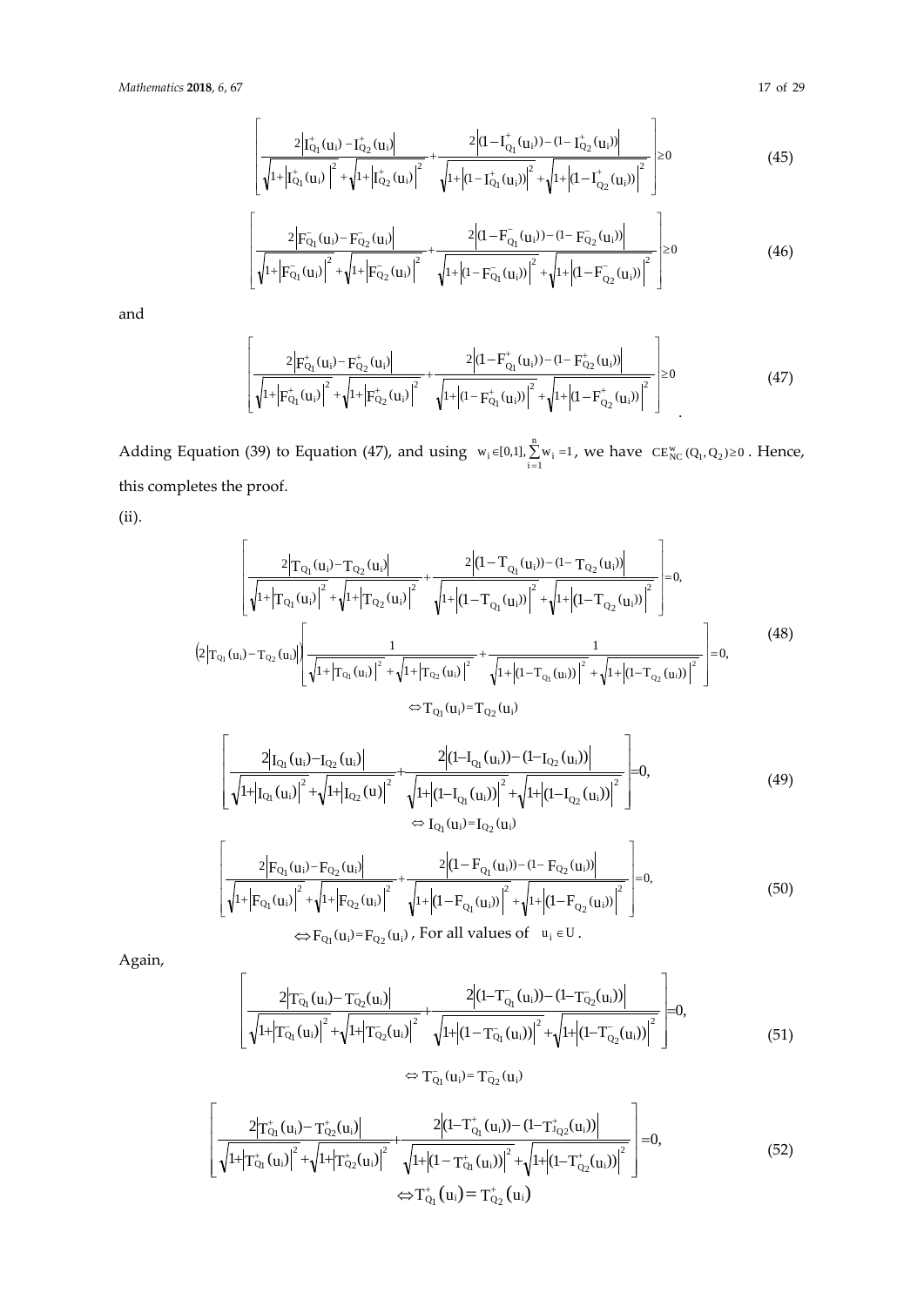$$\left[\frac{2\left|I^{+}_{Q_1}(u_i)-I^{+}_{Q_2}(u_i)\right|}{\sqrt{1+\left|I^{+}_{Q_1}(u_i)\right|^2}+\sqrt{1+\left|I^{+}_{Q_2}(u_i)\right|^2}}+\frac{2\left|(1-I^{+}_{Q_1}(u_i))-(1-I^{+}_{Q_2}(u_i))\right|}{\sqrt{1+\left|(1-I^{+}_{Q_1}(u_i))\right|^2}+\sqrt{1+\left|(1-I^{+}_{Q_2}(u_i))\right|^2}}\right]\geq 0 \tag{45}$$

$$\left[\frac{2\left|F^{-}_{Q_1}(u_i)-F^{-}_{Q_2}(u_i)\right|}{\sqrt{1+\left|F^{-}_{Q_1}(u_i)\right|^2}+\sqrt{1+\left|F^{-}_{Q_2}(u_i)\right|^2}}+\frac{2\left|(1-F^{-}_{Q_1}(u_i))-(1-F^{-}_{Q_2}(u_i))\right|}{\sqrt{1+\left|(1-F^{-}_{Q_1}(u_i))\right|^2}+\sqrt{1+\left|(1-F^{-}_{Q_2}(u_i))\right|^2}}\right]\geq 0 \tag{46}$$

and

$$\left[\frac{2\left|F^{+}_{Q_1}(u_i)-F^{+}_{Q_2}(u_i)\right|}{\sqrt{1+\left|F^{+}_{Q_1}(u_i)\right|^2}+\sqrt{1+\left|F^{+}_{Q_2}(u_i)\right|^2}}+\frac{2\left|(1-F^{+}_{Q_1}(u_i))-(1-F^{+}_{Q_2}(u_i))\right|}{\sqrt{1+\left|(1-F^{+}_{Q_1}(u_i))\right|^2}+\sqrt{1+\left|(1-F^{+}_{Q_2}(u_i))\right|^2}}\right]\geq 0 \tag{47}$$

Adding Equation (39) to Equation (47), and using $w_i \in [0,1], \sum_{i=1}^{n} w_i = 1$, we have $CE^{w}_{NC}(Q_1, Q_2) \geq 0$. Hence, this completes the proof.

(ii).

$$\left[\frac{2\left|T_{Q_1}(u_i)-T_{Q_2}(u_i)\right|}{\sqrt{1+\left|T_{Q_1}(u_i)\right|^2}+\sqrt{1+\left|T_{Q_2}(u_i)\right|^2}}+\frac{2\left|(1-T_{Q_1}(u_i))-(1-T_{Q_2}(u_i))\right|}{\sqrt{1+\left|(1-T_{Q_1}(u_i))\right|^2}+\sqrt{1+\left|(1-T_{Q_2}(u_i))\right|^2}}\right]=0,$$

$$\left(2\left|T_{Q_1}(u_i)-T_{Q_2}(u_i)\right|\right)\left[\frac{1}{\sqrt{1+\left|T_{Q_1}(u_i)\right|^2}+\sqrt{1+\left|T_{Q_2}(u_i)\right|^2}}+\frac{1}{\sqrt{1+\left|(1-T_{Q_1}(u_i))\right|^2}+\sqrt{1+\left|(1-T_{Q_2}(u_i))\right|^2}}\right]=0, \tag{48}$$

$$\Leftrightarrow T_{Q_1}(u_i)=T_{Q_2}(u_i)$$

$$\left[\frac{2\left|I_{Q_1}(u_i)-I_{Q_2}(u_i)\right|}{\sqrt{1+\left|I_{Q_1}(u_i)\right|^2}+\sqrt{1+\left|I_{Q_2}(u)\right|^2}}+\frac{2\left|(1-I_{Q_1}(u_i))-(1-I_{Q_2}(u_i))\right|}{\sqrt{1+\left|(1-I_{Q_1}(u_i))\right|^2}+\sqrt{1+\left|(1-I_{Q_2}(u_i))\right|^2}}\right]=0, \tag{49}$$

$$\Leftrightarrow I_{Q_1}(u_i)=I_{Q_2}(u_i)$$

$$\left[\frac{2\left|F_{Q_1}(u_i)-F_{Q_2}(u_i)\right|}{\sqrt{1+\left|F_{Q_1}(u_i)\right|^2}+\sqrt{1+\left|F_{Q_2}(u_i)\right|^2}}+\frac{2\left|(1-F_{Q_1}(u_i))-(1-F_{Q_2}(u_i))\right|}{\sqrt{1+\left|(1-F_{Q_1}(u_i))\right|^2}+\sqrt{1+\left|(1-F_{Q_2}(u_i))\right|^2}}\right]=0, \tag{50}$$

$\Leftrightarrow F_{Q_1}(u_i)=F_{Q_2}(u_i)$, For all values of $u_i \in U$.

Again,

$$\left[\frac{2\left|T^{-}_{Q_1}(u_i)-T^{-}_{Q_2}(u_i)\right|}{\sqrt{1+\left|T^{-}_{Q_1}(u_i)\right|^2}+\sqrt{1+\left|T^{-}_{Q_2}(u_i)\right|^2}}+\frac{2\left|(1-T^{-}_{Q_1}(u_i))-(1-T^{-}_{Q_2}(u_i))\right|}{\sqrt{1+\left|(1-T^{-}_{Q_1}(u_i))\right|^2}+\sqrt{1+\left|(1-T^{-}_{Q_2}(u_i))\right|^2}}\right]=0, \tag{51}$$

$$\Leftrightarrow T^{-}_{Q_1}(u_i)=T^{-}_{Q_2}(u_i)$$

$$\left[\frac{2\left|T^{+}_{Q_1}(u_i)-T^{+}_{Q_2}(u_i)\right|}{\sqrt{1+\left|T^{+}_{Q_1}(u_i)\right|^2}+\sqrt{1+\left|T^{+}_{Q_2}(u_i)\right|^2}}+\frac{2\left|(1-T^{+}_{Q_1}(u_i))-(1-T^{+}_{JQ_2}(u_i))\right|}{\sqrt{1+\left|(1-T^{+}_{Q_1}(u_i))\right|^2}+\sqrt{1+\left|(1-T^{+}_{Q_2}(u_i))\right|^2}}\right]=0, \tag{52}$$

$$\Leftrightarrow T^{+}_{Q_1}(u_i)=T^{+}_{Q_2}(u_i)$$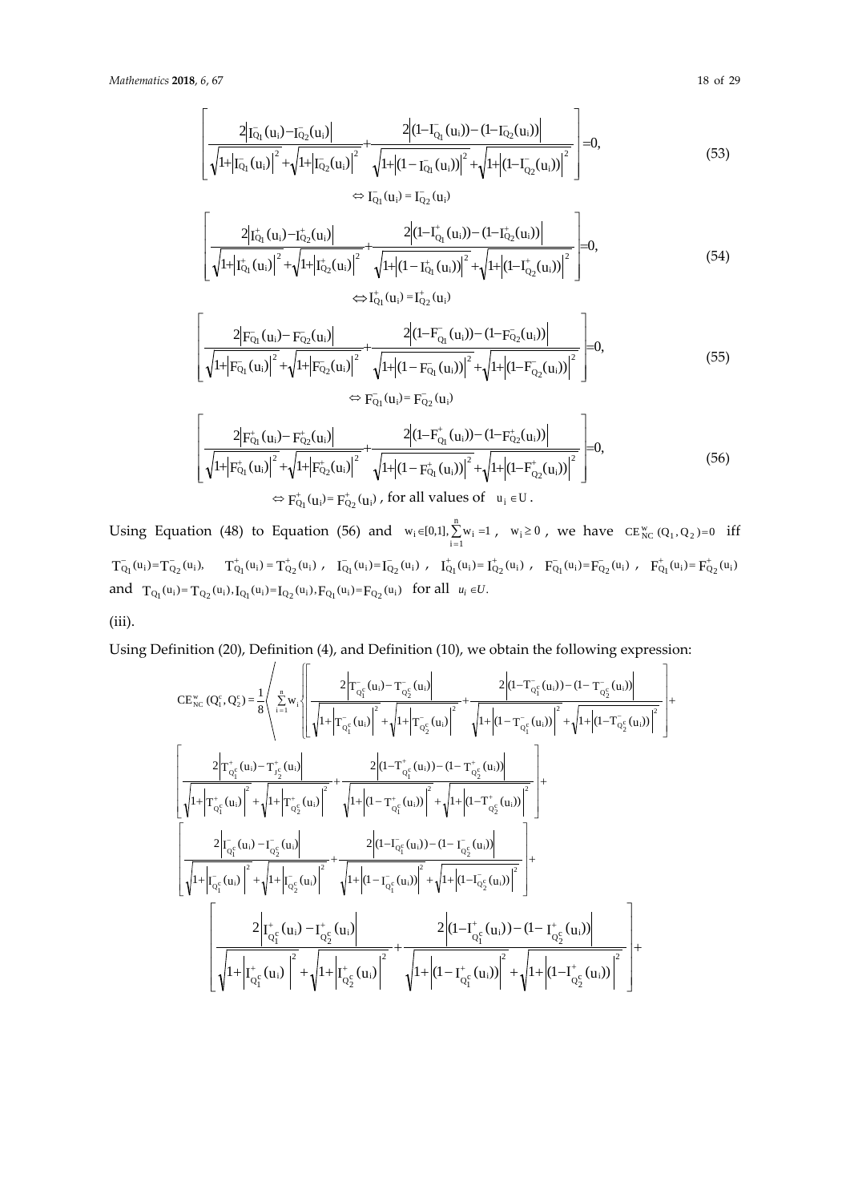$$\left[\frac{2\left|I^{-}_{Q_1}(u_i)-I^{-}_{Q_2}(u_i)\right|}{\sqrt{1+\left|I^{-}_{Q_1}(u_i)\right|^2}+\sqrt{1+\left|I^{-}_{Q_2}(u_i)\right|^2}}+\frac{2\left|(1-I^{-}_{Q_1}(u_i))-(1-I^{-}_{Q_2}(u_i))\right|}{\sqrt{1+\left|(1-I^{-}_{Q_1}(u_i))\right|^2}+\sqrt{1+\left|(1-I^{-}_{Q_2}(u_i))\right|^2}}\right]=0, \tag{53}$$

$$\Leftrightarrow I^{-}_{Q_1}(u_i)=I^{-}_{Q_2}(u_i)$$

$$\left[\frac{2\left|I^{+}_{Q_1}(u_i)-I^{+}_{Q_2}(u_i)\right|}{\sqrt{1+\left|I^{+}_{Q_1}(u_i)\right|^2}+\sqrt{1+\left|I^{+}_{Q_2}(u_i)\right|^2}}+\frac{2\left|(1-I^{+}_{Q_1}(u_i))-(1-I^{+}_{Q_2}(u_i))\right|}{\sqrt{1+\left|(1-I^{+}_{Q_1}(u_i))\right|^2}+\sqrt{1+\left|(1-I^{+}_{Q_2}(u_i))\right|^2}}\right]=0, \tag{54}$$

$$\Leftrightarrow I^{+}_{Q_1}(u_i)=I^{+}_{Q_2}(u_i)$$

$$\left[\frac{2\left|F^{-}_{Q_1}(u_i)-F^{-}_{Q_2}(u_i)\right|}{\sqrt{1+\left|F^{-}_{Q_1}(u_i)\right|^2}+\sqrt{1+\left|F^{-}_{Q_2}(u_i)\right|^2}}+\frac{2\left|(1-F^{-}_{Q_1}(u_i))-(1-F^{-}_{Q_2}(u_i))\right|}{\sqrt{1+\left|(1-F^{-}_{Q_1}(u_i))\right|^2}+\sqrt{1+\left|(1-F^{-}_{Q_2}(u_i))\right|^2}}\right]=0, \tag{55}$$

$$\Leftrightarrow F^{-}_{Q_1}(u_i)=F^{-}_{Q_2}(u_i)$$

$$\left[\frac{2\left|F^{+}_{Q_1}(u_i)-F^{+}_{Q_2}(u_i)\right|}{\sqrt{1+\left|F^{+}_{Q_1}(u_i)\right|^2}+\sqrt{1+\left|F^{+}_{Q_2}(u_i)\right|^2}}+\frac{2\left|(1-F^{+}_{Q_1}(u_i))-(1-F^{+}_{Q_2}(u_i))\right|}{\sqrt{1+\left|(1-F^{+}_{Q_1}(u_i))\right|^2}+\sqrt{1+\left|(1-F^{+}_{Q_2}(u_i))\right|^2}}\right]=0, \tag{56}$$

$$\Leftrightarrow F^{+}_{Q_1}(u_i)=F^{+}_{Q_2}(u_i), \text{ for all values of } u_i\in U.$$

Using Equation (48) to Equation (56) and $w_i\in[0,1], \sum_{i=1}^{n} w_i=1$, $w_i\geq 0$, we have $CE^{w}_{NC}(Q_1,Q_2)=0$ iff $T^{-}_{Q_1}(u_i)=T^{-}_{Q_2}(u_i)$, $T^{+}_{Q_1}(u_i)=T^{+}_{Q_2}(u_i)$, $I^{-}_{Q_1}(u_i)=I^{-}_{Q_2}(u_i)$, $I^{+}_{Q_1}(u_i)=I^{+}_{Q_2}(u_i)$, $F^{-}_{Q_1}(u_i)=F^{-}_{Q_2}(u_i)$, $F^{+}_{Q_1}(u_i)=F^{+}_{Q_2}(u_i)$ and $T_{Q_1}(u_i)=T_{Q_2}(u_i), I_{Q_1}(u_i)=I_{Q_2}(u_i), F_{Q_1}(u_i)=F_{Q_2}(u_i)$ for all $u_i\in U$.

(iii).

Using Definition (20), Definition (4), and Definition (10), we obtain the following expression:

$$CE^{w}_{NC}(Q_1^c,Q_2^c)=\frac{1}{8}\left\langle\sum_{i=1}^{n} w_i\left\{\left[\frac{2\left|T^{-}_{Q_1^c}(u_i)-T^{-}_{Q_2^c}(u_i)\right|}{\sqrt{1+\left|T^{-}_{Q_1^c}(u_i)\right|^2}+\sqrt{1+\left|T^{-}_{Q_2^c}(u_i)\right|^2}}+\frac{2\left|(1-T^{-}_{Q_1^c}(u_i))-(1-T^{-}_{Q_2^c}(u_i))\right|}{\sqrt{1+\left|(1-T^{-}_{Q_1^c}(u_i))\right|^2}+\sqrt{1+\left|(1-T^{-}_{Q_2^c}(u_i))\right|^2}}\right]+\right.\right.$$

$$\left[\frac{2\left|T^{+}_{Q_1^c}(u_i)-T^{+}_{J_2^c}(u_i)\right|}{\sqrt{1+\left|T^{+}_{Q_1^c}(u_i)\right|^2}+\sqrt{1+\left|T^{+}_{Q_2^c}(u_i)\right|^2}}+\frac{2\left|(1-T^{+}_{Q_1^c}(u_i))-(1-T^{+}_{Q_2^c}(u_i))\right|}{\sqrt{1+\left|(1-T^{+}_{Q_1^c}(u_i))\right|^2}+\sqrt{1+\left|(1-T^{+}_{Q_2^c}(u_i))\right|^2}}\right]+$$

$$\left[\frac{2\left|I^{-}_{Q_1^c}(u_i)-I^{-}_{Q_2^c}(u_i)\right|}{\sqrt{1+\left|I^{-}_{Q_1^c}(u_i)\right|^2}+\sqrt{1+\left|I^{-}_{Q_2^c}(u_i)\right|^2}}+\frac{2\left|(1-I^{-}_{Q_1^c}(u_i))-(1-I^{-}_{Q_2^c}(u_i))\right|}{\sqrt{1+\left|(1-I^{-}_{Q_1^c}(u_i))\right|^2}+\sqrt{1+\left|(1-I^{-}_{Q_2^c}(u_i))\right|^2}}\right]+$$

$$\left[\frac{2\left|I^{+}_{Q_1^c}(u_i)-I^{+}_{Q_2^c}(u_i)\right|}{\sqrt{1+\left|I^{+}_{Q_1^c}(u_i)\right|^2}+\sqrt{1+\left|I^{+}_{Q_2^c}(u_i)\right|^2}}+\frac{2\left|(1-I^{+}_{Q_1^c}(u_i))-(1-I^{+}_{Q_2^c}(u_i))\right|}{\sqrt{1+\left|(1-I^{+}_{Q_1^c}(u_i))\right|^2}+\sqrt{1+\left|(1-I^{+}_{Q_2^c}(u_i))\right|^2}}\right]+$$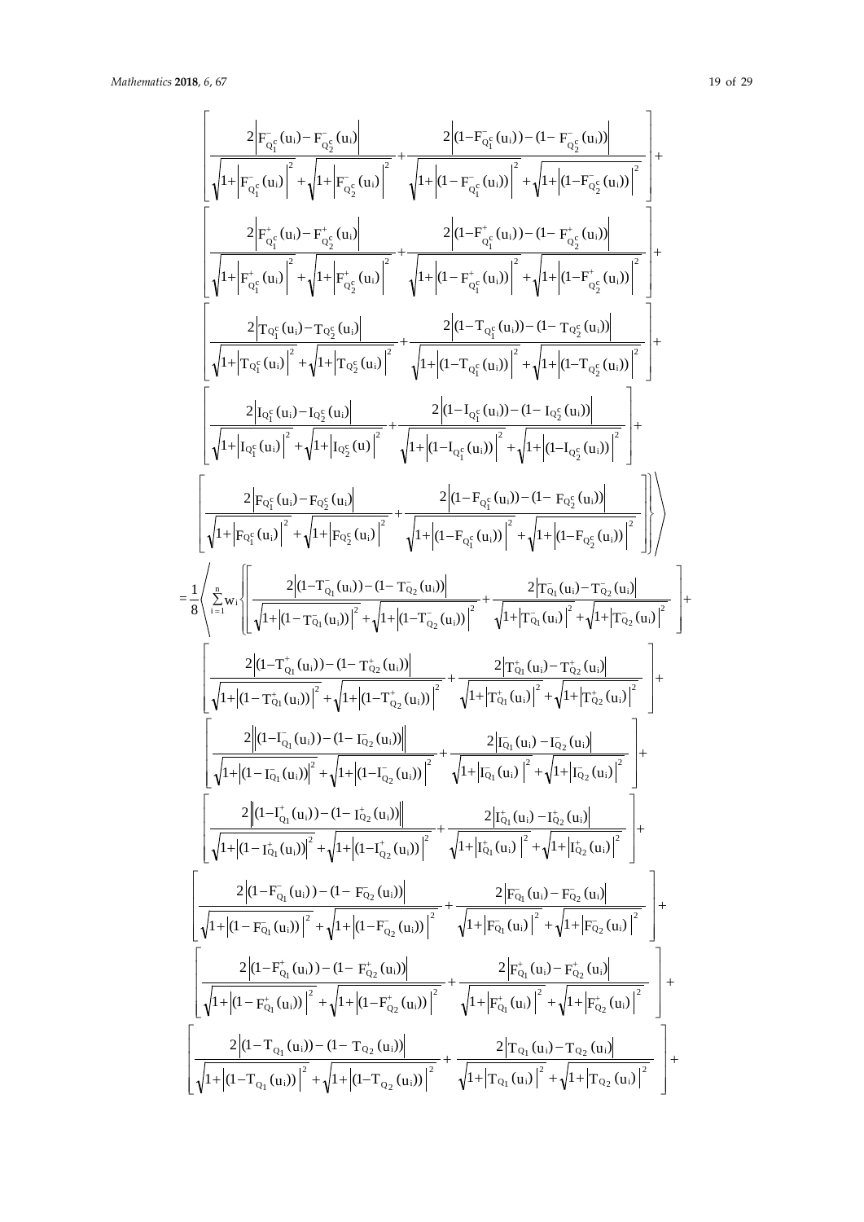$$
\left[\frac{2\left|F^{-}_{Q_1^c}(u_i)-F^{-}_{Q_2^c}(u_i)\right|}{\sqrt{1+\left|F^{-}_{Q_1^c}(u_i)\right|^2}+\sqrt{1+\left|F^{-}_{Q_2^c}(u_i)\right|^2}}+\frac{2\left|(1-F^{-}_{Q_1^c}(u_i))-(1-F^{-}_{Q_2^c}(u_i))\right|}{\sqrt{1+\left|(1-F^{-}_{Q_1^c}(u_i))\right|^2}+\sqrt{1+\left|(1-F^{-}_{Q_2^c}(u_i))\right|^2}}\right]+
$$

$$
\left[\frac{2\left|F^{+}_{Q_1^c}(u_i)-F^{+}_{Q_2^c}(u_i)\right|}{\sqrt{1+\left|F^{+}_{Q_1^c}(u_i)\right|^2}+\sqrt{1+\left|F^{+}_{Q_2^c}(u_i)\right|^2}}+\frac{2\left|(1-F^{+}_{Q_1^c}(u_i))-(1-F^{+}_{Q_2^c}(u_i))\right|}{\sqrt{1+\left|(1-F^{+}_{Q_1^c}(u_i))\right|^2}+\sqrt{1+\left|(1-F^{+}_{Q_2^c}(u_i))\right|^2}}\right]+
$$

$$
\left[\frac{2\left|T_{Q_1^c}(u_i)-T_{Q_2^c}(u_i)\right|}{\sqrt{1+\left|T_{Q_1^c}(u_i)\right|^2}+\sqrt{1+\left|T_{Q_2^c}(u_i)\right|^2}}+\frac{2\left|(1-T_{Q_1^c}(u_i))-(1-T_{Q_2^c}(u_i))\right|}{\sqrt{1+\left|(1-T_{Q_1^c}(u_i))\right|^2}+\sqrt{1+\left|(1-T_{Q_2^c}(u_i))\right|^2}}\right]+
$$

$$
\left[\frac{2\left|I_{Q_1^c}(u_i)-I_{Q_2^c}(u_i)\right|}{\sqrt{1+\left|I_{Q_1^c}(u_i)\right|^2}+\sqrt{1+\left|I_{Q_2^c}(u)\right|^2}}+\frac{2\left|(1-I_{Q_1^c}(u_i))-(1-I_{Q_2^c}(u_i))\right|}{\sqrt{1+\left|(1-I_{Q_1^c}(u_i))\right|^2}+\sqrt{1+\left|(1-I_{Q_2^c}(u_i))\right|^2}}\right]+
$$

$$
\left.\left.\left[\frac{2\left|F_{Q_1^c}(u_i)-F_{Q_2^c}(u_i)\right|}{\sqrt{1+\left|F_{Q_1^c}(u_i)\right|^2}+\sqrt{1+\left|F_{Q_2^c}(u_i)\right|^2}}+\frac{2\left|(1-F_{Q_1^c}(u_i))-(1-F_{Q_2^c}(u_i))\right|}{\sqrt{1+\left|(1-F_{Q_1^c}(u_i))\right|^2}+\sqrt{1+\left|(1-F_{Q_2^c}(u_i))\right|^2}}\right]\right\}\right\rangle
$$

$$
=\frac{1}{8}\left\langle\sum_{i=1}^{n}w_i\left\{\left[\frac{2\left|(1-T^{-}_{Q_1}(u_i))-(1-T^{-}_{Q_2}(u_i))\right|}{\sqrt{1+\left|(1-T^{-}_{Q_1}(u_i))\right|^2}+\sqrt{1+\left|(1-T^{-}_{Q_2}(u_i))\right|^2}}+\frac{2\left|T^{-}_{Q_1}(u_i)-T^{-}_{Q_2}(u_i)\right|}{\sqrt{1+\left|T^{-}_{Q_1}(u_i)\right|^2}+\sqrt{1+\left|T^{-}_{Q_2}(u_i)\right|^2}}\right]+\right.\right.
$$

$$
\left[\frac{2\left|(1-T^{+}_{Q_1}(u_i))-(1-T^{+}_{Q_2}(u_i))\right|}{\sqrt{1+\left|(1-T^{+}_{Q_1}(u_i))\right|^2}+\sqrt{1+\left|(1-T^{+}_{Q_2}(u_i))\right|^2}}+\frac{2\left|T^{+}_{Q_1}(u_i)-T^{+}_{Q_2}(u_i)\right|}{\sqrt{1+\left|T^{+}_{Q_1}(u_i)\right|^2}+\sqrt{1+\left|T^{+}_{Q_2}(u_i)\right|^2}}\right]+
$$

$$
\left[\frac{2\left\|(1-I^{-}_{Q_1}(u_i))-(1-I^{-}_{Q_2}(u_i))\right\|}{\sqrt{1+\left|(1-I^{-}_{Q_1}(u_i))\right|^2}+\sqrt{1+\left|(1-I^{-}_{Q_2}(u_i))\right|^2}}+\frac{2\left|I^{-}_{Q_1}(u_i)-I^{-}_{Q_2}(u_i)\right|}{\sqrt{1+\left|I^{-}_{Q_1}(u_i)\right|^2}+\sqrt{1+\left|I^{-}_{Q_2}(u_i)\right|^2}}\right]+
$$

$$
\left[\frac{2\left\|(1-I^{+}_{Q_1}(u_i))-(1-I^{+}_{Q_2}(u_i))\right\|}{\sqrt{1+\left|(1-I^{+}_{Q_1}(u_i))\right|^2}+\sqrt{1+\left|(1-I^{+}_{Q_2}(u_i))\right|^2}}+\frac{2\left|I^{+}_{Q_1}(u_i)-I^{+}_{Q_2}(u_i)\right|}{\sqrt{1+\left|I^{+}_{Q_1}(u_i)\right|^2}+\sqrt{1+\left|I^{+}_{Q_2}(u_i)\right|^2}}\right]+
$$

$$
\left[\frac{2\left|(1-F^{-}_{Q_1}(u_i))-(1-F^{-}_{Q_2}(u_i))\right|}{\sqrt{1+\left|(1-F^{-}_{Q_1}(u_i))\right|^2}+\sqrt{1+\left|(1-F^{-}_{Q_2}(u_i))\right|^2}}+\frac{2\left|F^{-}_{Q_1}(u_i)-F^{-}_{Q_2}(u_i)\right|}{\sqrt{1+\left|F^{-}_{Q_1}(u_i)\right|^2}+\sqrt{1+\left|F^{-}_{Q_2}(u_i)\right|^2}}\right]+
$$

$$
\left[\frac{2\left|(1-F^{+}_{Q_1}(u_i))-(1-F^{+}_{Q_2}(u_i))\right|}{\sqrt{1+\left|(1-F^{+}_{Q_1}(u_i))\right|^2}+\sqrt{1+\left|(1-F^{+}_{Q_2}(u_i))\right|^2}}+\frac{2\left|F^{+}_{Q_1}(u_i)-F^{+}_{Q_2}(u_i)\right|}{\sqrt{1+\left|F^{+}_{Q_1}(u_i)\right|^2}+\sqrt{1+\left|F^{+}_{Q_2}(u_i)\right|^2}}\right]+
$$

$$
\left[\frac{2\left|(1-T_{Q_1}(u_i))-(1-T_{Q_2}(u_i))\right|}{\sqrt{1+\left|(1-T_{Q_1}(u_i))\right|^2}+\sqrt{1+\left|(1-T_{Q_2}(u_i))\right|^2}}+\frac{2\left|T_{Q_1}(u_i)-T_{Q_2}(u_i)\right|}{\sqrt{1+\left|T_{Q_1}(u_i)\right|^2}+\sqrt{1+\left|T_{Q_2}(u_i)\right|^2}}\right]+
$$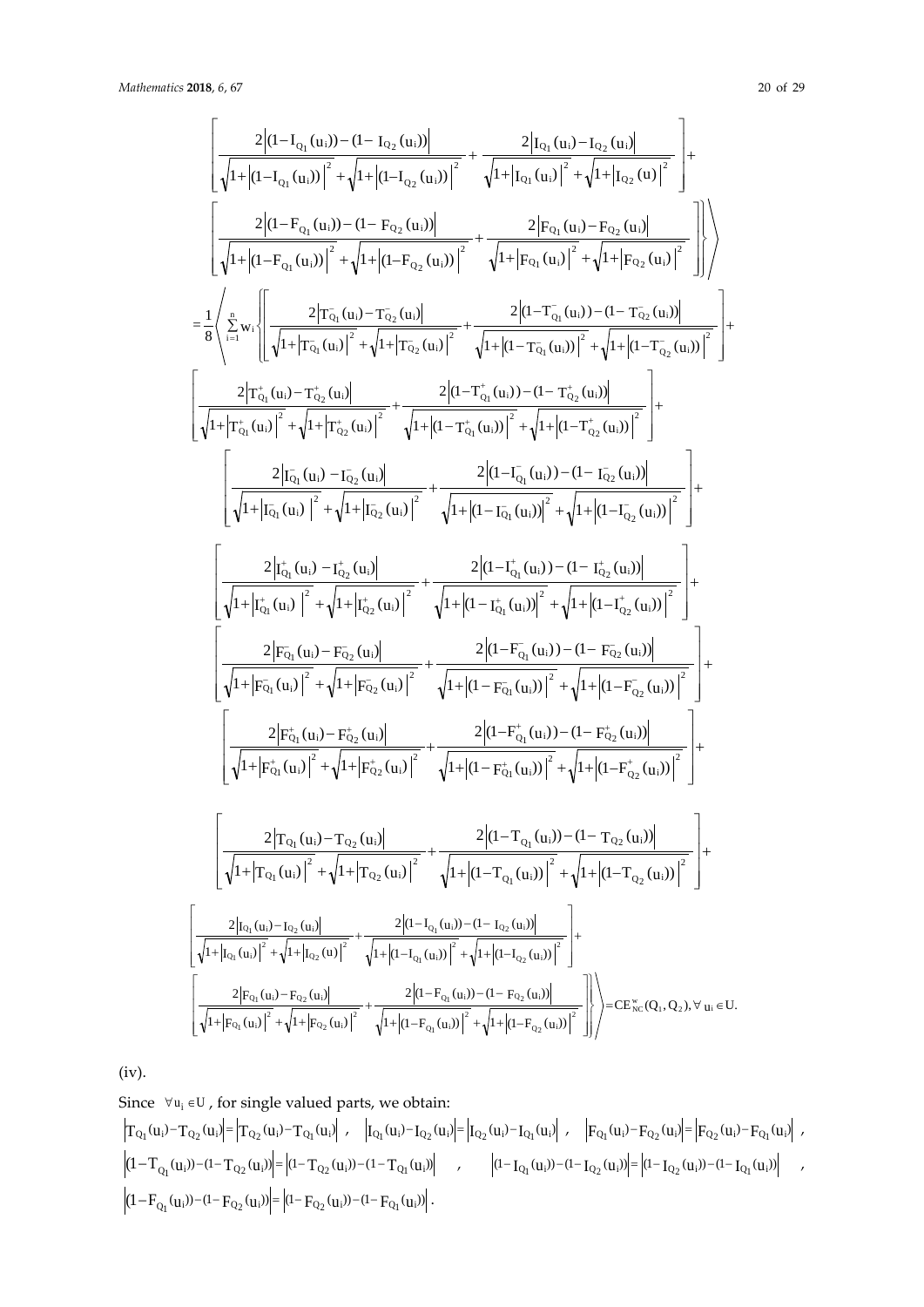$$\left[\frac{2\left|(1-I_{Q_1}(u_i))-(1-I_{Q_2}(u_i))\right|}{\sqrt{1+\left|(1-I_{Q_1}(u_i))\right|^2}+\sqrt{1+\left|(1-I_{Q_2}(u_i))\right|^2}}+\frac{2\left|I_{Q_1}(u_i)-I_{Q_2}(u_i)\right|}{\sqrt{1+\left|I_{Q_1}(u_i)\right|^2}+\sqrt{1+\left|I_{Q_2}(u)\right|^2}}\right]+$$

$$\left.\left.\left[\frac{2\left|(1-F_{Q_1}(u_i))-(1-F_{Q_2}(u_i))\right|}{\sqrt{1+\left|(1-F_{Q_1}(u_i))\right|^2}+\sqrt{1+\left|(1-F_{Q_2}(u_i))\right|^2}}+\frac{2\left|F_{Q_1}(u_i)-F_{Q_2}(u_i)\right|}{\sqrt{1+\left|F_{Q_1}(u_i)\right|^2}+\sqrt{1+\left|F_{Q_2}(u_i)\right|^2}}\right]\right\}\right\rangle$$

$$=\frac{1}{8}\left\langle\sum_{i=1}^{n}w_i\left\{\left[\frac{2\left|T^-_{Q_1}(u_i)-T^-_{Q_2}(u_i)\right|}{\sqrt{1+\left|T^-_{Q_1}(u_i)\right|^2}+\sqrt{1+\left|T^-_{Q_2}(u_i)\right|^2}}+\frac{2\left|(1-T^-_{Q_1}(u_i))-(1-T^-_{Q_2}(u_i))\right|}{\sqrt{1+\left|(1-T^-_{Q_1}(u_i))\right|^2}+\sqrt{1+\left|(1-T^-_{Q_2}(u_i))\right|^2}}\right]+\right.\right.$$

$$\left[\frac{2\left|T^+_{Q_1}(u_i)-T^+_{Q_2}(u_i)\right|}{\sqrt{1+\left|T^+_{Q_1}(u_i)\right|^2}+\sqrt{1+\left|T^+_{Q_2}(u_i)\right|^2}}+\frac{2\left|(1-T^+_{Q_1}(u_i))-(1-T^+_{Q_2}(u_i))\right|}{\sqrt{1+\left|(1-T^+_{Q_1}(u_i))\right|^2}+\sqrt{1+\left|(1-T^+_{Q_2}(u_i))\right|^2}}\right]+$$

$$\left[\frac{2\left|I^-_{Q_1}(u_i)-I^-_{Q_2}(u_i)\right|}{\sqrt{1+\left|I^-_{Q_1}(u_i)\right|^2}+\sqrt{1+\left|I^-_{Q_2}(u_i)\right|^2}}+\frac{2\left|(1-I^-_{Q_1}(u_i))-(1-I^-_{Q_2}(u_i))\right|}{\sqrt{1+\left|(1-I^-_{Q_1}(u_i))\right|^2}+\sqrt{1+\left|(1-I^-_{Q_2}(u_i))\right|^2}}\right]+$$

$$\left[\frac{2\left|I^+_{Q_1}(u_i)-I^+_{Q_2}(u_i)\right|}{\sqrt{1+\left|I^+_{Q_1}(u_i)\right|^2}+\sqrt{1+\left|I^+_{Q_2}(u_i)\right|^2}}+\frac{2\left|(1-I^+_{Q_1}(u_i))-(1-I^+_{Q_2}(u_i))\right|}{\sqrt{1+\left|(1-I^+_{Q_1}(u_i))\right|^2}+\sqrt{1+\left|(1-I^+_{Q_2}(u_i))\right|^2}}\right]+$$

$$\left[\frac{2\left|F^-_{Q_1}(u_i)-F^-_{Q_2}(u_i)\right|}{\sqrt{1+\left|F^-_{Q_1}(u_i)\right|^2}+\sqrt{1+\left|F^-_{Q_2}(u_i)\right|^2}}+\frac{2\left|(1-F^-_{Q_1}(u_i))-(1-F^-_{Q_2}(u_i))\right|}{\sqrt{1+\left|(1-F^-_{Q_1}(u_i))\right|^2}+\sqrt{1+\left|(1-F^-_{Q_2}(u_i))\right|^2}}\right]+$$

$$\left[\frac{2\left|F^+_{Q_1}(u_i)-F^+_{Q_2}(u_i)\right|}{\sqrt{1+\left|F^+_{Q_1}(u_i)\right|^2}+\sqrt{1+\left|F^+_{Q_2}(u_i)\right|^2}}+\frac{2\left|(1-F^+_{Q_1}(u_i))-(1-F^+_{Q_2}(u_i))\right|}{\sqrt{1+\left|(1-F^+_{Q_1}(u_i))\right|^2}+\sqrt{1+\left|(1-F^+_{Q_2}(u_i))\right|^2}}\right]+$$

$$\left[\frac{2\left|T_{Q_1}(u_i)-T_{Q_2}(u_i)\right|}{\sqrt{1+\left|T_{Q_1}(u_i)\right|^2}+\sqrt{1+\left|T_{Q_2}(u_i)\right|^2}}+\frac{2\left|(1-T_{Q_1}(u_i))-(1-T_{Q_2}(u_i))\right|}{\sqrt{1+\left|(1-T_{Q_1}(u_i))\right|^2}+\sqrt{1+\left|(1-T_{Q_2}(u_i))\right|^2}}\right]+$$

$$\left[\frac{2\left|I_{Q_1}(u_i)-I_{Q_2}(u_i)\right|}{\sqrt{1+\left|I_{Q_1}(u_i)\right|^2}+\sqrt{1+\left|I_{Q_2}(u)\right|^2}}+\frac{2\left|(1-I_{Q_1}(u_i))-(1-I_{Q_2}(u_i))\right|}{\sqrt{1+\left|(1-I_{Q_1}(u_i))\right|^2}+\sqrt{1+\left|(1-I_{Q_2}(u_i))\right|^2}}\right]+$$

$$\left.\left.\left[\frac{2\left|F_{Q_1}(u_i)-F_{Q_2}(u_i)\right|}{\sqrt{1+\left|F_{Q_1}(u_i)\right|^2}+\sqrt{1+\left|F_{Q_2}(u_i)\right|^2}}+\frac{2\left|(1-F_{Q_1}(u_i))-(1-F_{Q_2}(u_i))\right|}{\sqrt{1+\left|(1-F_{Q_1}(u_i))\right|^2}+\sqrt{1+\left|(1-F_{Q_2}(u_i))\right|^2}}\right]\right\}\right\rangle=CE^w_{NC}(Q_1,Q_2),\forall\, u_i\in U.$$

(iv).

Since $\forall u_i\in U$, for single valued parts, we obtain:

$$\left|T_{Q_1}(u_i)-T_{Q_2}(u_i)\right|=\left|T_{Q_2}(u_i)-T_{Q_1}(u_i)\right|,\quad \left|I_{Q_1}(u_i)-I_{Q_2}(u_i)\right|=\left|I_{Q_2}(u_i)-I_{Q_1}(u_i)\right|,\quad \left|F_{Q_1}(u_i)-F_{Q_2}(u_i)\right|=\left|F_{Q_2}(u_i)-F_{Q_1}(u_i)\right|,$$

$$\left|(1-T_{Q_1}(u_i))-(1-T_{Q_2}(u_i))\right|=\left|(1-T_{Q_2}(u_i))-(1-T_{Q_1}(u_i))\right|,\quad \left|(1-I_{Q_1}(u_i))-(1-I_{Q_2}(u_i))\right|=\left|(1-I_{Q_2}(u_i))-(1-I_{Q_1}(u_i))\right|,$$

$$\left|(1-F_{Q_1}(u_i))-(1-F_{Q_2}(u_i))\right|=\left|(1-F_{Q_2}(u_i))-(1-F_{Q_1}(u_i))\right|.$$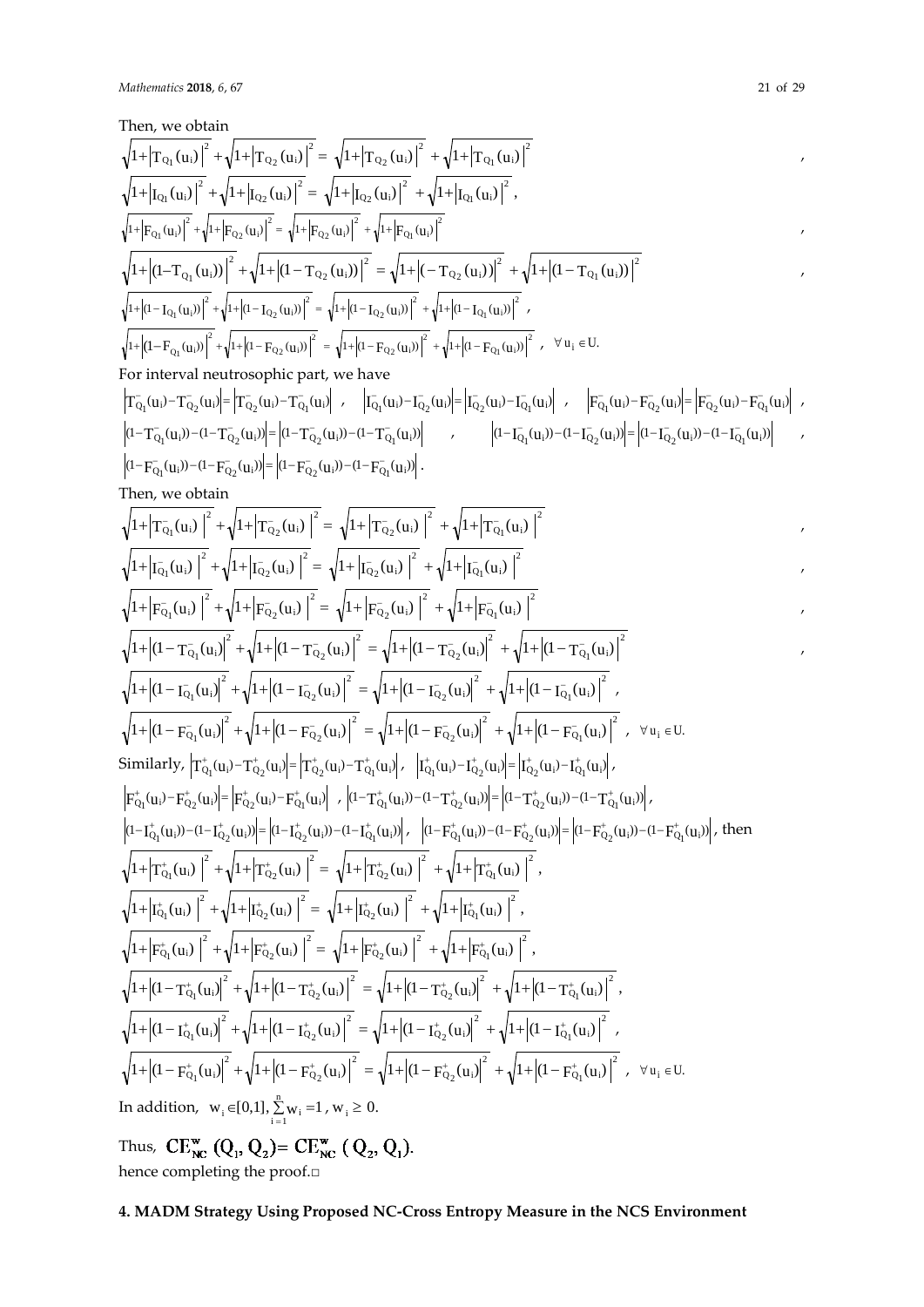Then, we obtain

$$\sqrt{1+\left|T_{Q_1}(u_i)\right|^2}+\sqrt{1+\left|T_{Q_2}(u_i)\right|^2}=\sqrt{1+\left|T_{Q_2}(u_i)\right|^2}+\sqrt{1+\left|T_{Q_1}(u_i)\right|^2},$$

$$\sqrt{1+\left|I_{Q_1}(u_i)\right|^2}+\sqrt{1+\left|I_{Q_2}(u_i)\right|^2}=\sqrt{1+\left|I_{Q_2}(u_i)\right|^2}+\sqrt{1+\left|I_{Q_1}(u_i)\right|^2},$$

$$\sqrt{1+\left|F_{Q_1}(u_i)\right|^2}+\sqrt{1+\left|F_{Q_2}(u_i)\right|^2}=\sqrt{1+\left|F_{Q_2}(u_i)\right|^2}+\sqrt{1+\left|F_{Q_1}(u_i)\right|^2},$$

$$\sqrt{1+\left|(1-T_{Q_1}(u_i))\right|^2}+\sqrt{1+\left|(1-T_{Q_2}(u_i))\right|^2}=\sqrt{1+\left|(-T_{Q_2}(u_i))\right|^2}+\sqrt{1+\left|(1-T_{Q_1}(u_i))\right|^2},$$

$$\sqrt{1+\left|(1-I_{Q_1}(u_i))\right|^2}+\sqrt{1+\left|(1-I_{Q_2}(u_i))\right|^2}=\sqrt{1+\left|(1-I_{Q_2}(u_i))\right|^2}+\sqrt{1+\left|(1-I_{Q_1}(u_i))\right|^2},$$

$$\sqrt{1+\left|(1-F_{Q_1}(u_i))\right|^2}+\sqrt{1+\left|(1-F_{Q_2}(u_i))\right|^2}=\sqrt{1+\left|(1-F_{Q_2}(u_i))\right|^2}+\sqrt{1+\left|(1-F_{Q_1}(u_i))\right|^2},\quad \forall u_i\in U.$$

For interval neutrosophic part, we have

$$\left|T^-_{Q_1}(u_i)-T^-_{Q_2}(u_i)\right|=\left|T^-_{Q_2}(u_i)-T^-_{Q_1}(u_i)\right|,\quad \left|I^-_{Q_1}(u_i)-I^-_{Q_2}(u_i)\right|=\left|I^-_{Q_2}(u_i)-I^-_{Q_1}(u_i)\right|,\quad \left|F^-_{Q_1}(u_i)-F^-_{Q_2}(u_i)\right|=\left|F^-_{Q_2}(u_i)-F^-_{Q_1}(u_i)\right|,$$

$$\left|(1-T^-_{Q_1}(u_i))-(1-T^-_{Q_2}(u_i))\right|=\left|(1-T^-_{Q_2}(u_i))-(1-T^-_{Q_1}(u_i))\right|,\quad \left|(1-I^-_{Q_1}(u_i))-(1-I^-_{Q_2}(u_i))\right|=\left|(1-I^-_{Q_2}(u_i))-(1-I^-_{Q_1}(u_i))\right|,$$

$$\left|(1-F^-_{Q_1}(u_i))-(1-F^-_{Q_2}(u_i))\right|=\left|(1-F^-_{Q_2}(u_i))-(1-F^-_{Q_1}(u_i))\right|.$$

Then, we obtain

$$\sqrt{1+\left|T^-_{Q_1}(u_i)\right|^2}+\sqrt{1+\left|T^-_{Q_2}(u_i)\right|^2}=\sqrt{1+\left|T^-_{Q_2}(u_i)\right|^2}+\sqrt{1+\left|T^-_{Q_1}(u_i)\right|^2},$$

$$\sqrt{1+\left|I^-_{Q_1}(u_i)\right|^2}+\sqrt{1+\left|I^-_{Q_2}(u_i)\right|^2}=\sqrt{1+\left|I^-_{Q_2}(u_i)\right|^2}+\sqrt{1+\left|I^-_{Q_1}(u_i)\right|^2},$$

$$\sqrt{1+\left|F^-_{Q_1}(u_i)\right|^2}+\sqrt{1+\left|F^-_{Q_2}(u_i)\right|^2}=\sqrt{1+\left|F^-_{Q_2}(u_i)\right|^2}+\sqrt{1+\left|F^-_{Q_1}(u_i)\right|^2},$$

$$\sqrt{1+\left|(1-T^-_{Q_1}(u_i)\right|^2}+\sqrt{1+\left|(1-T^-_{Q_2}(u_i)\right|^2}=\sqrt{1+\left|(1-T^-_{Q_2}(u_i)\right|^2}+\sqrt{1+\left|(1-T^-_{Q_1}(u_i)\right|^2},$$

$$\sqrt{1+\left|(1-I^-_{Q_1}(u_i)\right|^2}+\sqrt{1+\left|(1-I^-_{Q_2}(u_i)\right|^2}=\sqrt{1+\left|(1-I^-_{Q_2}(u_i)\right|^2}+\sqrt{1+\left|(1-I^-_{Q_1}(u_i)\right|^2},$$

$$\sqrt{1+\left|(1-F^-_{Q_1}(u_i)\right|^2}+\sqrt{1+\left|(1-F^-_{Q_2}(u_i)\right|^2}=\sqrt{1+\left|(1-F^-_{Q_2}(u_i)\right|^2}+\sqrt{1+\left|(1-F^-_{Q_1}(u_i)\right|^2},\quad \forall u_i\in U.$$

Similarly, $\left|T^+_{Q_1}(u_i)-T^+_{Q_2}(u_i)\right|=\left|T^+_{Q_2}(u_i)-T^+_{Q_1}(u_i)\right|$, $\left|I^+_{Q_1}(u_i)-I^+_{Q_2}(u_i)\right|=\left|I^+_{Q_2}(u_i)-I^+_{Q_1}(u_i)\right|$,

$\left|F^+_{Q_1}(u_i)-F^+_{Q_2}(u_i)\right|=\left|F^+_{Q_2}(u_i)-F^+_{Q_1}(u_i)\right|$, $\left|(1-T^+_{Q_1}(u_i))-(1-T^+_{Q_2}(u_i))\right|=\left|(1-T^+_{Q_2}(u_i))-(1-T^+_{Q_1}(u_i))\right|$,

$\left|(1-I^+_{Q_1}(u_i))-(1-I^+_{Q_2}(u_i))\right|=\left|(1-I^+_{Q_2}(u_i))-(1-I^+_{Q_1}(u_i))\right|$, $\left|(1-F^+_{Q_1}(u_i))-(1-F^+_{Q_2}(u_i))\right|=\left|(1-F^+_{Q_2}(u_i))-(1-F^+_{Q_1}(u_i))\right|$, then

$$\sqrt{1+\left|T^+_{Q_1}(u_i)\right|^2}+\sqrt{1+\left|T^+_{Q_2}(u_i)\right|^2}=\sqrt{1+\left|T^+_{Q_2}(u_i)\right|^2}+\sqrt{1+\left|T^+_{Q_1}(u_i)\right|^2},$$

$$\sqrt{1+\left|I^+_{Q_1}(u_i)\right|^2}+\sqrt{1+\left|I^+_{Q_2}(u_i)\right|^2}=\sqrt{1+\left|I^+_{Q_2}(u_i)\right|^2}+\sqrt{1+\left|I^+_{Q_1}(u_i)\right|^2},$$

$$\sqrt{1+\left|F^+_{Q_1}(u_i)\right|^2}+\sqrt{1+\left|F^+_{Q_2}(u_i)\right|^2}=\sqrt{1+\left|F^+_{Q_2}(u_i)\right|^2}+\sqrt{1+\left|F^+_{Q_1}(u_i)\right|^2},$$

$$\sqrt{1+\left|(1-T^+_{Q_1}(u_i)\right|^2}+\sqrt{1+\left|(1-T^+_{Q_2}(u_i)\right|^2}=\sqrt{1+\left|(1-T^+_{Q_2}(u_i)\right|^2}+\sqrt{1+\left|(1-T^+_{Q_1}(u_i)\right|^2},$$

$$\sqrt{1+\left|(1-I^+_{Q_1}(u_i)\right|^2}+\sqrt{1+\left|(1-I^+_{Q_2}(u_i)\right|^2}=\sqrt{1+\left|(1-I^+_{Q_2}(u_i)\right|^2}+\sqrt{1+\left|(1-I^+_{Q_1}(u_i)\right|^2},$$

$$\sqrt{1+\left|(1-F^+_{Q_1}(u_i)\right|^2}+\sqrt{1+\left|(1-F^+_{Q_2}(u_i)\right|^2}=\sqrt{1+\left|(1-F^+_{Q_2}(u_i)\right|^2}+\sqrt{1+\left|(1-F^+_{Q_1}(u_i)\right|^2},\quad \forall u_i\in U.$$

In addition, $w_i\in[0,1], \sum_{i=1}^{n} w_i=1, w_i\geq 0.$

Thus, $CE^w_{NC}(Q_1, Q_2)= CE^w_{NC}(Q_2, Q_1).$

hence completing the proof.□

## 4. MADM Strategy Using Proposed NC-Cross Entropy Measure in the NCS Environment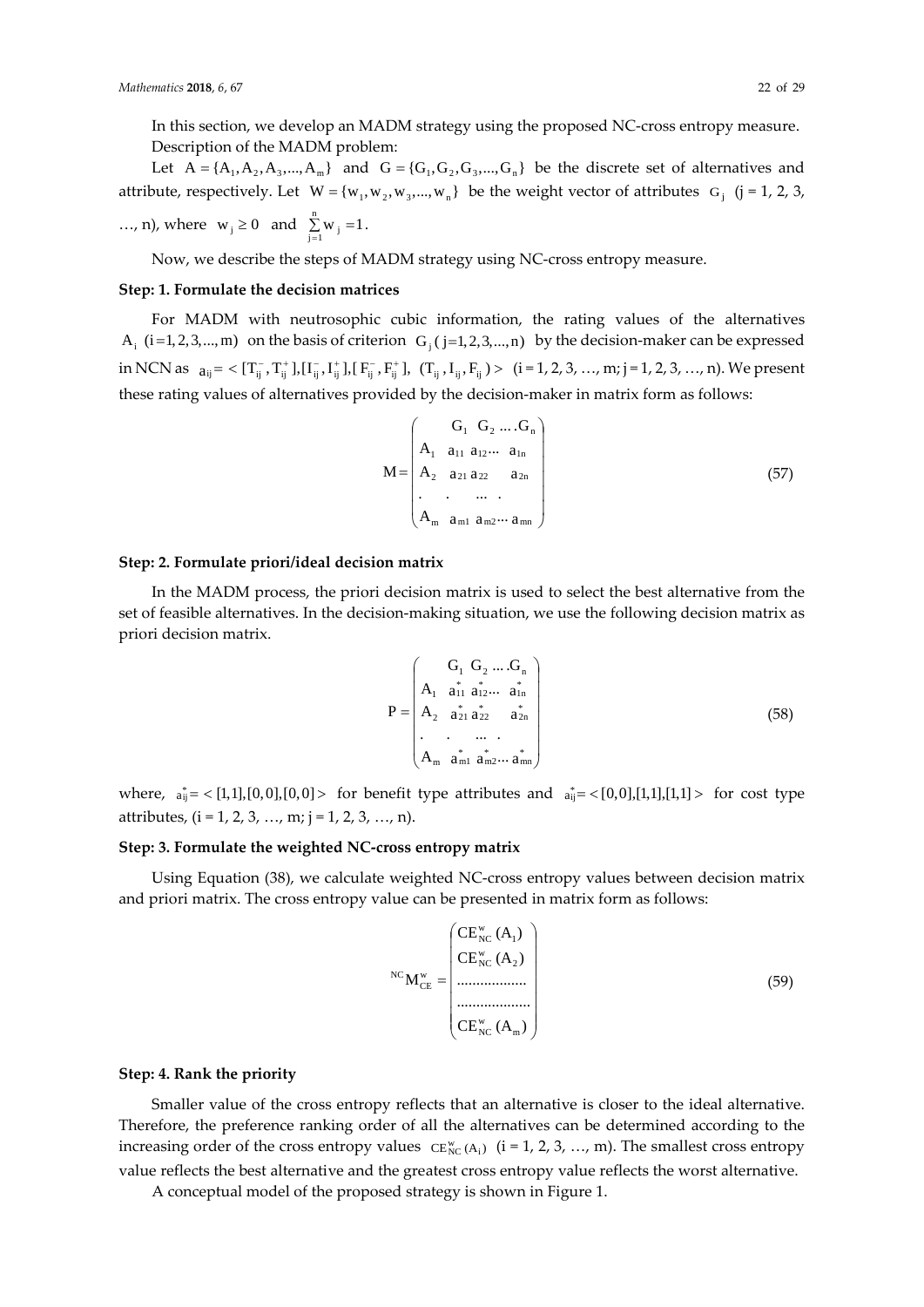In this section, we develop an MADM strategy using the proposed NC-cross entropy measure.

Description of the MADM problem:

Let $A = \{A_1, A_2, A_3, \ldots, A_m\}$ and $G = \{G_1, G_2, G_3, \ldots, G_n\}$ be the discrete set of alternatives and attribute, respectively. Let $W = \{w_1, w_2, w_3, \ldots, w_n\}$ be the weight vector of attributes $G_j$ (j = 1, 2, 3, …, n), where $w_j \geq 0$ and $\sum_{j=1}^{n} w_j = 1$.

Now, we describe the steps of MADM strategy using NC-cross entropy measure.

**Step: 1. Formulate the decision matrices**

For MADM with neutrosophic cubic information, the rating values of the alternatives $A_i$ $(i = 1, 2, 3, \ldots, m)$ on the basis of criterion $G_j$ $(j = 1, 2, 3, \ldots, n)$ by the decision-maker can be expressed in NCN as $a_{ij} = <[T_{ij}^-, T_{ij}^+], [I_{ij}^-, I_{ij}^+], [F_{ij}^-, F_{ij}^+], (T_{ij}, I_{ij}, F_{ij})>$ (i = 1, 2, 3, …, m; j = 1, 2, 3, …, n). We present these rating values of alternatives provided by the decision-maker in matrix form as follows:

$$M = \begin{pmatrix} & G_1 & G_2 & \ldots & G_n \\ A_1 & a_{11} & a_{12} & \ldots & a_{1n} \\ A_2 & a_{21} & a_{22} & & a_{2n} \\ . & . & & \ldots & . \\ A_m & a_{m1} & a_{m2} & \ldots & a_{mn} \end{pmatrix} \tag{57}$$

**Step: 2. Formulate priori/ideal decision matrix**

In the MADM process, the priori decision matrix is used to select the best alternative from the set of feasible alternatives. In the decision-making situation, we use the following decision matrix as priori decision matrix.

$$P = \begin{pmatrix} & G_1 & G_2 & \ldots & G_n \\ A_1 & a_{11}^* & a_{12}^* & \ldots & a_{1n}^* \\ A_2 & a_{21}^* & a_{22}^* & & a_{2n}^* \\ . & . & & \ldots & . \\ A_m & a_{m1}^* & a_{m2}^* & \ldots & a_{mn}^* \end{pmatrix} \tag{58}$$

where, $a_{ij}^* = <[1,1],[0,0],[0,0]>$ for benefit type attributes and $a_{ij}^* = <[0,0],[1,1],[1,1]>$ for cost type attributes, (i = 1, 2, 3, …, m; j = 1, 2, 3, …, n).

**Step: 3. Formulate the weighted NC-cross entropy matrix**

Using Equation (38), we calculate weighted NC-cross entropy values between decision matrix and priori matrix. The cross entropy value can be presented in matrix form as follows:

$$^{NC}M_{CE}^{w} = \begin{pmatrix} CE_{NC}^{w}(A_1) \\ CE_{NC}^{w}(A_2) \\ \ldots\ldots\ldots\ldots\ldots \\ \ldots\ldots\ldots\ldots\ldots \\ CE_{NC}^{w}(A_m) \end{pmatrix} \tag{59}$$

**Step: 4. Rank the priority**

Smaller value of the cross entropy reflects that an alternative is closer to the ideal alternative. Therefore, the preference ranking order of all the alternatives can be determined according to the increasing order of the cross entropy values $CE_{NC}^{w}(A_i)$ (i = 1, 2, 3, …, m). The smallest cross entropy value reflects the best alternative and the greatest cross entropy value reflects the worst alternative.

A conceptual model of the proposed strategy is shown in Figure 1.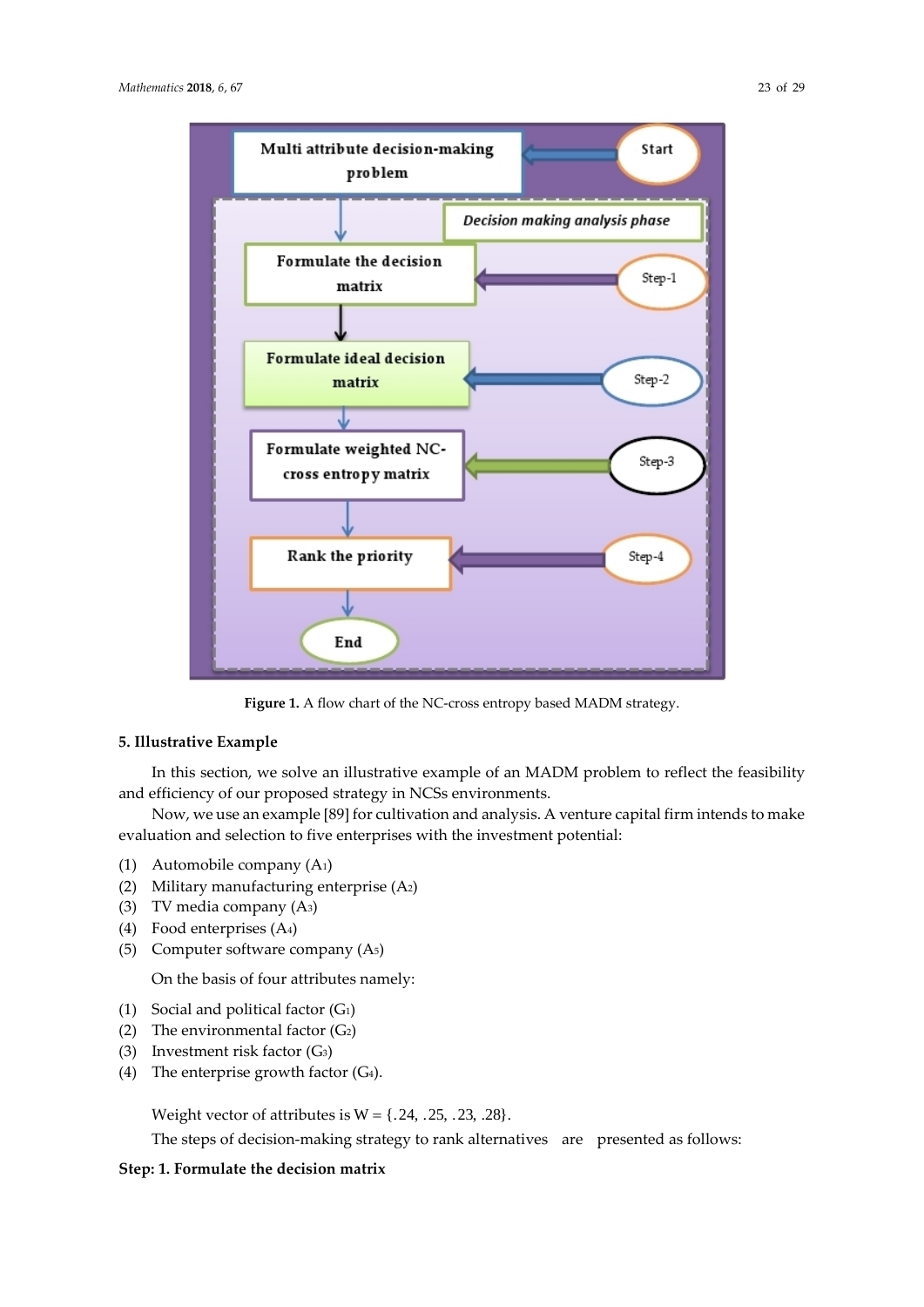**Figure 1.** A flow chart of the NC-cross entropy based MADM strategy.

## 5. Illustrative Example

In this section, we solve an illustrative example of an MADM problem to reflect the feasibility and efficiency of our proposed strategy in NCSs environments.

Now, we use an example [89] for cultivation and analysis. A venture capital firm intends to make evaluation and selection to five enterprises with the investment potential:

(1) Automobile company ($A_1$)
(2) Military manufacturing enterprise ($A_2$)
(3) TV media company ($A_3$)
(4) Food enterprises ($A_4$)
(5) Computer software company ($A_5$)

On the basis of four attributes namely:

(1) Social and political factor ($G_1$)
(2) The environmental factor ($G_2$)
(3) Investment risk factor ($G_3$)
(4) The enterprise growth factor ($G_4$).

Weight vector of attributes is $W = \{.24, .25, .23, .28\}$.

The steps of decision-making strategy to rank alternatives are presented as follows:

**Step: 1. Formulate the decision matrix**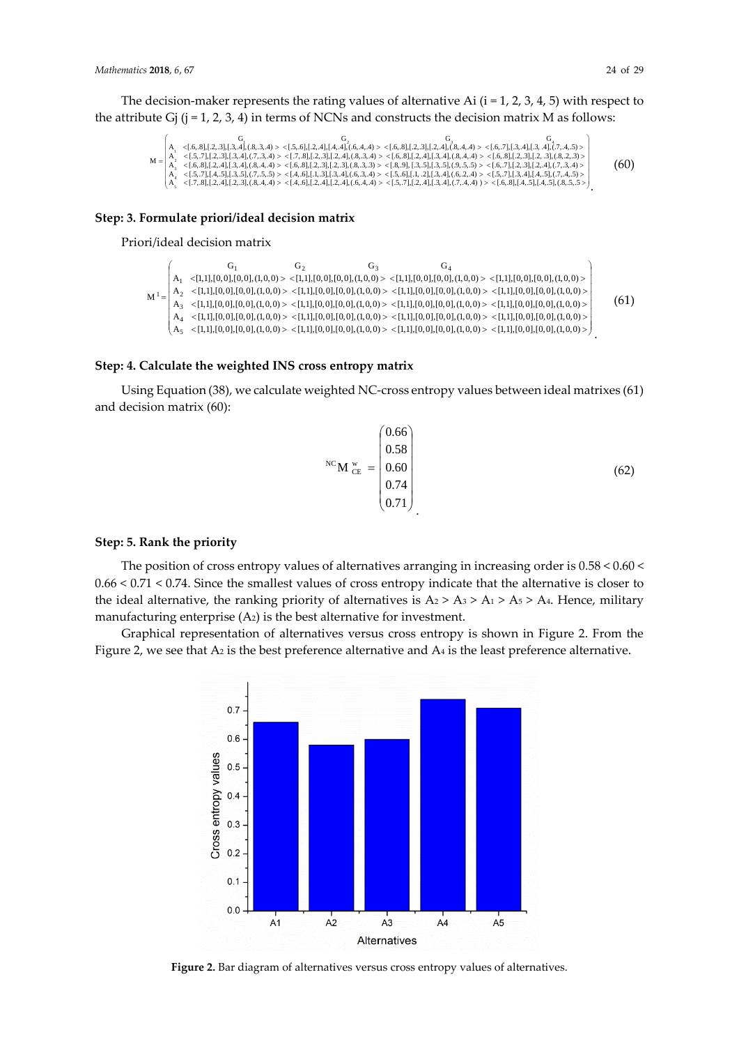The decision-maker represents the rating values of alternative Ai (i = 1, 2, 3, 4, 5) with respect to the attribute Gj (j = 1, 2, 3, 4) in terms of NCNs and constructs the decision matrix M as follows:

$$
M = \begin{pmatrix}
 & G_1 & G_2 & G_3 & G_4 \\
A_1 & <[.6,.8],[.2,.3],[.3,.4],(.8,.3,.4)> & <[.5,.6],[.2,.4],[.4,.4],(.6,.4,.4)> & <[.6,.8],[.2,.3],[.2,.4],(.8,.4,.4)> & <[.6,.7],[.3,.4],[.3,.4],(.7,.4,.5)> \\
A_2 & <[.5,.7],[.2,.3],[.3,.4],(.7,.3,.4)> & <[.7,.8],[.2,.3],[.2,.4],(.8,.3,.4)> & <[.6,.8],[.2,.4],[.3,.4],(.8,.4,.4)> & <[.6,.8],[.2,.3],[.2,.3],(.8,.2,.3)> \\
A_3 & <[.6,.8],[.2,.4],[.3,.4],(.8,.4,.4)> & <[.6,.8],[.2,.3],[.2,.3],(.8,.3,.3)> & <[.8,.9],[.3,.5],[.3,.5],(.9,.5,.5)> & <[.6,.7],[.2,.3],[.2,.4],(.7,.3,.4)> \\
A_4 & <[.5,.7],[.4,.5],[.3,.5],(.7,.5,.5)> & <[.4,.6],[.1,.3],[.3,.4],(.6,.3,.4)> & <[.5,.6],[.1,.2],[.3,.4],(.6,.2,.4)> & <[.5,.7],[.3,.4],[.4,.5],(.7,.4,.5)> \\
A_5 & <[.7,.8],[.2,.4],[.2,.3],(.8,.4,.4)> & <[.4,.6],[.2,.4],[.2,.4],(.6,.4,.4)> & <[.5,.7],[.2,.4],[.3,.4],(.7,.4,.4)> & <[.6,.8],[.4,.5],[.4,.5],(.8,.5,.5)>
\end{pmatrix} \tag{60}
$$

### Step: 3. Formulate priori/ideal decision matrix

Priori/ideal decision matrix

$$
M^1 = \begin{pmatrix}
 & G_1 & G_2 & G_3 & G_4 \\
A_1 & <[1,1],[0,0],[0,0],(1,0,0)> & <[1,1],[0,0],[0,0],(1,0,0)> & <[1,1],[0,0],[0,0],(1,0,0)> & <[1,1],[0,0],[0,0],(1,0,0)> \\
A_2 & <[1,1],[0,0],[0,0],(1,0,0)> & <[1,1],[0,0],[0,0],(1,0,0)> & <[1,1],[0,0],[0,0],(1,0,0)> & <[1,1],[0,0],[0,0],(1,0,0)> \\
A_3 & <[1,1],[0,0],[0,0],(1,0,0)> & <[1,1],[0,0],[0,0],(1,0,0)> & <[1,1],[0,0],[0,0],(1,0,0)> & <[1,1],[0,0],[0,0],(1,0,0)> \\
A_4 & <[1,1],[0,0],[0,0],(1,0,0)> & <[1,1],[0,0],[0,0],(1,0,0)> & <[1,1],[0,0],[0,0],(1,0,0)> & <[1,1],[0,0],[0,0],(1,0,0)> \\
A_5 & <[1,1],[0,0],[0,0],(1,0,0)> & <[1,1],[0,0],[0,0],(1,0,0)> & <[1,1],[0,0],[0,0],(1,0,0)> & <[1,1],[0,0],[0,0],(1,0,0)>
\end{pmatrix} \tag{61}
$$

### Step: 4. Calculate the weighted INS cross entropy matrix

Using Equation (38), we calculate weighted NC-cross entropy values between ideal matrixes (61) and decision matrix (60):

$$
{}^{NC}M_{CE}^{w} = \begin{pmatrix} 0.66 \\ 0.58 \\ 0.60 \\ 0.74 \\ 0.71 \end{pmatrix} \tag{62}
$$

### Step: 5. Rank the priority

The position of cross entropy values of alternatives arranging in increasing order is $0.58 < 0.60 < 0.66 < 0.71 < 0.74$. Since the smallest values of cross entropy indicate that the alternative is closer to the ideal alternative, the ranking priority of alternatives is $A_2 > A_3 > A_1 > A_5 > A_4$. Hence, military manufacturing enterprise ($A_2$) is the best alternative for investment.

Graphical representation of alternatives versus cross entropy is shown in Figure 2. From the Figure 2, we see that $A_2$ is the best preference alternative and $A_4$ is the least preference alternative.

**Figure 2.** Bar diagram of alternatives versus cross entropy values of alternatives.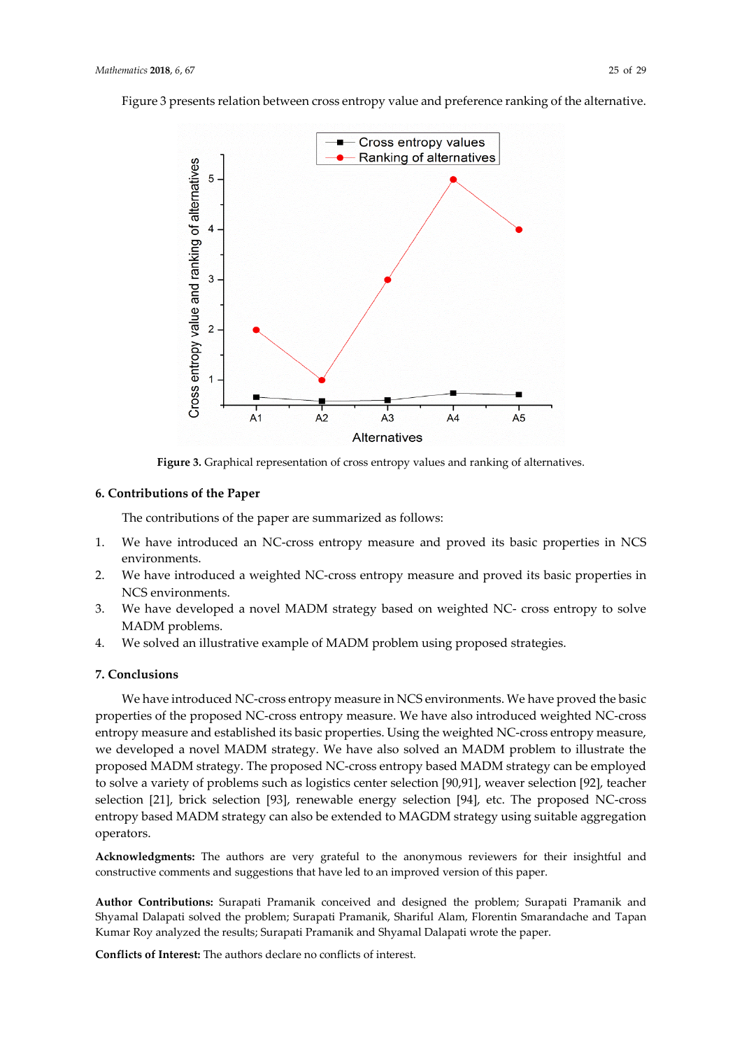Figure 3 presents relation between cross entropy value and preference ranking of the alternative.

**Figure 3.** Graphical representation of cross entropy values and ranking of alternatives.

## 6. Contributions of the Paper

The contributions of the paper are summarized as follows:

1. We have introduced an NC-cross entropy measure and proved its basic properties in NCS environments.
2. We have introduced a weighted NC-cross entropy measure and proved its basic properties in NCS environments.
3. We have developed a novel MADM strategy based on weighted NC- cross entropy to solve MADM problems.
4. We solved an illustrative example of MADM problem using proposed strategies.

## 7. Conclusions

We have introduced NC-cross entropy measure in NCS environments. We have proved the basic properties of the proposed NC-cross entropy measure. We have also introduced weighted NC-cross entropy measure and established its basic properties. Using the weighted NC-cross entropy measure, we developed a novel MADM strategy. We have also solved an MADM problem to illustrate the proposed MADM strategy. The proposed NC-cross entropy based MADM strategy can be employed to solve a variety of problems such as logistics center selection [90,91], weaver selection [92], teacher selection [21], brick selection [93], renewable energy selection [94], etc. The proposed NC-cross entropy based MADM strategy can also be extended to MAGDM strategy using suitable aggregation operators.

**Acknowledgments:** The authors are very grateful to the anonymous reviewers for their insightful and constructive comments and suggestions that have led to an improved version of this paper.

**Author Contributions:** Surapati Pramanik conceived and designed the problem; Surapati Pramanik and Shyamal Dalapati solved the problem; Surapati Pramanik, Shariful Alam, Florentin Smarandache and Tapan Kumar Roy analyzed the results; Surapati Pramanik and Shyamal Dalapati wrote the paper.

**Conflicts of Interest:** The authors declare no conflicts of interest.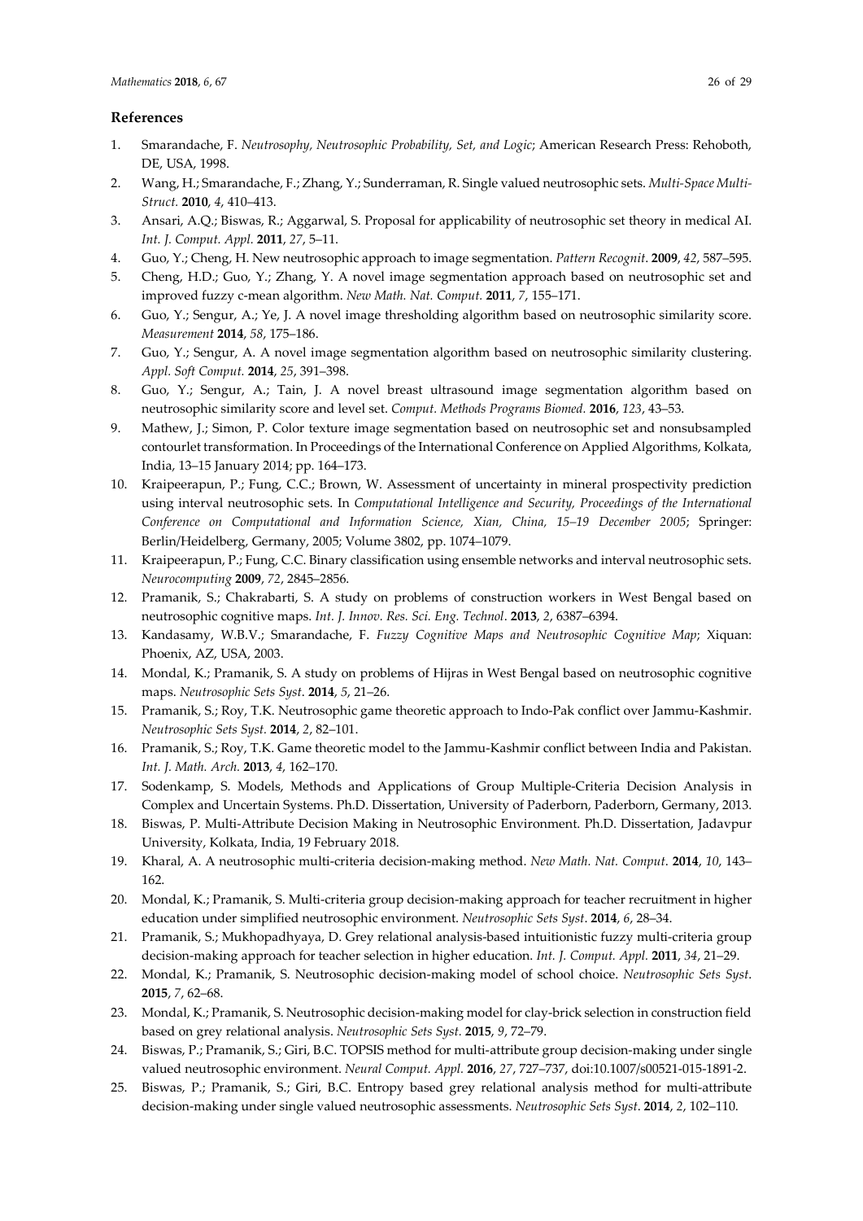## References

1. Smarandache, F. *Neutrosophy, Neutrosophic Probability, Set, and Logic*; American Research Press: Rehoboth, DE, USA, 1998.
2. Wang, H.; Smarandache, F.; Zhang, Y.; Sunderraman, R. Single valued neutrosophic sets. *Multi-Space Multi-Struct.* **2010**, *4*, 410–413.
3. Ansari, A.Q.; Biswas, R.; Aggarwal, S. Proposal for applicability of neutrosophic set theory in medical AI. *Int. J. Comput. Appl.* **2011**, *27*, 5–11.
4. Guo, Y.; Cheng, H. New neutrosophic approach to image segmentation. *Pattern Recognit*. **2009**, *42*, 587–595.
5. Cheng, H.D.; Guo, Y.; Zhang, Y. A novel image segmentation approach based on neutrosophic set and improved fuzzy c-mean algorithm. *New Math. Nat. Comput.* **2011**, *7*, 155–171.
6. Guo, Y.; Sengur, A.; Ye, J. A novel image thresholding algorithm based on neutrosophic similarity score. *Measurement* **2014**, *58*, 175–186.
7. Guo, Y.; Sengur, A. A novel image segmentation algorithm based on neutrosophic similarity clustering. *Appl. Soft Comput.* **2014**, *25*, 391–398.
8. Guo, Y.; Sengur, A.; Tain, J. A novel breast ultrasound image segmentation algorithm based on neutrosophic similarity score and level set. *Comput. Methods Programs Biomed.* **2016**, *123*, 43–53.
9. Mathew, J.; Simon, P. Color texture image segmentation based on neutrosophic set and nonsubsampled contourlet transformation. In Proceedings of the International Conference on Applied Algorithms, Kolkata, India, 13–15 January 2014; pp. 164–173.
10. Kraipeerapun, P.; Fung, C.C.; Brown, W. Assessment of uncertainty in mineral prospectivity prediction using interval neutrosophic sets. In *Computational Intelligence and Security, Proceedings of the International Conference on Computational and Information Science, Xian, China, 15–19 December 2005*; Springer: Berlin/Heidelberg, Germany, 2005; Volume 3802, pp. 1074–1079.
11. Kraipeerapun, P.; Fung, C.C. Binary classification using ensemble networks and interval neutrosophic sets. *Neurocomputing* **2009**, *72*, 2845–2856.
12. Pramanik, S.; Chakrabarti, S. A study on problems of construction workers in West Bengal based on neutrosophic cognitive maps. *Int. J. Innov. Res. Sci. Eng. Technol*. **2013**, *2*, 6387–6394.
13. Kandasamy, W.B.V.; Smarandache, F. *Fuzzy Cognitive Maps and Neutrosophic Cognitive Map*; Xiquan: Phoenix, AZ, USA, 2003.
14. Mondal, K.; Pramanik, S. A study on problems of Hijras in West Bengal based on neutrosophic cognitive maps. *Neutrosophic Sets Syst*. **2014**, *5*, 21–26.
15. Pramanik, S.; Roy, T.K. Neutrosophic game theoretic approach to Indo-Pak conflict over Jammu-Kashmir. *Neutrosophic Sets Syst.* **2014**, *2*, 82–101.
16. Pramanik, S.; Roy, T.K. Game theoretic model to the Jammu-Kashmir conflict between India and Pakistan. *Int. J. Math. Arch.* **2013**, *4*, 162–170.
17. Sodenkamp, S. Models, Methods and Applications of Group Multiple-Criteria Decision Analysis in Complex and Uncertain Systems. Ph.D. Dissertation, University of Paderborn, Paderborn, Germany, 2013.
18. Biswas, P. Multi-Attribute Decision Making in Neutrosophic Environment. Ph.D. Dissertation, Jadavpur University, Kolkata, India, 19 February 2018.
19. Kharal, A. A neutrosophic multi-criteria decision-making method. *New Math. Nat. Comput*. **2014**, *10*, 143–162.
20. Mondal, K.; Pramanik, S. Multi-criteria group decision-making approach for teacher recruitment in higher education under simplified neutrosophic environment. *Neutrosophic Sets Syst*. **2014**, *6*, 28–34.
21. Pramanik, S.; Mukhopadhyaya, D. Grey relational analysis-based intuitionistic fuzzy multi-criteria group decision-making approach for teacher selection in higher education. *Int. J. Comput. Appl.* **2011**, *34*, 21–29.
22. Mondal, K.; Pramanik, S. Neutrosophic decision-making model of school choice. *Neutrosophic Sets Syst*. **2015**, *7*, 62–68.
23. Mondal, K.; Pramanik, S. Neutrosophic decision-making model for clay-brick selection in construction field based on grey relational analysis. *Neutrosophic Sets Syst.* **2015**, *9*, 72–79.
24. Biswas, P.; Pramanik, S.; Giri, B.C. TOPSIS method for multi-attribute group decision-making under single valued neutrosophic environment. *Neural Comput. Appl.* **2016**, *27*, 727–737, doi:10.1007/s00521-015-1891-2.
25. Biswas, P.; Pramanik, S.; Giri, B.C. Entropy based grey relational analysis method for multi-attribute decision-making under single valued neutrosophic assessments. *Neutrosophic Sets Syst*. **2014**, *2*, 102–110.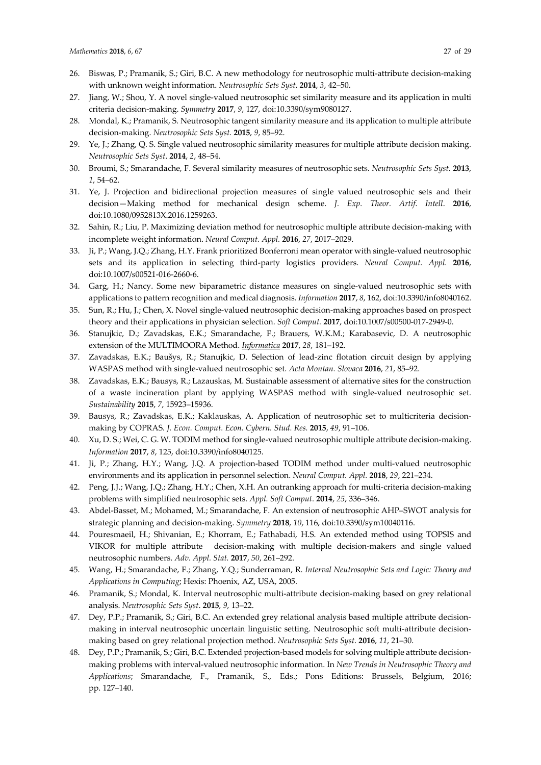26. Biswas, P.; Pramanik, S.; Giri, B.C. A new methodology for neutrosophic multi-attribute decision-making with unknown weight information. *Neutrosophic Sets Syst*. **2014**, *3*, 42–50.
27. Jiang, W.; Shou, Y. A novel single-valued neutrosophic set similarity measure and its application in multi criteria decision-making. *Symmetry* **2017**, *9*, 127, doi:10.3390/sym9080127.
28. Mondal, K.; Pramanik, S. Neutrosophic tangent similarity measure and its application to multiple attribute decision-making. *Neutrosophic Sets Syst.* **2015**, *9*, 85–92.
29. Ye, J.; Zhang, Q. S. Single valued neutrosophic similarity measures for multiple attribute decision making. *Neutrosophic Sets Syst*. **2014**, *2*, 48–54.
30. Broumi, S.; Smarandache, F. Several similarity measures of neutrosophic sets. *Neutrosophic Sets Syst.* **2013**, *1*, 54–62.
31. Ye, J. Projection and bidirectional projection measures of single valued neutrosophic sets and their decision—Making method for mechanical design scheme. *J. Exp. Theor. Artif. Intell*. **2016**, doi:10.1080/0952813X.2016.1259263.
32. Sahin, R.; Liu, P. Maximizing deviation method for neutrosophic multiple attribute decision-making with incomplete weight information. *Neural Comput. Appl.* **2016**, *27*, 2017–2029.
33. Ji, P.; Wang, J.Q.; Zhang, H.Y. Frank prioritized Bonferroni mean operator with single-valued neutrosophic sets and its application in selecting third-party logistics providers. *Neural Comput. Appl.* **2016**, doi:10.1007/s00521-016-2660-6.
34. Garg, H.; Nancy. Some new biparametric distance measures on single-valued neutrosophic sets with applications to pattern recognition and medical diagnosis. *Information* **2017**, *8*, 162, doi:10.3390/info8040162.
35. Sun, R.; Hu, J.; Chen, X. Novel single-valued neutrosophic decision-making approaches based on prospect theory and their applications in physician selection. *Soft Comput.* **2017**, doi:10.1007/s00500-017-2949-0.
36. Stanujkic, D.; Zavadskas, E.K.; Smarandache, F.; Brauers, W.K.M.; Karabasevic, D. A neutrosophic extension of the MULTIMOORA Method. *Informatica* **2017**, *28*, 181–192.
37. Zavadskas, E.K.; Baušys, R.; Stanujkic, D. Selection of lead-zinc flotation circuit design by applying WASPAS method with single-valued neutrosophic set. *Acta Montan. Slovaca* **2016**, *21*, 85–92.
38. Zavadskas, E.K.; Bausys, R.; Lazauskas, M. Sustainable assessment of alternative sites for the construction of a waste incineration plant by applying WASPAS method with single-valued neutrosophic set. *Sustainability* **2015**, *7*, 15923–15936.
39. Bausys, R.; Zavadskas, E.K.; Kaklauskas, A. Application of neutrosophic set to multicriteria decision-making by COPRAS. *J. Econ. Comput. Econ. Cybern. Stud. Res.* **2015**, *49*, 91–106.
40. Xu, D. S.; Wei, C. G. W. TODIM method for single-valued neutrosophic multiple attribute decision-making. *Information* **2017**, *8*, 125, doi:10.3390/info8040125.
41. Ji, P.; Zhang, H.Y.; Wang, J.Q. A projection-based TODIM method under multi-valued neutrosophic environments and its application in personnel selection. *Neural Comput. Appl.* **2018**, *29*, 221–234.
42. Peng, J.J.; Wang, J.Q.; Zhang, H.Y.; Chen, X.H. An outranking approach for multi-criteria decision-making problems with simplified neutrosophic sets. *Appl. Soft Comput*. **2014**, *25*, 336–346.
43. Abdel-Basset, M.; Mohamed, M.; Smarandache, F. An extension of neutrosophic AHP–SWOT analysis for strategic planning and decision-making. *Symmetry* **2018**, *10*, 116, doi:10.3390/sym10040116.
44. Pouresmaeil, H.; Shivanian, E.; Khorram, E.; Fathabadi, H.S. An extended method using TOPSIS and VIKOR for multiple attribute decision-making with multiple decision-makers and single valued neutrosophic numbers. *Adv. Appl. Stat.* **2017**, *50*, 261–292.
45. Wang, H.; Smarandache, F.; Zhang, Y.Q.; Sunderraman, R. *Interval Neutrosophic Sets and Logic: Theory and Applications in Computing*; Hexis: Phoenix, AZ, USA, 2005.
46. Pramanik, S.; Mondal, K. Interval neutrosophic multi-attribute decision-making based on grey relational analysis. *Neutrosophic Sets Syst*. **2015**, *9*, 13–22.
47. Dey, P.P.; Pramanik, S.; Giri, B.C. An extended grey relational analysis based multiple attribute decision-making in interval neutrosophic uncertain linguistic setting. Neutrosophic soft multi-attribute decision-making based on grey relational projection method. *Neutrosophic Sets Syst*. **2016**, *11*, 21–30.
48. Dey, P.P.; Pramanik, S.; Giri, B.C. Extended projection-based models for solving multiple attribute decision-making problems with interval-valued neutrosophic information. In *New Trends in Neutrosophic Theory and Applications*; Smarandache, F., Pramanik, S., Eds.; Pons Editions: Brussels, Belgium, 2016; pp. 127–140.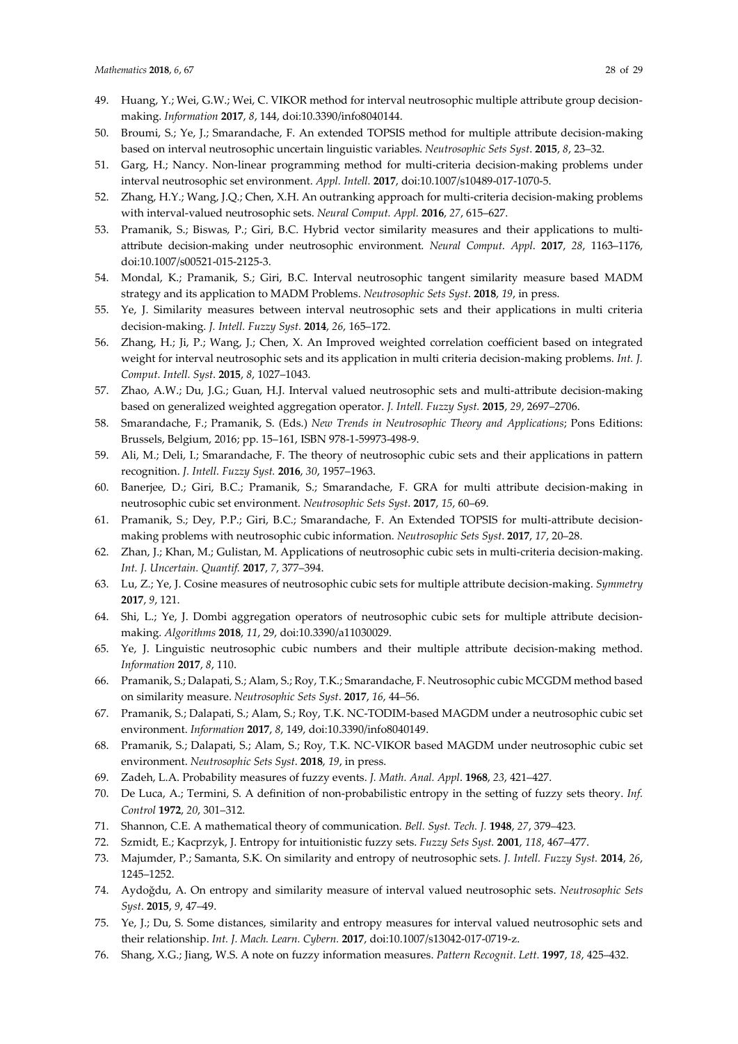49. Huang, Y.; Wei, G.W.; Wei, C. VIKOR method for interval neutrosophic multiple attribute group decision-making. *Information* **2017**, *8*, 144, doi:10.3390/info8040144.
50. Broumi, S.; Ye, J.; Smarandache, F. An extended TOPSIS method for multiple attribute decision-making based on interval neutrosophic uncertain linguistic variables. *Neutrosophic Sets Syst.* **2015**, *8*, 23–32.
51. Garg, H.; Nancy. Non-linear programming method for multi-criteria decision-making problems under interval neutrosophic set environment. *Appl. Intell.* **2017**, doi:10.1007/s10489-017-1070-5.
52. Zhang, H.Y.; Wang, J.Q.; Chen, X.H. An outranking approach for multi-criteria decision-making problems with interval-valued neutrosophic sets. *Neural Comput. Appl.* **2016**, *27*, 615–627.
53. Pramanik, S.; Biswas, P.; Giri, B.C. Hybrid vector similarity measures and their applications to multi-attribute decision-making under neutrosophic environment. *Neural Comput. Appl.* **2017**, *28*, 1163–1176, doi:10.1007/s00521-015-2125-3.
54. Mondal, K.; Pramanik, S.; Giri, B.C. Interval neutrosophic tangent similarity measure based MADM strategy and its application to MADM Problems. *Neutrosophic Sets Syst.* **2018**, *19*, in press.
55. Ye, J. Similarity measures between interval neutrosophic sets and their applications in multi criteria decision-making. *J. Intell. Fuzzy Syst.* **2014**, *26*, 165–172.
56. Zhang, H.; Ji, P.; Wang, J.; Chen, X. An Improved weighted correlation coefficient based on integrated weight for interval neutrosophic sets and its application in multi criteria decision-making problems. *Int. J. Comput. Intell. Syst.* **2015**, *8*, 1027–1043.
57. Zhao, A.W.; Du, J.G.; Guan, H.J. Interval valued neutrosophic sets and multi-attribute decision-making based on generalized weighted aggregation operator. *J. Intell. Fuzzy Syst.* **2015**, *29*, 2697–2706.
58. Smarandache, F.; Pramanik, S. (Eds.) *New Trends in Neutrosophic Theory and Applications*; Pons Editions: Brussels, Belgium, 2016; pp. 15–161, ISBN 978-1-59973-498-9.
59. Ali, M.; Deli, I.; Smarandache, F. The theory of neutrosophic cubic sets and their applications in pattern recognition. *J. Intell. Fuzzy Syst.* **2016**, *30*, 1957–1963.
60. Banerjee, D.; Giri, B.C.; Pramanik, S.; Smarandache, F. GRA for multi attribute decision-making in neutrosophic cubic set environment. *Neutrosophic Sets Syst.* **2017**, *15*, 60–69.
61. Pramanik, S.; Dey, P.P.; Giri, B.C.; Smarandache, F. An Extended TOPSIS for multi-attribute decision-making problems with neutrosophic cubic information. *Neutrosophic Sets Syst.* **2017**, *17*, 20–28.
62. Zhan, J.; Khan, M.; Gulistan, M. Applications of neutrosophic cubic sets in multi-criteria decision-making. *Int. J. Uncertain. Quantif.* **2017**, *7*, 377–394.
63. Lu, Z.; Ye, J. Cosine measures of neutrosophic cubic sets for multiple attribute decision-making. *Symmetry* **2017**, *9*, 121.
64. Shi, L.; Ye, J. Dombi aggregation operators of neutrosophic cubic sets for multiple attribute decision-making. *Algorithms* **2018**, *11*, 29, doi:10.3390/a11030029.
65. Ye, J. Linguistic neutrosophic cubic numbers and their multiple attribute decision-making method. *Information* **2017**, *8*, 110.
66. Pramanik, S.; Dalapati, S.; Alam, S.; Roy, T.K.; Smarandache, F. Neutrosophic cubic MCGDM method based on similarity measure. *Neutrosophic Sets Syst.* **2017**, *16*, 44–56.
67. Pramanik, S.; Dalapati, S.; Alam, S.; Roy, T.K. NC-TODIM-based MAGDM under a neutrosophic cubic set environment. *Information* **2017**, *8*, 149, doi:10.3390/info8040149.
68. Pramanik, S.; Dalapati, S.; Alam, S.; Roy, T.K. NC-VIKOR based MAGDM under neutrosophic cubic set environment. *Neutrosophic Sets Syst.* **2018**, *19*, in press.
69. Zadeh, L.A. Probability measures of fuzzy events. *J. Math. Anal. Appl.* **1968**, *23*, 421–427.
70. De Luca, A.; Termini, S. A definition of non-probabilistic entropy in the setting of fuzzy sets theory. *Inf. Control* **1972**, *20*, 301–312.
71. Shannon, C.E. A mathematical theory of communication. *Bell. Syst. Tech. J.* **1948**, *27*, 379–423.
72. Szmidt, E.; Kacprzyk, J. Entropy for intuitionistic fuzzy sets. *Fuzzy Sets Syst.* **2001**, *118*, 467–477.
73. Majumder, P.; Samanta, S.K. On similarity and entropy of neutrosophic sets. *J. Intell. Fuzzy Syst.* **2014**, *26*, 1245–1252.
74. Aydoğdu, A. On entropy and similarity measure of interval valued neutrosophic sets. *Neutrosophic Sets Syst.* **2015**, *9*, 47–49.
75. Ye, J.; Du, S. Some distances, similarity and entropy measures for interval valued neutrosophic sets and their relationship. *Int. J. Mach. Learn. Cybern.* **2017**, doi:10.1007/s13042-017-0719-z.
76. Shang, X.G.; Jiang, W.S. A note on fuzzy information measures. *Pattern Recognit. Lett.* **1997**, *18*, 425–432.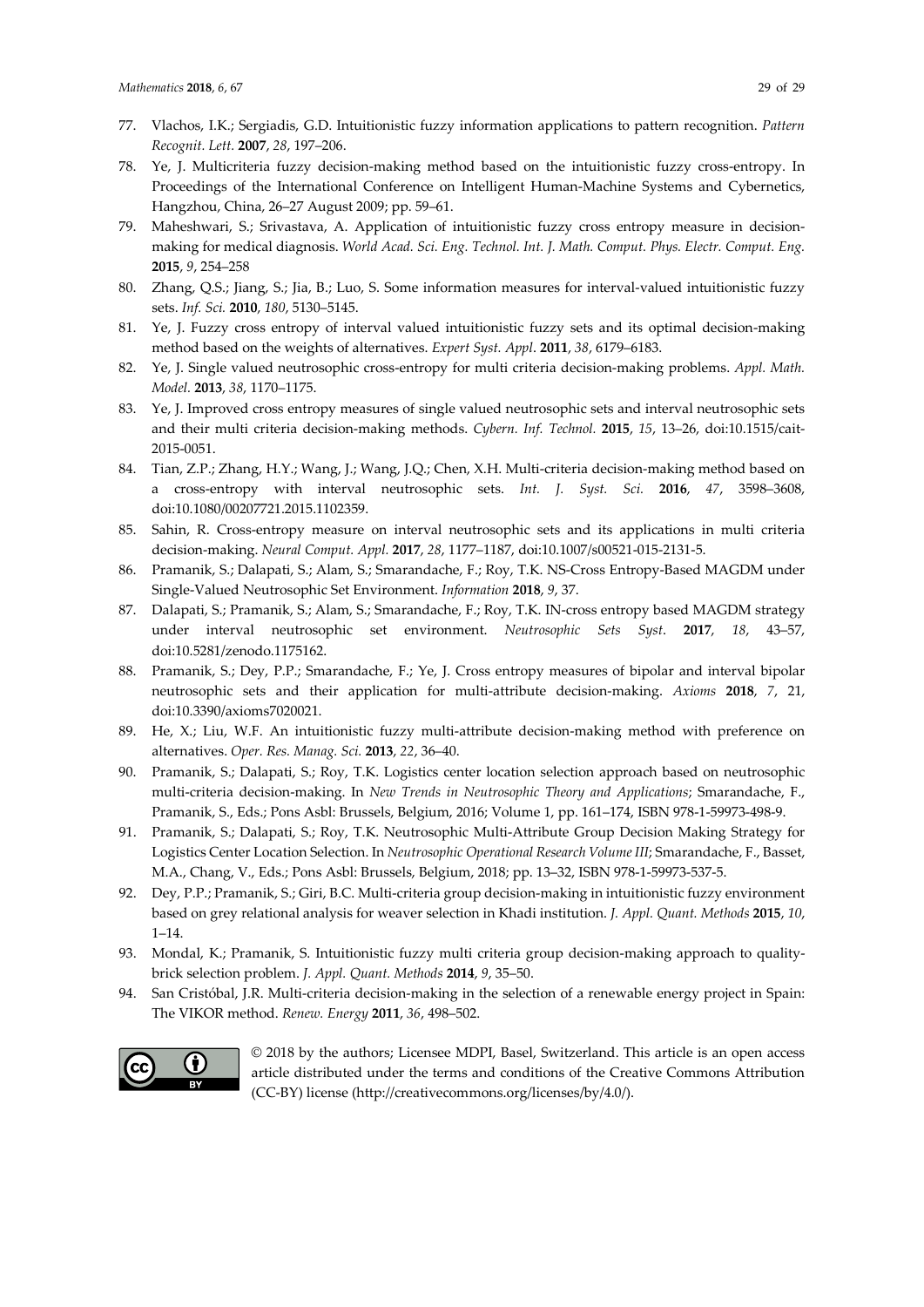77. Vlachos, I.K.; Sergiadis, G.D. Intuitionistic fuzzy information applications to pattern recognition. *Pattern Recognit. Lett.* **2007**, *28*, 197–206.
78. Ye, J. Multicriteria fuzzy decision-making method based on the intuitionistic fuzzy cross-entropy. In Proceedings of the International Conference on Intelligent Human-Machine Systems and Cybernetics, Hangzhou, China, 26–27 August 2009; pp. 59–61.
79. Maheshwari, S.; Srivastava, A. Application of intuitionistic fuzzy cross entropy measure in decision-making for medical diagnosis. *World Acad. Sci. Eng. Technol. Int. J. Math. Comput. Phys. Electr. Comput. Eng.* **2015**, *9*, 254–258
80. Zhang, Q.S.; Jiang, S.; Jia, B.; Luo, S. Some information measures for interval-valued intuitionistic fuzzy sets. *Inf. Sci.* **2010**, *180*, 5130–5145.
81. Ye, J. Fuzzy cross entropy of interval valued intuitionistic fuzzy sets and its optimal decision-making method based on the weights of alternatives. *Expert Syst. Appl*. **2011**, *38*, 6179–6183.
82. Ye, J. Single valued neutrosophic cross-entropy for multi criteria decision-making problems. *Appl. Math. Model.* **2013**, *38*, 1170–1175.
83. Ye, J. Improved cross entropy measures of single valued neutrosophic sets and interval neutrosophic sets and their multi criteria decision-making methods. *Cybern. Inf. Technol.* **2015**, *15*, 13–26, doi:10.1515/cait-2015-0051.
84. Tian, Z.P.; Zhang, H.Y.; Wang, J.; Wang, J.Q.; Chen, X.H. Multi-criteria decision-making method based on a cross-entropy with interval neutrosophic sets. *Int. J. Syst. Sci.* **2016**, *47*, 3598–3608, doi:10.1080/00207721.2015.1102359.
85. Sahin, R. Cross-entropy measure on interval neutrosophic sets and its applications in multi criteria decision-making. *Neural Comput. Appl.* **2017**, *28*, 1177–1187, doi:10.1007/s00521-015-2131-5.
86. Pramanik, S.; Dalapati, S.; Alam, S.; Smarandache, F.; Roy, T.K. NS-Cross Entropy-Based MAGDM under Single-Valued Neutrosophic Set Environment. *Information* **2018**, *9*, 37.
87. Dalapati, S.; Pramanik, S.; Alam, S.; Smarandache, F.; Roy, T.K. IN-cross entropy based MAGDM strategy under interval neutrosophic set environment. *Neutrosophic Sets Syst*. **2017**, *18*, 43–57, doi:10.5281/zenodo.1175162.
88. Pramanik, S.; Dey, P.P.; Smarandache, F.; Ye, J. Cross entropy measures of bipolar and interval bipolar neutrosophic sets and their application for multi-attribute decision-making. *Axioms* **2018**, *7*, 21, doi:10.3390/axioms7020021.
89. He, X.; Liu, W.F. An intuitionistic fuzzy multi-attribute decision-making method with preference on alternatives. *Oper. Res. Manag. Sci.* **2013**, *22*, 36–40.
90. Pramanik, S.; Dalapati, S.; Roy, T.K. Logistics center location selection approach based on neutrosophic multi-criteria decision-making. In *New Trends in Neutrosophic Theory and Applications*; Smarandache, F., Pramanik, S., Eds.; Pons Asbl: Brussels, Belgium, 2016; Volume 1, pp. 161–174, ISBN 978-1-59973-498-9.
91. Pramanik, S.; Dalapati, S.; Roy, T.K. Neutrosophic Multi-Attribute Group Decision Making Strategy for Logistics Center Location Selection. In *Neutrosophic Operational Research Volume III*; Smarandache, F., Basset, M.A., Chang, V., Eds.; Pons Asbl: Brussels, Belgium, 2018; pp. 13–32, ISBN 978-1-59973-537-5.
92. Dey, P.P.; Pramanik, S.; Giri, B.C. Multi-criteria group decision-making in intuitionistic fuzzy environment based on grey relational analysis for weaver selection in Khadi institution. *J. Appl. Quant. Methods* **2015**, *10*, 1–14.
93. Mondal, K.; Pramanik, S. Intuitionistic fuzzy multi criteria group decision-making approach to quality-brick selection problem. *J. Appl. Quant. Methods* **2014**, *9*, 35–50.
94. San Cristóbal, J.R. Multi-criteria decision-making in the selection of a renewable energy project in Spain: The VIKOR method. *Renew. Energy* **2011**, *36*, 498–502.

© 2018 by the authors; Licensee MDPI, Basel, Switzerland. This article is an open access article distributed under the terms and conditions of the Creative Commons Attribution (CC-BY) license (http://creativecommons.org/licenses/by/4.0/).